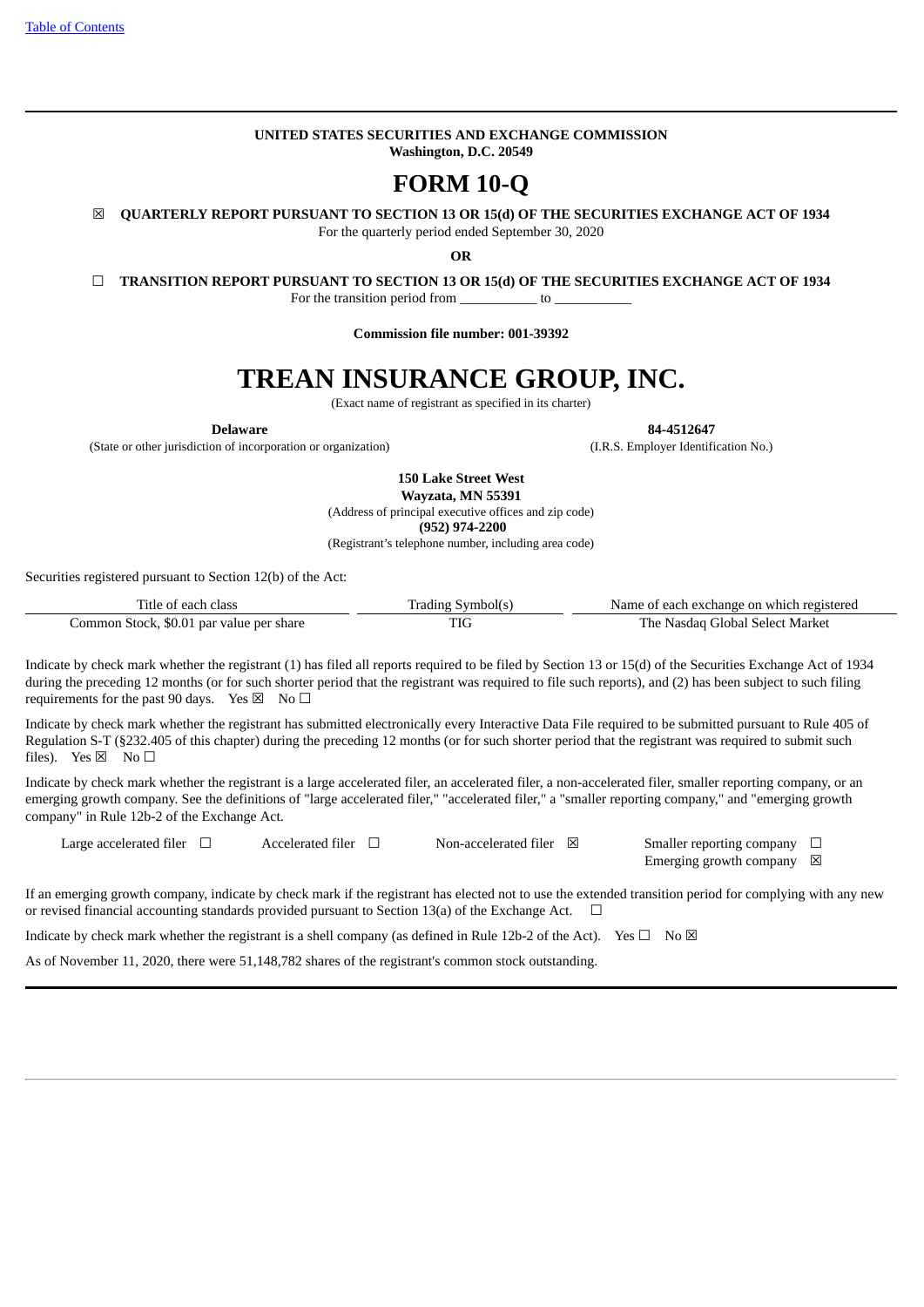**UNITED STATES SECURITIES AND EXCHANGE COMMISSION**
**Washington, D.C. 20549**

# FORM 10-Q

☒ **QUARTERLY REPORT PURSUANT TO SECTION 13 OR 15(d) OF THE SECURITIES EXCHANGE ACT OF 1934**
For the quarterly period ended September 30, 2020

**OR**

☐ **TRANSITION REPORT PURSUANT TO SECTION 13 OR 15(d) OF THE SECURITIES EXCHANGE ACT OF 1934**
For the transition period from ___________ to ___________

**Commission file number: 001-39392**

# TREAN INSURANCE GROUP, INC.

(Exact name of registrant as specified in its charter)

| **Delaware** | **84-4512647** |
|---|---|
| (State or other jurisdiction of incorporation or organization) | (I.R.S. Employer Identification No.) |

**150 Lake Street West**
**Wayzata, MN 55391**
(Address of principal executive offices and zip code)
**(952) 974-2200**
(Registrant's telephone number, including area code)

Securities registered pursuant to Section 12(b) of the Act:

| Title of each class | Trading Symbol(s) | Name of each exchange on which registered |
|---|---|---|
| Common Stock, $0.01 par value per share | TIG | The Nasdaq Global Select Market |

Indicate by check mark whether the registrant (1) has filed all reports required to be filed by Section 13 or 15(d) of the Securities Exchange Act of 1934 during the preceding 12 months (or for such shorter period that the registrant was required to file such reports), and (2) has been subject to such filing requirements for the past 90 days. Yes ☒ No ☐

Indicate by check mark whether the registrant has submitted electronically every Interactive Data File required to be submitted pursuant to Rule 405 of Regulation S-T (§232.405 of this chapter) during the preceding 12 months (or for such shorter period that the registrant was required to submit such files). Yes ☒ No ☐

Indicate by check mark whether the registrant is a large accelerated filer, an accelerated filer, a non-accelerated filer, smaller reporting company, or an emerging growth company. See the definitions of "large accelerated filer," "accelerated filer," a "smaller reporting company," and "emerging growth company" in Rule 12b-2 of the Exchange Act.

| Large accelerated filer ☐ | Accelerated filer ☐ | Non-accelerated filer ☒ | Smaller reporting company ☐ |
|---|---|---|---|
| | | | Emerging growth company ☒ |

If an emerging growth company, indicate by check mark if the registrant has elected not to use the extended transition period for complying with any new or revised financial accounting standards provided pursuant to Section 13(a) of the Exchange Act. ☐

Indicate by check mark whether the registrant is a shell company (as defined in Rule 12b-2 of the Act). Yes ☐ No ☒

As of November 11, 2020, there were 51,148,782 shares of the registrant's common stock outstanding.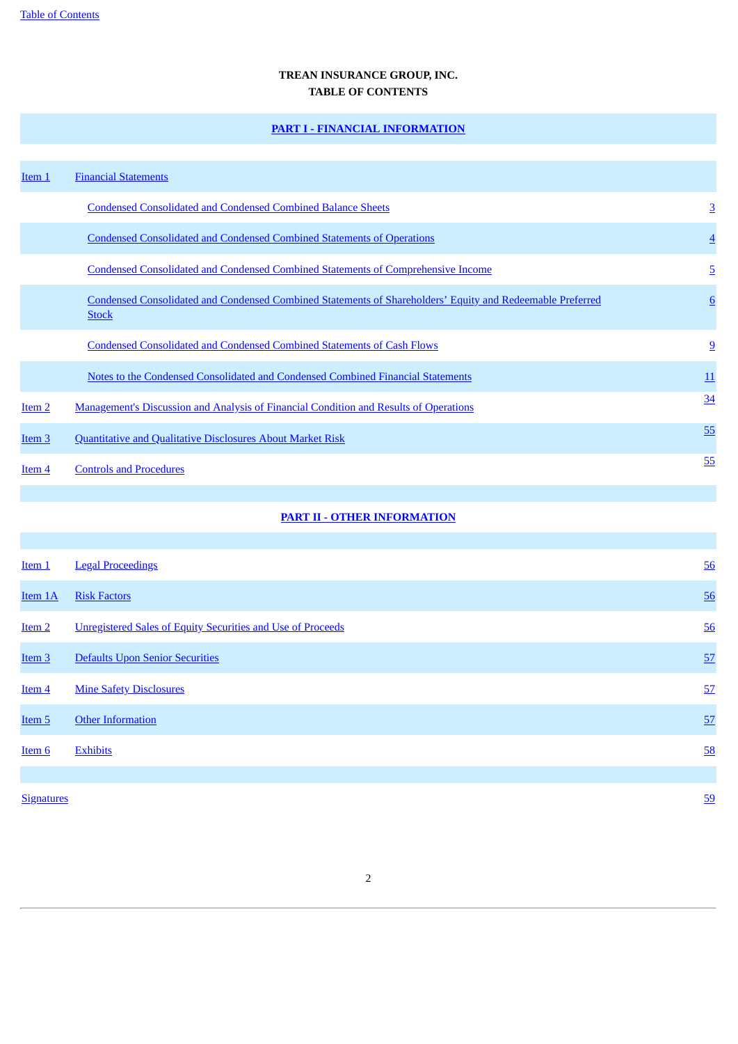**TREAN INSURANCE GROUP, INC.**
**TABLE OF CONTENTS**

| | | |
|---|---|---|
| **PART I - FINANCIAL INFORMATION** | | |
| Item 1 | Financial Statements | |
| | Condensed Consolidated and Condensed Combined Balance Sheets | 3 |
| | Condensed Consolidated and Condensed Combined Statements of Operations | 4 |
| | Condensed Consolidated and Condensed Combined Statements of Comprehensive Income | 5 |
| | Condensed Consolidated and Condensed Combined Statements of Shareholders' Equity and Redeemable Preferred Stock | 6 |
| | Condensed Consolidated and Condensed Combined Statements of Cash Flows | 9 |
| | Notes to the Condensed Consolidated and Condensed Combined Financial Statements | 11 |
| Item 2 | Management's Discussion and Analysis of Financial Condition and Results of Operations | 34 |
| Item 3 | Quantitative and Qualitative Disclosures About Market Risk | 55 |
| Item 4 | Controls and Procedures | 55 |
| **PART II - OTHER INFORMATION** | | |
| Item 1 | Legal Proceedings | 56 |
| Item 1A | Risk Factors | 56 |
| Item 2 | Unregistered Sales of Equity Securities and Use of Proceeds | 56 |
| Item 3 | Defaults Upon Senior Securities | 57 |
| Item 4 | Mine Safety Disclosures | 57 |
| Item 5 | Other Information | 57 |
| Item 6 | Exhibits | 58 |
| Signatures | | 59 |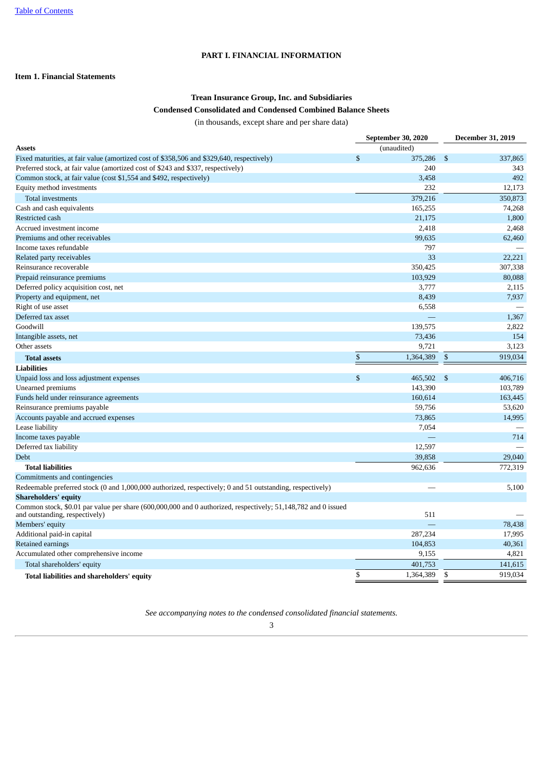# PART I. FINANCIAL INFORMATION

## Item 1. Financial Statements

### Trean Insurance Group, Inc. and Subsidiaries

### Condensed Consolidated and Condensed Combined Balance Sheets

(in thousands, except share and per share data)

| | September 30, 2020 | December 31, 2019 |
|---|---|---|
| **Assets** | (unaudited) | |
| Fixed maturities, at fair value (amortized cost of $358,506 and $329,640, respectively) | $ 375,286 | $ 337,865 |
| Preferred stock, at fair value (amortized cost of $243 and $337, respectively) | 240 | 343 |
| Common stock, at fair value (cost $1,554 and $492, respectively) | 3,458 | 492 |
| Equity method investments | 232 | 12,173 |
| Total investments | 379,216 | 350,873 |
| Cash and cash equivalents | 165,255 | 74,268 |
| Restricted cash | 21,175 | 1,800 |
| Accrued investment income | 2,418 | 2,468 |
| Premiums and other receivables | 99,635 | 62,460 |
| Income taxes refundable | 797 | — |
| Related party receivables | 33 | 22,221 |
| Reinsurance recoverable | 350,425 | 307,338 |
| Prepaid reinsurance premiums | 103,929 | 80,088 |
| Deferred policy acquisition cost, net | 3,777 | 2,115 |
| Property and equipment, net | 8,439 | 7,937 |
| Right of use asset | 6,558 | — |
| Deferred tax asset | — | 1,367 |
| Goodwill | 139,575 | 2,822 |
| Intangible assets, net | 73,436 | 154 |
| Other assets | 9,721 | 3,123 |
| **Total assets** | $ 1,364,389 | $ 919,034 |
| **Liabilities** | | |
| Unpaid loss and loss adjustment expenses | $ 465,502 | $ 406,716 |
| Unearned premiums | 143,390 | 103,789 |
| Funds held under reinsurance agreements | 160,614 | 163,445 |
| Reinsurance premiums payable | 59,756 | 53,620 |
| Accounts payable and accrued expenses | 73,865 | 14,995 |
| Lease liability | 7,054 | — |
| Income taxes payable | — | 714 |
| Deferred tax liability | 12,597 | — |
| Debt | 39,858 | 29,040 |
| **Total liabilities** | 962,636 | 772,319 |
| Commitments and contingencies | | |
| Redeemable preferred stock (0 and 1,000,000 authorized, respectively; 0 and 51 outstanding, respectively) | — | 5,100 |
| **Shareholders' equity** | | |
| Common stock, $0.01 par value per share (600,000,000 and 0 authorized, respectively; 51,148,782 and 0 issued and outstanding, respectively) | 511 | — |
| Members' equity | — | 78,438 |
| Additional paid-in capital | 287,234 | 17,995 |
| Retained earnings | 104,853 | 40,361 |
| Accumulated other comprehensive income | 9,155 | 4,821 |
| Total shareholders' equity | 401,753 | 141,615 |
| **Total liabilities and shareholders' equity** | $ 1,364,389 | $ 919,034 |

*See accompanying notes to the condensed consolidated financial statements.*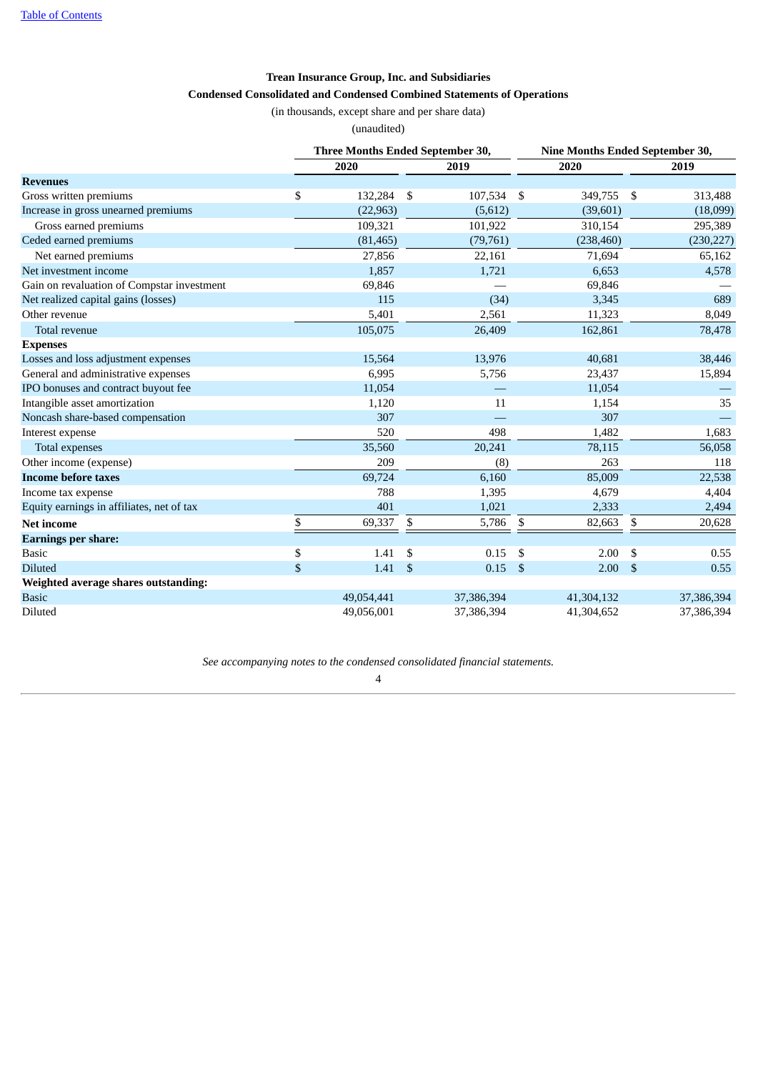[Table of Contents](#)

**Trean Insurance Group, Inc. and Subsidiaries**

**Condensed Consolidated and Condensed Combined Statements of Operations**

(in thousands, except share and per share data)

(unaudited)

| | Three Months Ended September 30, | | Nine Months Ended September 30, | |
|---|---|---|---|---|
| | 2020 | 2019 | 2020 | 2019 |
| **Revenues** | | | | |
| Gross written premiums | $ 132,284 | $ 107,534 | $ 349,755 | $ 313,488 |
| Increase in gross unearned premiums | (22,963) | (5,612) | (39,601) | (18,099) |
| Gross earned premiums | 109,321 | 101,922 | 310,154 | 295,389 |
| Ceded earned premiums | (81,465) | (79,761) | (238,460) | (230,227) |
| Net earned premiums | 27,856 | 22,161 | 71,694 | 65,162 |
| Net investment income | 1,857 | 1,721 | 6,653 | 4,578 |
| Gain on revaluation of Compstar investment | 69,846 | — | 69,846 | — |
| Net realized capital gains (losses) | 115 | (34) | 3,345 | 689 |
| Other revenue | 5,401 | 2,561 | 11,323 | 8,049 |
| Total revenue | 105,075 | 26,409 | 162,861 | 78,478 |
| **Expenses** | | | | |
| Losses and loss adjustment expenses | 15,564 | 13,976 | 40,681 | 38,446 |
| General and administrative expenses | 6,995 | 5,756 | 23,437 | 15,894 |
| IPO bonuses and contract buyout fee | 11,054 | — | 11,054 | — |
| Intangible asset amortization | 1,120 | 11 | 1,154 | 35 |
| Noncash share-based compensation | 307 | — | 307 | — |
| Interest expense | 520 | 498 | 1,482 | 1,683 |
| Total expenses | 35,560 | 20,241 | 78,115 | 56,058 |
| Other income (expense) | 209 | (8) | 263 | 118 |
| **Income before taxes** | 69,724 | 6,160 | 85,009 | 22,538 |
| Income tax expense | 788 | 1,395 | 4,679 | 4,404 |
| Equity earnings in affiliates, net of tax | 401 | 1,021 | 2,333 | 2,494 |
| **Net income** | $ 69,337 | $ 5,786 | $ 82,663 | $ 20,628 |
| **Earnings per share:** | | | | |
| Basic | $ 1.41 | $ 0.15 | $ 2.00 | $ 0.55 |
| Diluted | $ 1.41 | $ 0.15 | $ 2.00 | $ 0.55 |
| **Weighted average shares outstanding:** | | | | |
| Basic | 49,054,441 | 37,386,394 | 41,304,132 | 37,386,394 |
| Diluted | 49,056,001 | 37,386,394 | 41,304,652 | 37,386,394 |

*See accompanying notes to the condensed consolidated financial statements.*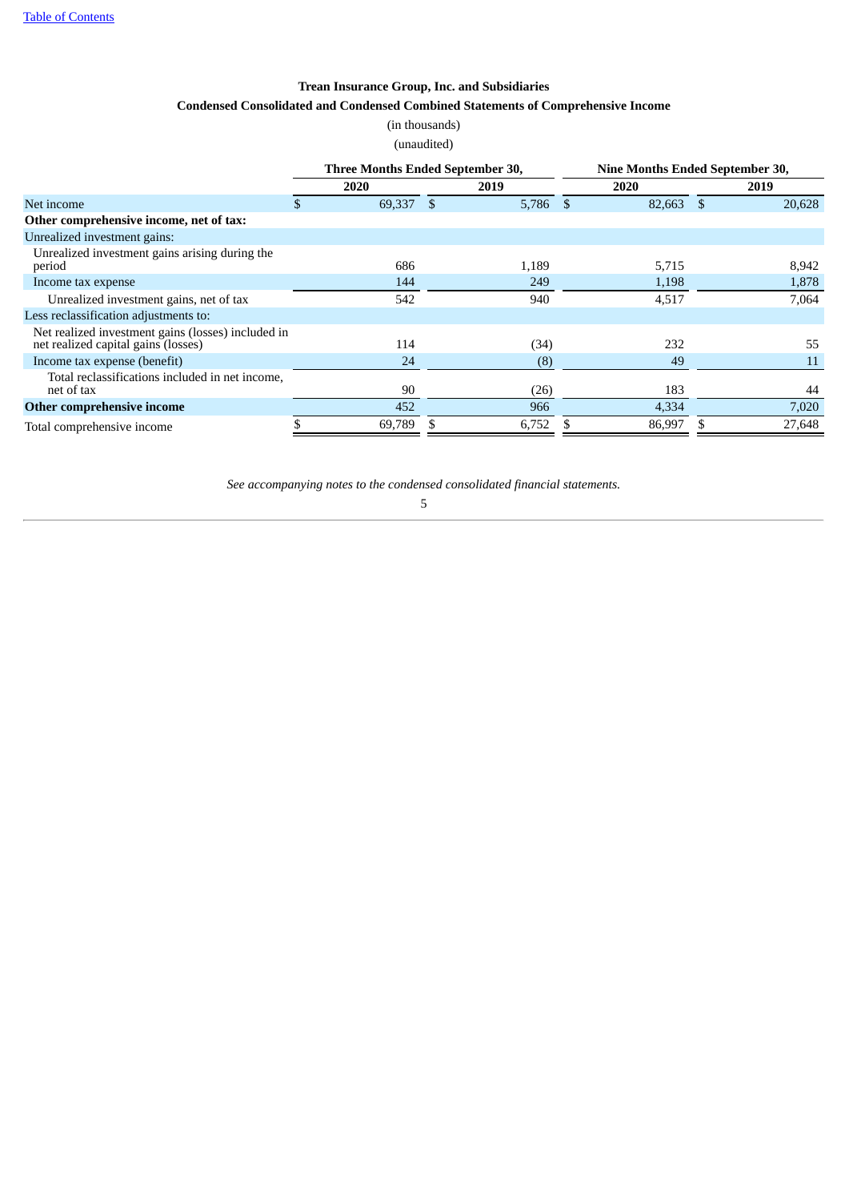**Trean Insurance Group, Inc. and Subsidiaries**

**Condensed Consolidated and Condensed Combined Statements of Comprehensive Income**

(in thousands)

(unaudited)

| | Three Months Ended September 30, | | Nine Months Ended September 30, | |
|---|---|---|---|---|
| | **2020** | **2019** | **2020** | **2019** |
| Net income | $ 69,337 | $ 5,786 | $ 82,663 | $ 20,628 |
| **Other comprehensive income, net of tax:** | | | | |
| Unrealized investment gains: | | | | |
| Unrealized investment gains arising during the period | 686 | 1,189 | 5,715 | 8,942 |
| Income tax expense | 144 | 249 | 1,198 | 1,878 |
| Unrealized investment gains, net of tax | 542 | 940 | 4,517 | 7,064 |
| Less reclassification adjustments to: | | | | |
| Net realized investment gains (losses) included in net realized capital gains (losses) | 114 | (34) | 232 | 55 |
| Income tax expense (benefit) | 24 | (8) | 49 | 11 |
| Total reclassifications included in net income, net of tax | 90 | (26) | 183 | 44 |
| **Other comprehensive income** | 452 | 966 | 4,334 | 7,020 |
| Total comprehensive income | $ 69,789 | $ 6,752 | $ 86,997 | $ 27,648 |

*See accompanying notes to the condensed consolidated financial statements.*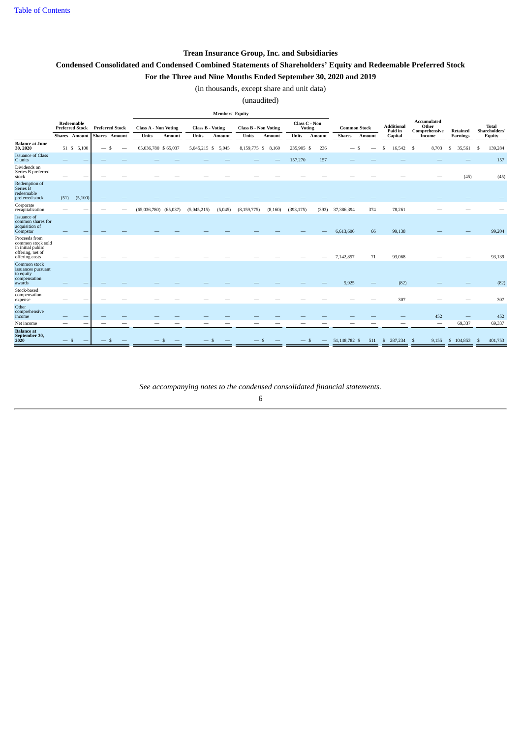[Table of Contents](#)

## Trean Insurance Group, Inc. and Subsidiaries

## Condensed Consolidated and Condensed Combined Statements of Shareholders' Equity and Redeemable Preferred Stock

## For the Three and Nine Months Ended September 30, 2020 and 2019

(in thousands, except share and unit data)

(unaudited)

| | Redeemable Preferred Stock | | Preferred Stock | | Members' Equity | | | | | | | | Common Stock | | Additional Paid in Capital | Accumulated Other Comprehensive Income | Retained Earnings | Total Shareholders' Equity |
|---|---|---|---|---|---|---|---|---|---|---|---|---|---|---|---|---|---|---|
| | | | | | Class A - Non Voting | | Class B - Voting | | Class B - Non Voting | | Class C - Non Voting | | | | | | | |
| | Shares | Amount | Shares | Amount | Units | Amount | Units | Amount | Units | Amount | Units | Amount | Shares | Amount | | | | |
| **Balance at June 30, 2020** | 51 | $ 5,100 | — | $ — | 65,036,780 | $ 65,037 | 5,045,215 | $ 5,045 | 8,159,775 | $ 8,160 | 235,905 | $ 236 | — | $ — | $ 16,542 | $ 8,703 | $ 35,561 | $ 139,284 |
| Issuance of Class C units | — | — | — | — | — | — | — | — | — | — | 157,270 | 157 | — | — | — | — | — | 157 |
| Dividends on Series B preferred stock | — | — | — | — | — | — | — | — | — | — | — | — | — | — | — | — | (45) | (45) |
| Redemption of Series B redeemable preferred stock | (51) | (5,100) | — | — | — | — | — | — | — | — | — | — | — | — | — | — | — | — |
| Corporate recapitalization | — | — | — | — | (65,036,780) | (65,037) | (5,045,215) | (5,045) | (8,159,775) | (8,160) | (393,175) | (393) | 37,386,394 | 374 | 78,261 | — | — | — |
| Issuance of common shares for acquisition of Compstar | — | — | — | — | — | — | — | — | — | — | — | — | 6,613,606 | 66 | 99,138 | — | — | 99,204 |
| Proceeds from common stock sold in initial public offering, net of offering costs | — | — | — | — | — | — | — | — | — | — | — | — | 7,142,857 | 71 | 93,068 | — | — | 93,139 |
| Common stock issuances pursuant to equity compensation awards | — | — | — | — | — | — | — | — | — | — | — | — | 5,925 | — | (82) | — | — | (82) |
| Stock-based compensation expense | — | — | — | — | — | — | — | — | — | — | — | — | — | — | 307 | — | — | 307 |
| Other comprehensive income | — | — | — | — | — | — | — | — | — | — | — | — | — | — | — | 452 | — | 452 |
| Net income | — | — | — | — | — | — | — | — | — | — | — | — | — | — | — | — | 69,337 | 69,337 |
| **Balance at September 30, 2020** | — | $ — | — | $ — | — | $ — | — | $ — | — | $ — | — | $ — | 51,148,782 | $ 511 | $ 287,234 | $ 9,155 | $ 104,853 | $ 401,753 |

*See accompanying notes to the condensed consolidated financial statements.*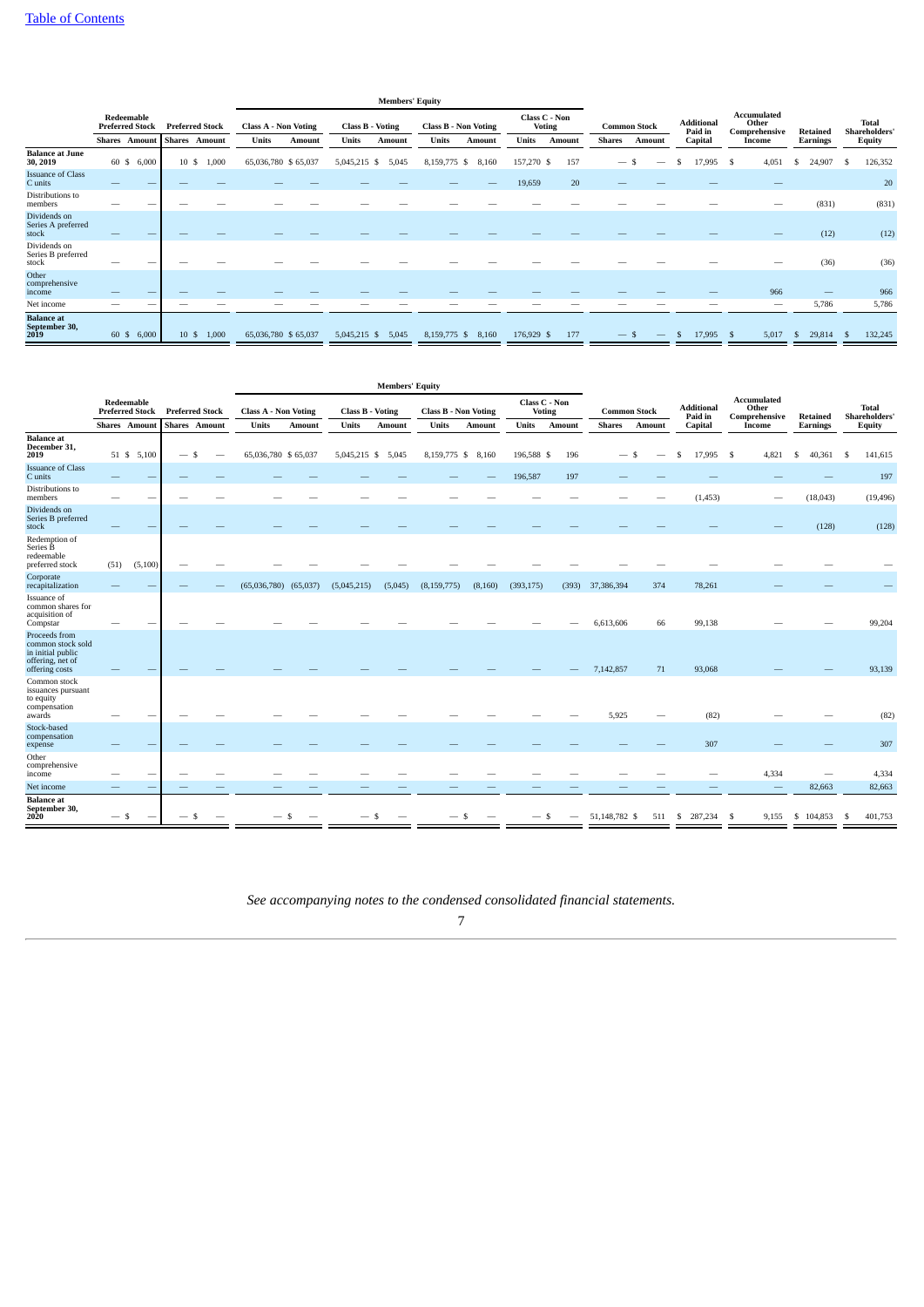| | Redeemable Preferred Stock | | Preferred Stock | | Members' Equity | | | | | | | | Common Stock | | Additional Paid in Capital | Accumulated Other Comprehensive Income | Retained Earnings | Total Shareholders' Equity |
|---|---|---|---|---|---|---|---|---|---|---|---|---|---|---|---|---|---|---|
| | | | | | Class A - Non Voting | | Class B - Voting | | Class B - Non Voting | | Class C - Non Voting | | | | | | | |
| | Shares | Amount | Shares | Amount | Units | Amount | Units | Amount | Units | Amount | Units | Amount | Shares | Amount | | | | |
| **Balance at June 30, 2019** | 60 | $ 6,000 | 10 | $ 1,000 | 65,036,780 | $ 65,037 | 5,045,215 | $ 5,045 | 8,159,775 | $ 8,160 | 157,270 | $ 157 | — | $ — | $ 17,995 | $ 4,051 | $ 24,907 | $ 126,352 |
| Issuance of Class C units | — | — | — | — | — | — | — | — | — | — | 19,659 | 20 | — | — | — | — | | 20 |
| Distributions to members | — | — | — | — | — | — | — | — | — | — | — | — | — | — | — | — | (831) | (831) |
| Dividends on Series A preferred stock | — | — | — | — | — | — | — | — | — | — | — | — | — | — | — | — | (12) | (12) |
| Dividends on Series B preferred stock | — | — | — | — | — | — | — | — | — | — | — | — | — | — | — | — | (36) | (36) |
| Other comprehensive income | — | — | — | — | — | — | — | — | — | — | — | — | — | — | — | 966 | — | 966 |
| Net income | — | — | — | — | — | — | — | — | — | — | — | — | — | — | — | — | 5,786 | 5,786 |
| **Balance at September 30, 2019** | 60 | $ 6,000 | 10 | $ 1,000 | 65,036,780 | $ 65,037 | 5,045,215 | $ 5,045 | 8,159,775 | $ 8,160 | 176,929 | $ 177 | — | $ — | $ 17,995 | $ 5,017 | $ 29,814 | $ 132,245 |

| | Redeemable Preferred Stock | | Preferred Stock | | Members' Equity | | | | | | | | Common Stock | | Additional Paid in Capital | Accumulated Other Comprehensive Income | Retained Earnings | Total Shareholders' Equity |
|---|---|---|---|---|---|---|---|---|---|---|---|---|---|---|---|---|---|---|
| | | | | | Class A - Non Voting | | Class B - Voting | | Class B - Non Voting | | Class C - Non Voting | | | | | | | |
| | Shares | Amount | Shares | Amount | Units | Amount | Units | Amount | Units | Amount | Units | Amount | Shares | Amount | | | | |
| **Balance at December 31, 2019** | 51 | $ 5,100 | — | $ — | 65,036,780 | $ 65,037 | 5,045,215 | $ 5,045 | 8,159,775 | $ 8,160 | 196,588 | $ 196 | — | $ — | $ 17,995 | $ 4,821 | $ 40,361 | $ 141,615 |
| Issuance of Class C units | — | — | — | — | — | — | — | — | — | — | 196,587 | 197 | — | — | — | — | — | 197 |
| Distributions to members | — | — | — | — | — | — | — | — | — | — | — | — | — | — | (1,453) | — | (18,043) | (19,496) |
| Dividends on Series B preferred stock | — | — | — | — | — | — | — | — | — | — | — | — | — | — | — | — | (128) | (128) |
| Redemption of Series B redeemable preferred stock | (51) | (5,100) | — | — | — | — | — | — | — | — | — | — | — | — | — | — | — | — |
| Corporate recapitalization | — | — | — | — | (65,036,780) | (65,037) | (5,045,215) | (5,045) | (8,159,775) | (8,160) | (393,175) | (393) | 37,386,394 | 374 | 78,261 | — | — | — |
| Issuance of common shares for acquisition of Compstar | — | — | — | — | — | — | — | — | — | — | — | — | 6,613,606 | 66 | 99,138 | — | — | 99,204 |
| Proceeds from common stock sold in initial public offering, net of offering costs | — | — | — | — | — | — | — | — | — | — | — | — | 7,142,857 | 71 | 93,068 | — | — | 93,139 |
| Common stock issuances pursuant to equity compensation awards | — | — | — | — | — | — | — | — | — | — | — | — | 5,925 | — | (82) | — | — | (82) |
| Stock-based compensation expense | — | — | — | — | — | — | — | — | — | — | — | — | — | — | 307 | — | — | 307 |
| Other comprehensive income | — | — | — | — | — | — | — | — | — | — | — | — | — | — | — | 4,334 | — | 4,334 |
| Net income | — | — | — | — | — | — | — | — | — | — | — | — | — | — | — | — | 82,663 | 82,663 |
| **Balance at September 30, 2020** | — | $ — | — | $ — | — | $ — | — | $ — | — | $ — | — | $ — | 51,148,782 | $ 511 | $ 287,234 | $ 9,155 | $ 104,853 | $ 401,753 |

*See accompanying notes to the condensed consolidated financial statements.*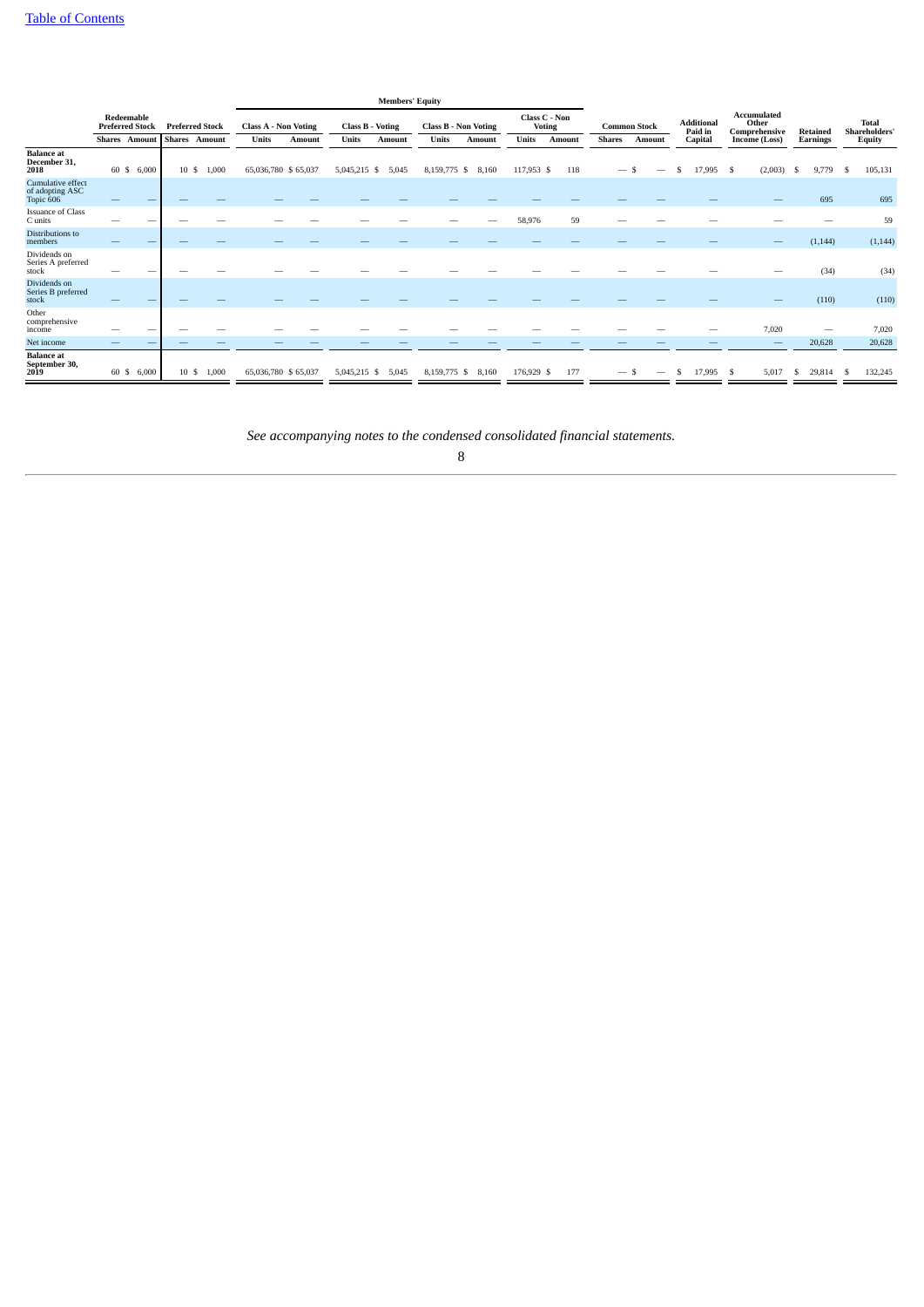[Table of Contents](#)

| | Redeemable Preferred Stock | | Preferred Stock | | Members' Equity | | | | | | | | Common Stock | | Additional Paid in Capital | Accumulated Other Comprehensive Income (Loss) | Retained Earnings | Total Shareholders' Equity |
|---|---|---|---|---|---|---|---|---|---|---|---|---|---|---|---|---|---|---|
| | | | | | Class A - Non Voting | | Class B - Voting | | Class B - Non Voting | | Class C - Non Voting | | | | | | | |
| | Shares | Amount | Shares | Amount | Units | Amount | Units | Amount | Units | Amount | Units | Amount | Shares | Amount | | | | |
| **Balance at December 31, 2018** | 60 | $ 6,000 | 10 | $ 1,000 | 65,036,780 | $ 65,037 | 5,045,215 | $ 5,045 | 8,159,775 | $ 8,160 | 117,953 | $ 118 | — | $ — | $ 17,995 | $ (2,003) | $ 9,779 | $ 105,131 |
| Cumulative effect of adopting ASC Topic 606 | — | — | — | — | — | — | — | — | — | — | — | — | — | — | — | — | 695 | 695 |
| Issuance of Class C units | — | — | — | — | — | — | — | — | — | — | 58,976 | 59 | — | — | — | — | — | 59 |
| Distributions to members | — | — | — | — | — | — | — | — | — | — | — | — | — | — | — | — | (1,144) | (1,144) |
| Dividends on Series A preferred stock | — | — | — | — | — | — | — | — | — | — | — | — | — | — | — | — | (34) | (34) |
| Dividends on Series B preferred stock | — | — | — | — | — | — | — | — | — | — | — | — | — | — | — | — | (110) | (110) |
| Other comprehensive income | — | — | — | — | — | — | — | — | — | — | — | — | — | — | — | 7,020 | — | 7,020 |
| Net income | — | — | — | — | — | — | — | — | — | — | — | — | — | — | — | — | 20,628 | 20,628 |
| **Balance at September 30, 2019** | 60 | $ 6,000 | 10 | $ 1,000 | 65,036,780 | $ 65,037 | 5,045,215 | $ 5,045 | 8,159,775 | $ 8,160 | 176,929 | $ 177 | — | $ — | $ 17,995 | $ 5,017 | $ 29,814 | $ 132,245 |

*See accompanying notes to the condensed consolidated financial statements.*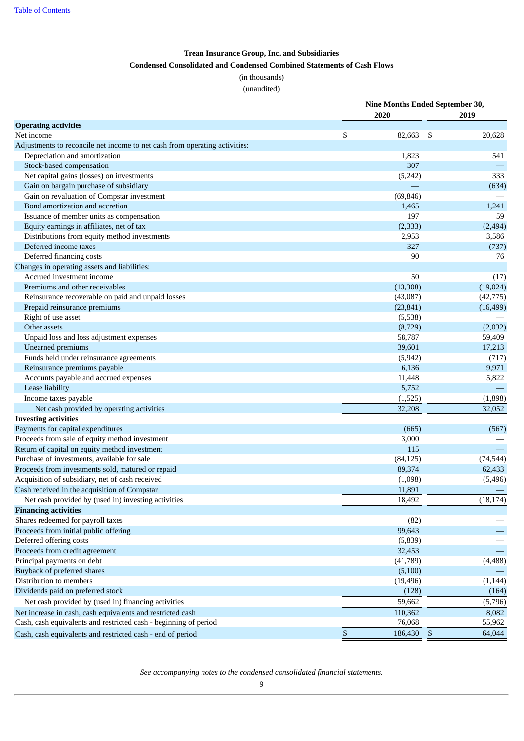Table of Contents

**Trean Insurance Group, Inc. and Subsidiaries**

**Condensed Consolidated and Condensed Combined Statements of Cash Flows**

(in thousands)

(unaudited)

| | Nine Months Ended September 30, | |
|---|---|---|
| | 2020 | 2019 |
| **Operating activities** | | |
| Net income | $ 82,663 | $ 20,628 |
| Adjustments to reconcile net income to net cash from operating activities: | | |
| Depreciation and amortization | 1,823 | 541 |
| Stock-based compensation | 307 | — |
| Net capital gains (losses) on investments | (5,242) | 333 |
| Gain on bargain purchase of subsidiary | — | (634) |
| Gain on revaluation of Compstar investment | (69,846) | — |
| Bond amortization and accretion | 1,465 | 1,241 |
| Issuance of member units as compensation | 197 | 59 |
| Equity earnings in affiliates, net of tax | (2,333) | (2,494) |
| Distributions from equity method investments | 2,953 | 3,586 |
| Deferred income taxes | 327 | (737) |
| Deferred financing costs | 90 | 76 |
| Changes in operating assets and liabilities: | | |
| Accrued investment income | 50 | (17) |
| Premiums and other receivables | (13,308) | (19,024) |
| Reinsurance recoverable on paid and unpaid losses | (43,087) | (42,775) |
| Prepaid reinsurance premiums | (23,841) | (16,499) |
| Right of use asset | (5,538) | — |
| Other assets | (8,729) | (2,032) |
| Unpaid loss and loss adjustment expenses | 58,787 | 59,409 |
| Unearned premiums | 39,601 | 17,213 |
| Funds held under reinsurance agreements | (5,942) | (717) |
| Reinsurance premiums payable | 6,136 | 9,971 |
| Accounts payable and accrued expenses | 11,448 | 5,822 |
| Lease liability | 5,752 | — |
| Income taxes payable | (1,525) | (1,898) |
| Net cash provided by operating activities | 32,208 | 32,052 |
| **Investing activities** | | |
| Payments for capital expenditures | (665) | (567) |
| Proceeds from sale of equity method investment | 3,000 | — |
| Return of capital on equity method investment | 115 | — |
| Purchase of investments, available for sale | (84,125) | (74,544) |
| Proceeds from investments sold, matured or repaid | 89,374 | 62,433 |
| Acquisition of subsidiary, net of cash received | (1,098) | (5,496) |
| Cash received in the acquisition of Compstar | 11,891 | — |
| Net cash provided by (used in) investing activities | 18,492 | (18,174) |
| **Financing activities** | | |
| Shares redeemed for payroll taxes | (82) | — |
| Proceeds from initial public offering | 99,643 | — |
| Deferred offering costs | (5,839) | — |
| Proceeds from credit agreement | 32,453 | — |
| Principal payments on debt | (41,789) | (4,488) |
| Buyback of preferred shares | (5,100) | — |
| Distribution to members | (19,496) | (1,144) |
| Dividends paid on preferred stock | (128) | (164) |
| Net cash provided by (used in) financing activities | 59,662 | (5,796) |
| Net increase in cash, cash equivalents and restricted cash | 110,362 | 8,082 |
| Cash, cash equivalents and restricted cash - beginning of period | 76,068 | 55,962 |
| Cash, cash equivalents and restricted cash - end of period | $ 186,430 | $ 64,044 |

*See accompanying notes to the condensed consolidated financial statements.*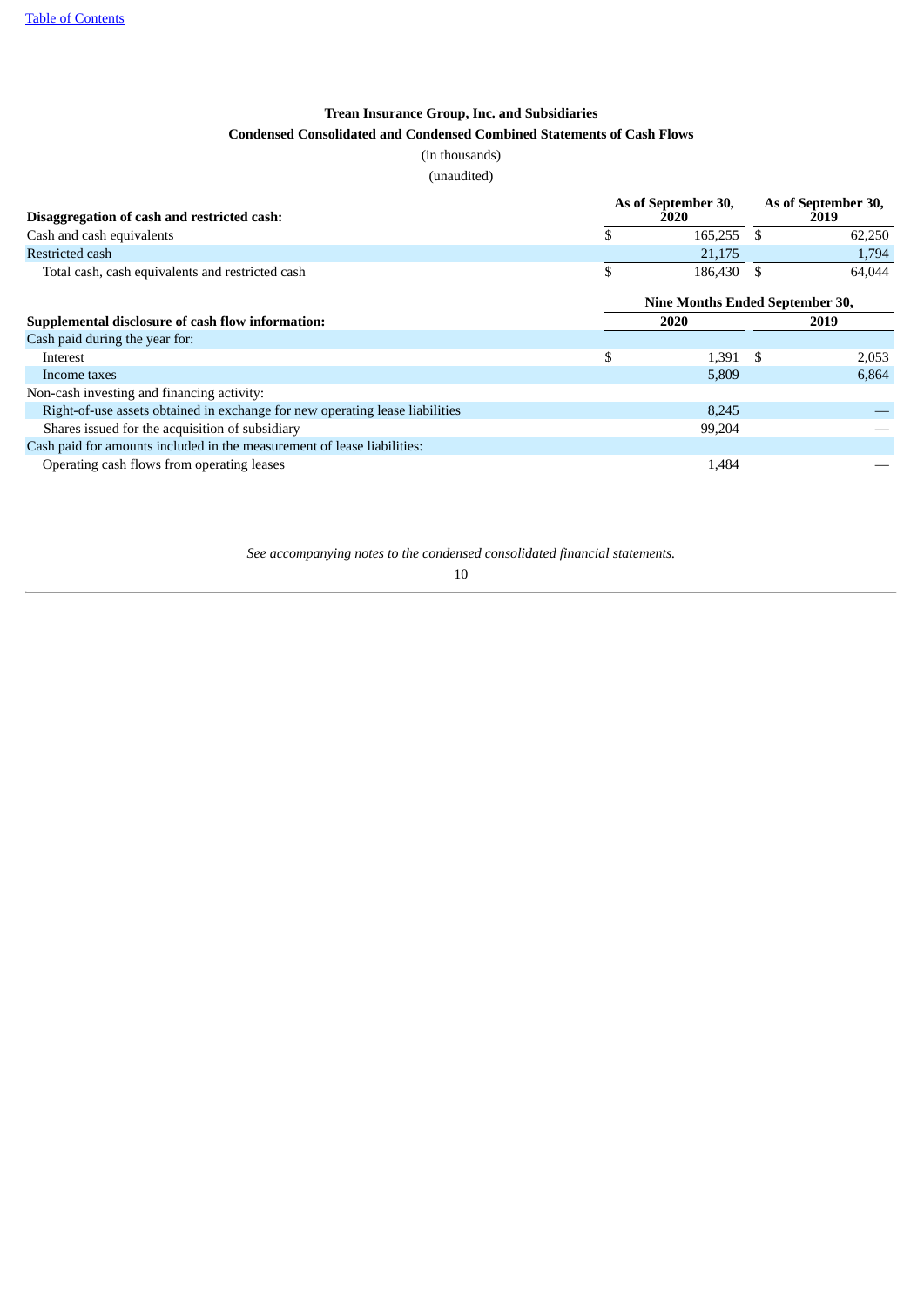**Trean Insurance Group, Inc. and Subsidiaries**

**Condensed Consolidated and Condensed Combined Statements of Cash Flows**

(in thousands)

(unaudited)

| **Disaggregation of cash and restricted cash:** | As of September 30, 2020 | As of September 30, 2019 |
|---|---|---|
| Cash and cash equivalents | $ 165,255 | $ 62,250 |
| Restricted cash | 21,175 | 1,794 |
| Total cash, cash equivalents and restricted cash | $ 186,430 | $ 64,044 |

| | Nine Months Ended September 30, | |
|---|---|---|
| **Supplemental disclosure of cash flow information:** | 2020 | 2019 |
| Cash paid during the year for: | | |
| Interest | $ 1,391 | $ 2,053 |
| Income taxes | 5,809 | 6,864 |
| Non-cash investing and financing activity: | | |
| Right-of-use assets obtained in exchange for new operating lease liabilities | 8,245 | — |
| Shares issued for the acquisition of subsidiary | 99,204 | — |
| Cash paid for amounts included in the measurement of lease liabilities: | | |
| Operating cash flows from operating leases | 1,484 | — |

*See accompanying notes to the condensed consolidated financial statements.*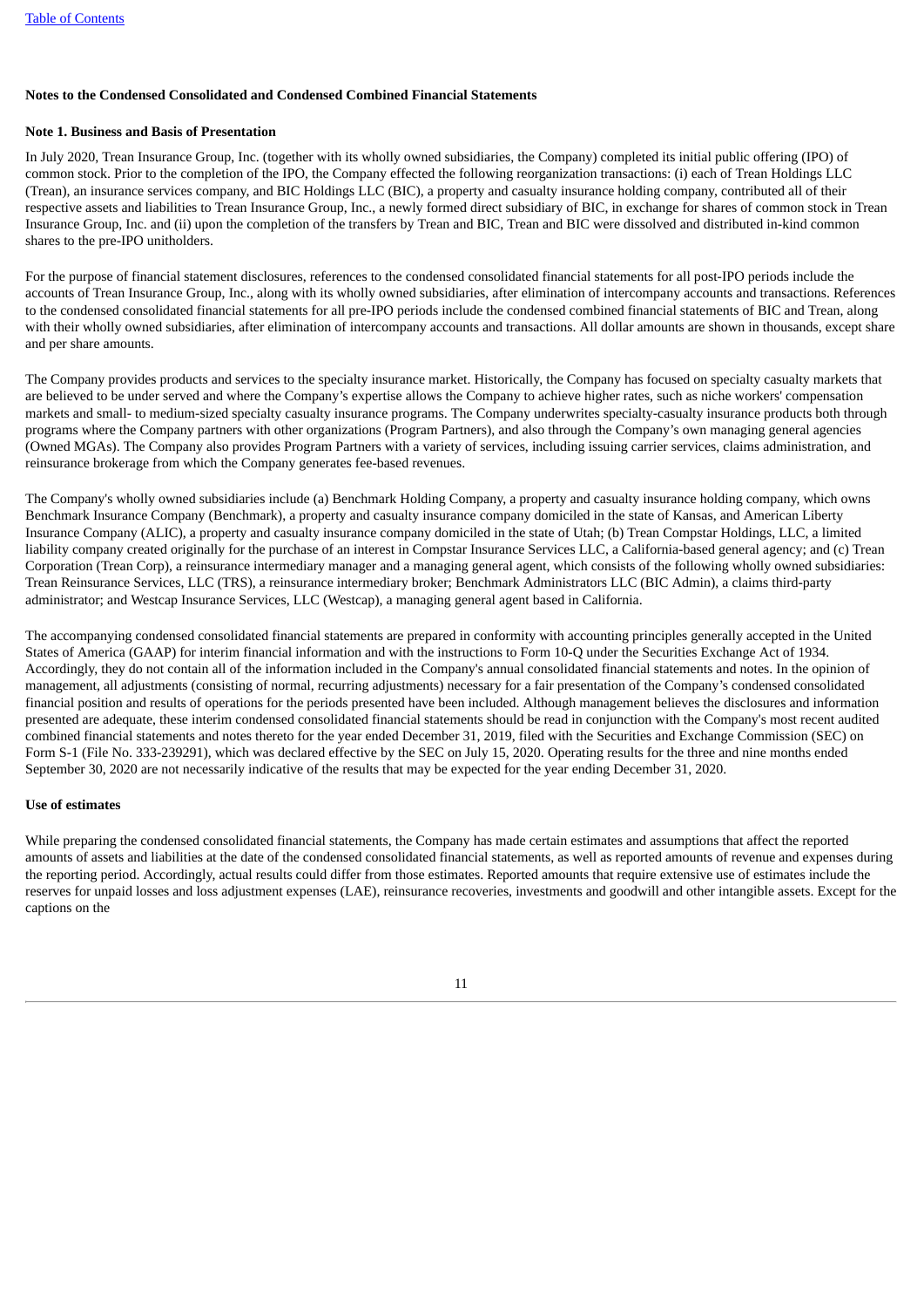## Notes to the Condensed Consolidated and Condensed Combined Financial Statements

### Note 1. Business and Basis of Presentation

In July 2020, Trean Insurance Group, Inc. (together with its wholly owned subsidiaries, the Company) completed its initial public offering (IPO) of common stock. Prior to the completion of the IPO, the Company effected the following reorganization transactions: (i) each of Trean Holdings LLC (Trean), an insurance services company, and BIC Holdings LLC (BIC), a property and casualty insurance holding company, contributed all of their respective assets and liabilities to Trean Insurance Group, Inc., a newly formed direct subsidiary of BIC, in exchange for shares of common stock in Trean Insurance Group, Inc. and (ii) upon the completion of the transfers by Trean and BIC, Trean and BIC were dissolved and distributed in-kind common shares to the pre-IPO unitholders.

For the purpose of financial statement disclosures, references to the condensed consolidated financial statements for all post-IPO periods include the accounts of Trean Insurance Group, Inc., along with its wholly owned subsidiaries, after elimination of intercompany accounts and transactions. References to the condensed consolidated financial statements for all pre-IPO periods include the condensed combined financial statements of BIC and Trean, along with their wholly owned subsidiaries, after elimination of intercompany accounts and transactions. All dollar amounts are shown in thousands, except share and per share amounts.

The Company provides products and services to the specialty insurance market. Historically, the Company has focused on specialty casualty markets that are believed to be under served and where the Company's expertise allows the Company to achieve higher rates, such as niche workers' compensation markets and small- to medium-sized specialty casualty insurance programs. The Company underwrites specialty-casualty insurance products both through programs where the Company partners with other organizations (Program Partners), and also through the Company's own managing general agencies (Owned MGAs). The Company also provides Program Partners with a variety of services, including issuing carrier services, claims administration, and reinsurance brokerage from which the Company generates fee-based revenues.

The Company's wholly owned subsidiaries include (a) Benchmark Holding Company, a property and casualty insurance holding company, which owns Benchmark Insurance Company (Benchmark), a property and casualty insurance company domiciled in the state of Kansas, and American Liberty Insurance Company (ALIC), a property and casualty insurance company domiciled in the state of Utah; (b) Trean Compstar Holdings, LLC, a limited liability company created originally for the purchase of an interest in Compstar Insurance Services LLC, a California-based general agency; and (c) Trean Corporation (Trean Corp), a reinsurance intermediary manager and a managing general agent, which consists of the following wholly owned subsidiaries: Trean Reinsurance Services, LLC (TRS), a reinsurance intermediary broker; Benchmark Administrators LLC (BIC Admin), a claims third-party administrator; and Westcap Insurance Services, LLC (Westcap), a managing general agent based in California.

The accompanying condensed consolidated financial statements are prepared in conformity with accounting principles generally accepted in the United States of America (GAAP) for interim financial information and with the instructions to Form 10-Q under the Securities Exchange Act of 1934. Accordingly, they do not contain all of the information included in the Company's annual consolidated financial statements and notes. In the opinion of management, all adjustments (consisting of normal, recurring adjustments) necessary for a fair presentation of the Company's condensed consolidated financial position and results of operations for the periods presented have been included. Although management believes the disclosures and information presented are adequate, these interim condensed consolidated financial statements should be read in conjunction with the Company's most recent audited combined financial statements and notes thereto for the year ended December 31, 2019, filed with the Securities and Exchange Commission (SEC) on Form S-1 (File No. 333-239291), which was declared effective by the SEC on July 15, 2020. Operating results for the three and nine months ended September 30, 2020 are not necessarily indicative of the results that may be expected for the year ending December 31, 2020.

### Use of estimates

While preparing the condensed consolidated financial statements, the Company has made certain estimates and assumptions that affect the reported amounts of assets and liabilities at the date of the condensed consolidated financial statements, as well as reported amounts of revenue and expenses during the reporting period. Accordingly, actual results could differ from those estimates. Reported amounts that require extensive use of estimates include the reserves for unpaid losses and loss adjustment expenses (LAE), reinsurance recoveries, investments and goodwill and other intangible assets. Except for the captions on the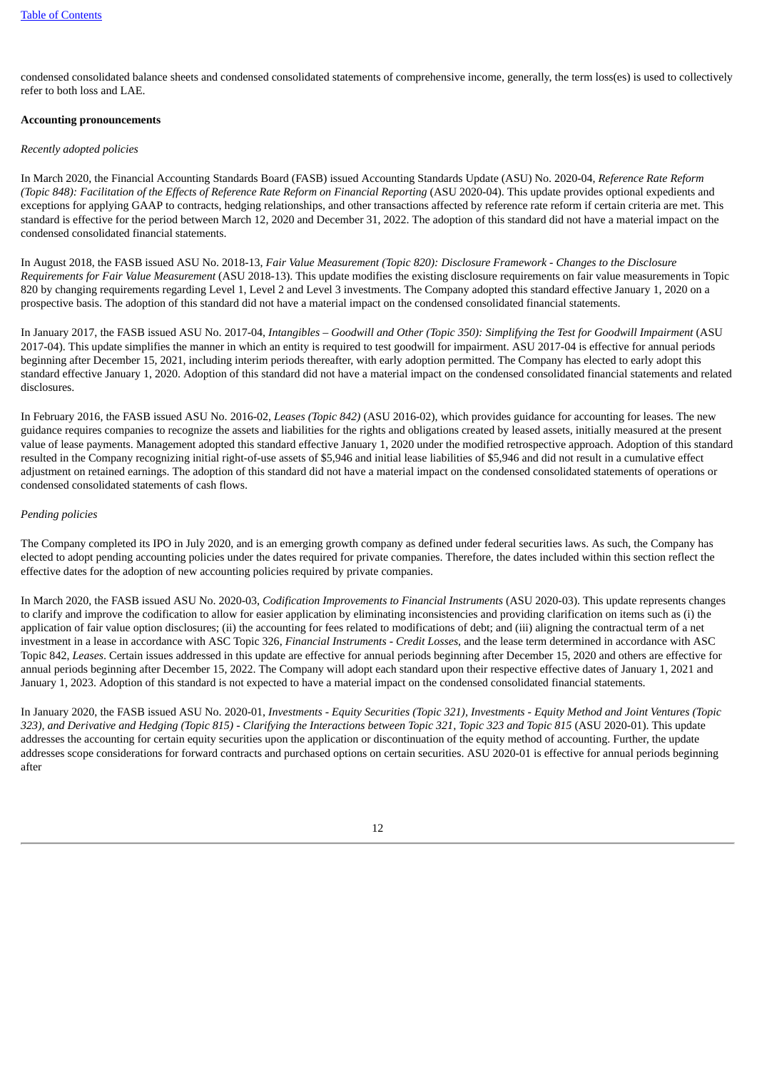condensed consolidated balance sheets and condensed consolidated statements of comprehensive income, generally, the term loss(es) is used to collectively refer to both loss and LAE.

**Accounting pronouncements**

*Recently adopted policies*

In March 2020, the Financial Accounting Standards Board (FASB) issued Accounting Standards Update (ASU) No. 2020-04, *Reference Rate Reform (Topic 848): Facilitation of the Effects of Reference Rate Reform on Financial Reporting* (ASU 2020-04). This update provides optional expedients and exceptions for applying GAAP to contracts, hedging relationships, and other transactions affected by reference rate reform if certain criteria are met. This standard is effective for the period between March 12, 2020 and December 31, 2022. The adoption of this standard did not have a material impact on the condensed consolidated financial statements.

In August 2018, the FASB issued ASU No. 2018-13, *Fair Value Measurement (Topic 820): Disclosure Framework - Changes to the Disclosure Requirements for Fair Value Measurement* (ASU 2018-13). This update modifies the existing disclosure requirements on fair value measurements in Topic 820 by changing requirements regarding Level 1, Level 2 and Level 3 investments. The Company adopted this standard effective January 1, 2020 on a prospective basis. The adoption of this standard did not have a material impact on the condensed consolidated financial statements.

In January 2017, the FASB issued ASU No. 2017-04, *Intangibles – Goodwill and Other (Topic 350): Simplifying the Test for Goodwill Impairment* (ASU 2017-04). This update simplifies the manner in which an entity is required to test goodwill for impairment. ASU 2017-04 is effective for annual periods beginning after December 15, 2021, including interim periods thereafter, with early adoption permitted. The Company has elected to early adopt this standard effective January 1, 2020. Adoption of this standard did not have a material impact on the condensed consolidated financial statements and related disclosures.

In February 2016, the FASB issued ASU No. 2016-02, *Leases (Topic 842)* (ASU 2016-02), which provides guidance for accounting for leases. The new guidance requires companies to recognize the assets and liabilities for the rights and obligations created by leased assets, initially measured at the present value of lease payments. Management adopted this standard effective January 1, 2020 under the modified retrospective approach. Adoption of this standard resulted in the Company recognizing initial right-of-use assets of $5,946 and initial lease liabilities of $5,946 and did not result in a cumulative effect adjustment on retained earnings. The adoption of this standard did not have a material impact on the condensed consolidated statements of operations or condensed consolidated statements of cash flows.

*Pending policies*

The Company completed its IPO in July 2020, and is an emerging growth company as defined under federal securities laws. As such, the Company has elected to adopt pending accounting policies under the dates required for private companies. Therefore, the dates included within this section reflect the effective dates for the adoption of new accounting policies required by private companies.

In March 2020, the FASB issued ASU No. 2020-03, *Codification Improvements to Financial Instruments* (ASU 2020-03). This update represents changes to clarify and improve the codification to allow for easier application by eliminating inconsistencies and providing clarification on items such as (i) the application of fair value option disclosures; (ii) the accounting for fees related to modifications of debt; and (iii) aligning the contractual term of a net investment in a lease in accordance with ASC Topic 326, *Financial Instruments - Credit Losses*, and the lease term determined in accordance with ASC Topic 842, *Leases*. Certain issues addressed in this update are effective for annual periods beginning after December 15, 2020 and others are effective for annual periods beginning after December 15, 2022. The Company will adopt each standard upon their respective effective dates of January 1, 2021 and January 1, 2023. Adoption of this standard is not expected to have a material impact on the condensed consolidated financial statements.

In January 2020, the FASB issued ASU No. 2020-01, *Investments - Equity Securities (Topic 321), Investments - Equity Method and Joint Ventures (Topic 323), and Derivative and Hedging (Topic 815) - Clarifying the Interactions between Topic 321, Topic 323 and Topic 815* (ASU 2020-01). This update addresses the accounting for certain equity securities upon the application or discontinuation of the equity method of accounting. Further, the update addresses scope considerations for forward contracts and purchased options on certain securities. ASU 2020-01 is effective for annual periods beginning after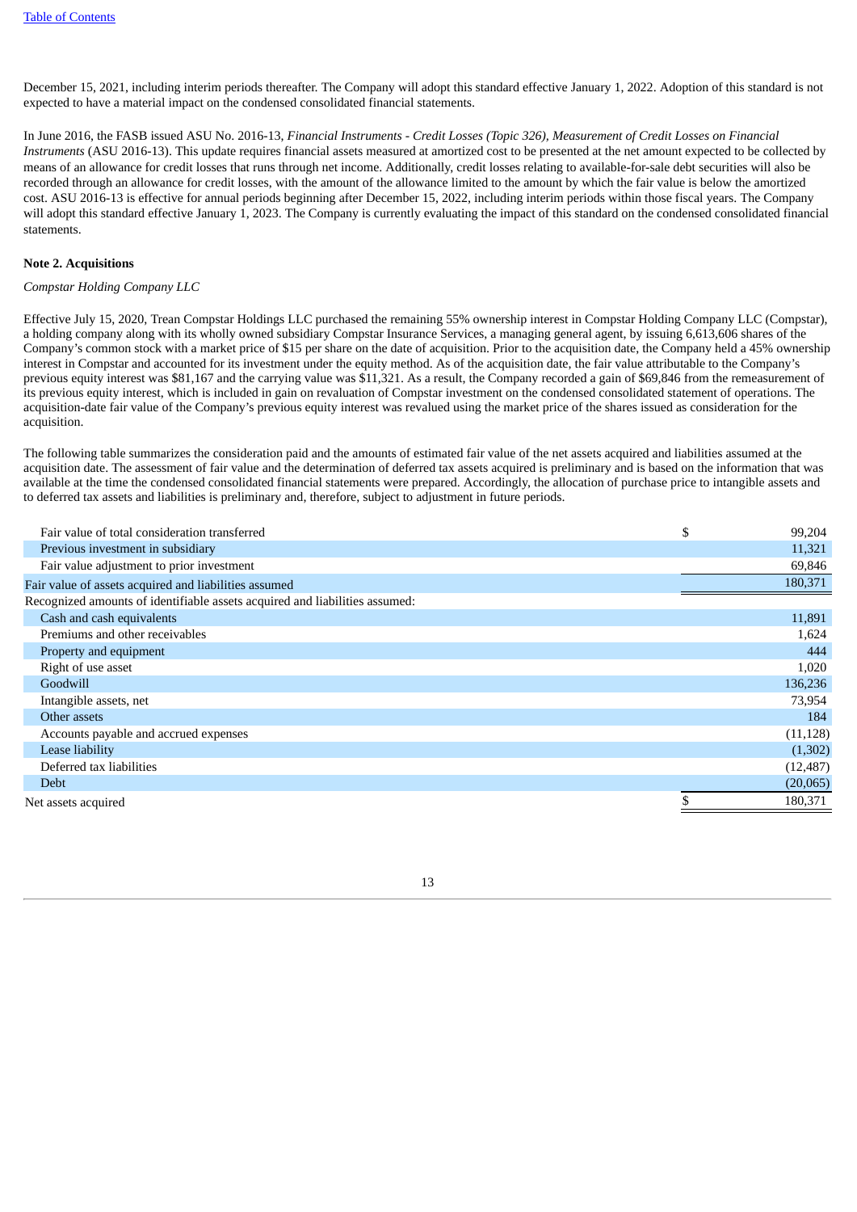December 15, 2021, including interim periods thereafter. The Company will adopt this standard effective January 1, 2022. Adoption of this standard is not expected to have a material impact on the condensed consolidated financial statements.

In June 2016, the FASB issued ASU No. 2016-13, *Financial Instruments - Credit Losses (Topic 326), Measurement of Credit Losses on Financial Instruments* (ASU 2016-13). This update requires financial assets measured at amortized cost to be presented at the net amount expected to be collected by means of an allowance for credit losses that runs through net income. Additionally, credit losses relating to available-for-sale debt securities will also be recorded through an allowance for credit losses, with the amount of the allowance limited to the amount by which the fair value is below the amortized cost. ASU 2016-13 is effective for annual periods beginning after December 15, 2022, including interim periods within those fiscal years. The Company will adopt this standard effective January 1, 2023. The Company is currently evaluating the impact of this standard on the condensed consolidated financial statements.

**Note 2. Acquisitions**

*Compstar Holding Company LLC*

Effective July 15, 2020, Trean Compstar Holdings LLC purchased the remaining 55% ownership interest in Compstar Holding Company LLC (Compstar), a holding company along with its wholly owned subsidiary Compstar Insurance Services, a managing general agent, by issuing 6,613,606 shares of the Company's common stock with a market price of $15 per share on the date of acquisition. Prior to the acquisition date, the Company held a 45% ownership interest in Compstar and accounted for its investment under the equity method. As of the acquisition date, the fair value attributable to the Company's previous equity interest was $81,167 and the carrying value was $11,321. As a result, the Company recorded a gain of $69,846 from the remeasurement of its previous equity interest, which is included in gain on revaluation of Compstar investment on the condensed consolidated statement of operations. The acquisition-date fair value of the Company's previous equity interest was revalued using the market price of the shares issued as consideration for the acquisition.

The following table summarizes the consideration paid and the amounts of estimated fair value of the net assets acquired and liabilities assumed at the acquisition date. The assessment of fair value and the determination of deferred tax assets acquired is preliminary and is based on the information that was available at the time the condensed consolidated financial statements were prepared. Accordingly, the allocation of purchase price to intangible assets and to deferred tax assets and liabilities is preliminary and, therefore, subject to adjustment in future periods.

| | |
|---|---|
| Fair value of total consideration transferred | $ 99,204 |
| Previous investment in subsidiary | 11,321 |
| Fair value adjustment to prior investment | 69,846 |
| Fair value of assets acquired and liabilities assumed | 180,371 |
| Recognized amounts of identifiable assets acquired and liabilities assumed: | |
| Cash and cash equivalents | 11,891 |
| Premiums and other receivables | 1,624 |
| Property and equipment | 444 |
| Right of use asset | 1,020 |
| Goodwill | 136,236 |
| Intangible assets, net | 73,954 |
| Other assets | 184 |
| Accounts payable and accrued expenses | (11,128) |
| Lease liability | (1,302) |
| Deferred tax liabilities | (12,487) |
| Debt | (20,065) |
| Net assets acquired | $ 180,371 |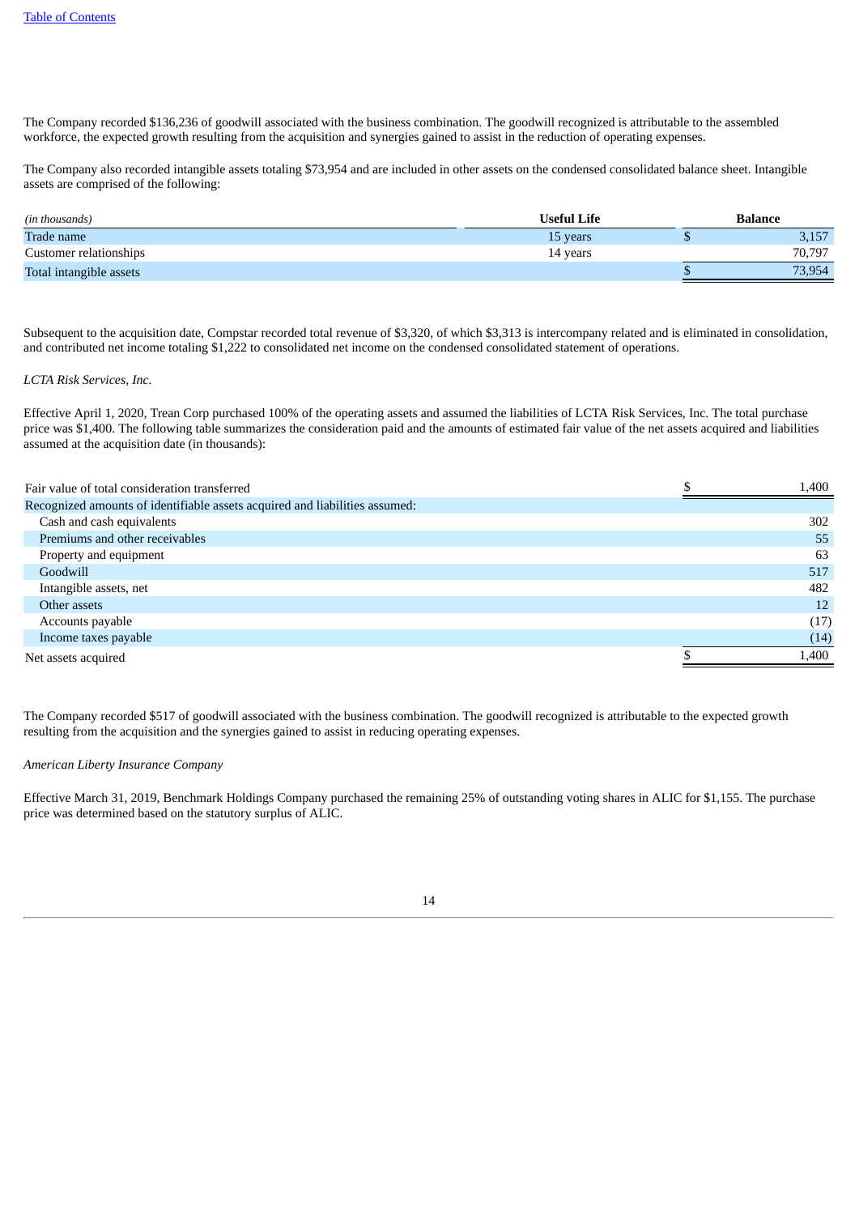The Company recorded $136,236 of goodwill associated with the business combination. The goodwill recognized is attributable to the assembled workforce, the expected growth resulting from the acquisition and synergies gained to assist in the reduction of operating expenses.

The Company also recorded intangible assets totaling $73,954 and are included in other assets on the condensed consolidated balance sheet. Intangible assets are comprised of the following:

| *(in thousands)* | Useful Life | Balance |
|---|---|---|
| Trade name | 15 years | $ 3,157 |
| Customer relationships | 14 years | 70,797 |
| Total intangible assets | | $ 73,954 |

Subsequent to the acquisition date, Compstar recorded total revenue of $3,320, of which $3,313 is intercompany related and is eliminated in consolidation, and contributed net income totaling $1,222 to consolidated net income on the condensed consolidated statement of operations.

*LCTA Risk Services, Inc.*

Effective April 1, 2020, Trean Corp purchased 100% of the operating assets and assumed the liabilities of LCTA Risk Services, Inc. The total purchase price was $1,400. The following table summarizes the consideration paid and the amounts of estimated fair value of the net assets acquired and liabilities assumed at the acquisition date (in thousands):

| | |
|---|---|
| Fair value of total consideration transferred | $ 1,400 |
| Recognized amounts of identifiable assets acquired and liabilities assumed: | |
| Cash and cash equivalents | 302 |
| Premiums and other receivables | 55 |
| Property and equipment | 63 |
| Goodwill | 517 |
| Intangible assets, net | 482 |
| Other assets | 12 |
| Accounts payable | (17) |
| Income taxes payable | (14) |
| Net assets acquired | $ 1,400 |

The Company recorded $517 of goodwill associated with the business combination. The goodwill recognized is attributable to the expected growth resulting from the acquisition and the synergies gained to assist in reducing operating expenses.

*American Liberty Insurance Company*

Effective March 31, 2019, Benchmark Holdings Company purchased the remaining 25% of outstanding voting shares in ALIC for $1,155. The purchase price was determined based on the statutory surplus of ALIC.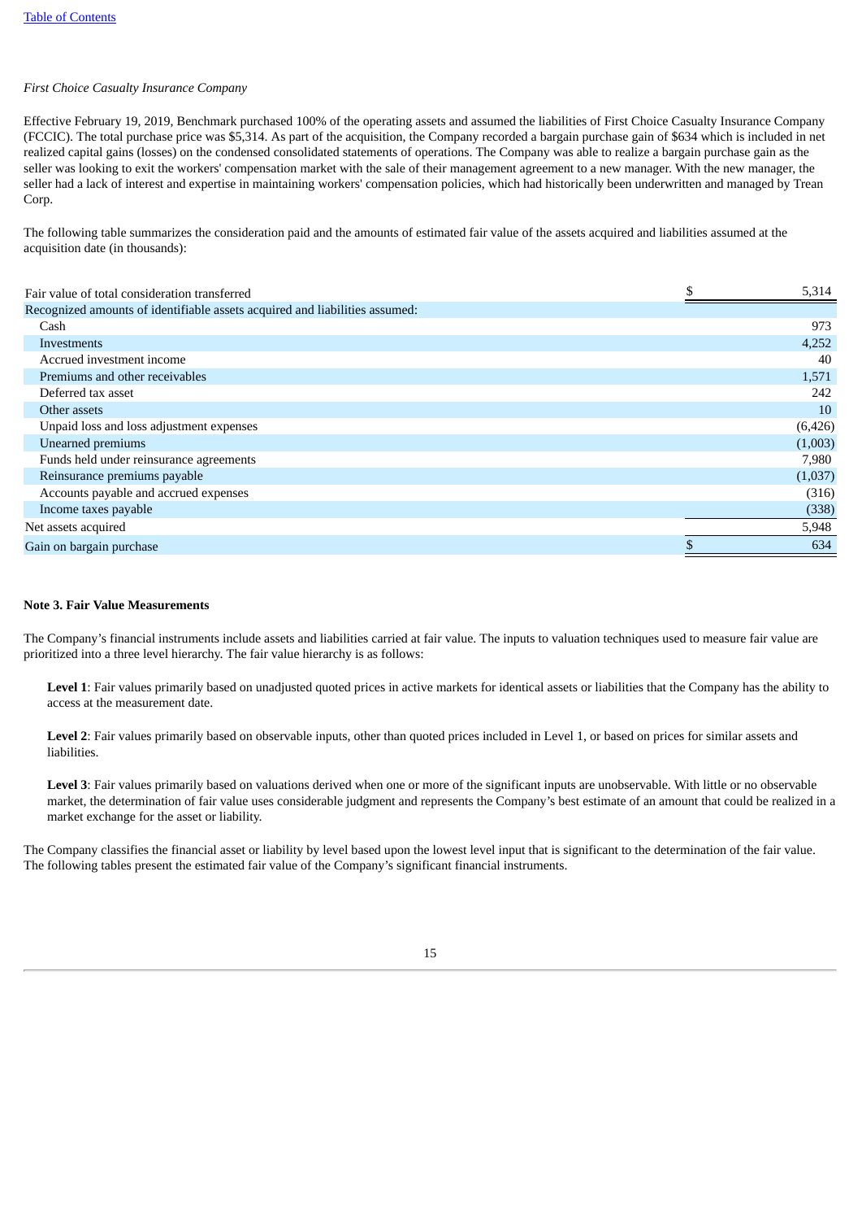*First Choice Casualty Insurance Company*

Effective February 19, 2019, Benchmark purchased 100% of the operating assets and assumed the liabilities of First Choice Casualty Insurance Company (FCCIC). The total purchase price was $5,314. As part of the acquisition, the Company recorded a bargain purchase gain of $634 which is included in net realized capital gains (losses) on the condensed consolidated statements of operations. The Company was able to realize a bargain purchase gain as the seller was looking to exit the workers' compensation market with the sale of their management agreement to a new manager. With the new manager, the seller had a lack of interest and expertise in maintaining workers' compensation policies, which had historically been underwritten and managed by Trean Corp.

The following table summarizes the consideration paid and the amounts of estimated fair value of the assets acquired and liabilities assumed at the acquisition date (in thousands):

| | | |
|---|---|---|
| Fair value of total consideration transferred | $ | 5,314 |
| Recognized amounts of identifiable assets acquired and liabilities assumed: | | |
| Cash | | 973 |
| Investments | | 4,252 |
| Accrued investment income | | 40 |
| Premiums and other receivables | | 1,571 |
| Deferred tax asset | | 242 |
| Other assets | | 10 |
| Unpaid loss and loss adjustment expenses | | (6,426) |
| Unearned premiums | | (1,003) |
| Funds held under reinsurance agreements | | 7,980 |
| Reinsurance premiums payable | | (1,037) |
| Accounts payable and accrued expenses | | (316) |
| Income taxes payable | | (338) |
| Net assets acquired | | 5,948 |
| Gain on bargain purchase | $ | 634 |

**Note 3. Fair Value Measurements**

The Company's financial instruments include assets and liabilities carried at fair value. The inputs to valuation techniques used to measure fair value are prioritized into a three level hierarchy. The fair value hierarchy is as follows:

**Level 1**: Fair values primarily based on unadjusted quoted prices in active markets for identical assets or liabilities that the Company has the ability to access at the measurement date.

**Level 2**: Fair values primarily based on observable inputs, other than quoted prices included in Level 1, or based on prices for similar assets and liabilities.

**Level 3**: Fair values primarily based on valuations derived when one or more of the significant inputs are unobservable. With little or no observable market, the determination of fair value uses considerable judgment and represents the Company's best estimate of an amount that could be realized in a market exchange for the asset or liability.

The Company classifies the financial asset or liability by level based upon the lowest level input that is significant to the determination of the fair value. The following tables present the estimated fair value of the Company's significant financial instruments.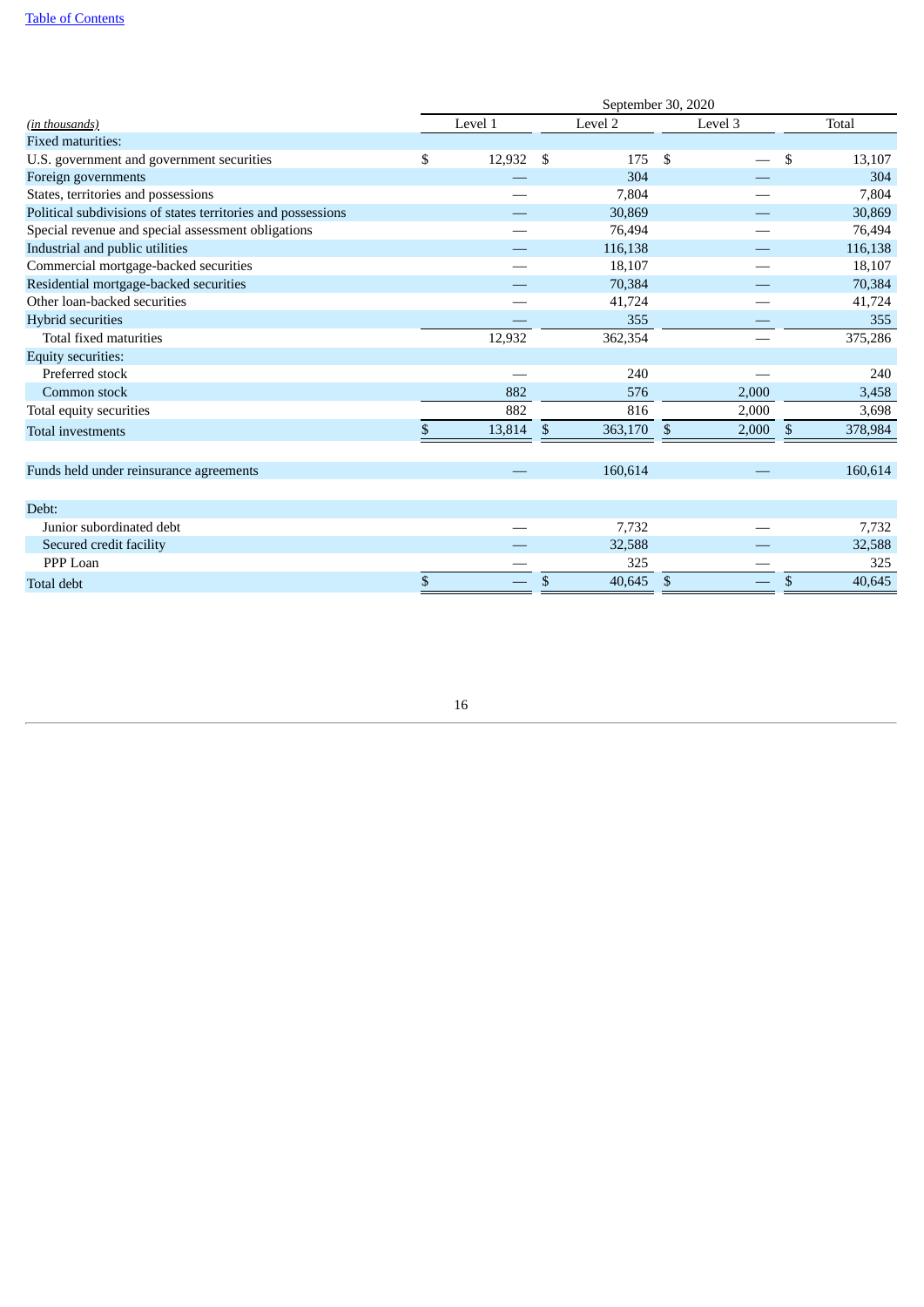| (in thousands) | September 30, 2020 | | | |
|---|---|---|---|---|
| | Level 1 | Level 2 | Level 3 | Total |
| Fixed maturities: | | | | |
| U.S. government and government securities | $ 12,932 | $ 175 | $ — | $ 13,107 |
| Foreign governments | — | 304 | — | 304 |
| States, territories and possessions | — | 7,804 | — | 7,804 |
| Political subdivisions of states territories and possessions | — | 30,869 | — | 30,869 |
| Special revenue and special assessment obligations | — | 76,494 | — | 76,494 |
| Industrial and public utilities | — | 116,138 | — | 116,138 |
| Commercial mortgage-backed securities | — | 18,107 | — | 18,107 |
| Residential mortgage-backed securities | — | 70,384 | — | 70,384 |
| Other loan-backed securities | — | 41,724 | — | 41,724 |
| Hybrid securities | — | 355 | — | 355 |
| Total fixed maturities | 12,932 | 362,354 | — | 375,286 |
| Equity securities: | | | | |
| Preferred stock | — | 240 | — | 240 |
| Common stock | 882 | 576 | 2,000 | 3,458 |
| Total equity securities | 882 | 816 | 2,000 | 3,698 |
| Total investments | $ 13,814 | $ 363,170 | $ 2,000 | $ 378,984 |
| | | | | |
| Funds held under reinsurance agreements | — | 160,614 | — | 160,614 |
| | | | | |
| Debt: | | | | |
| Junior subordinated debt | — | 7,732 | — | 7,732 |
| Secured credit facility | — | 32,588 | — | 32,588 |
| PPP Loan | — | 325 | — | 325 |
| Total debt | $ — | $ 40,645 | $ — | $ 40,645 |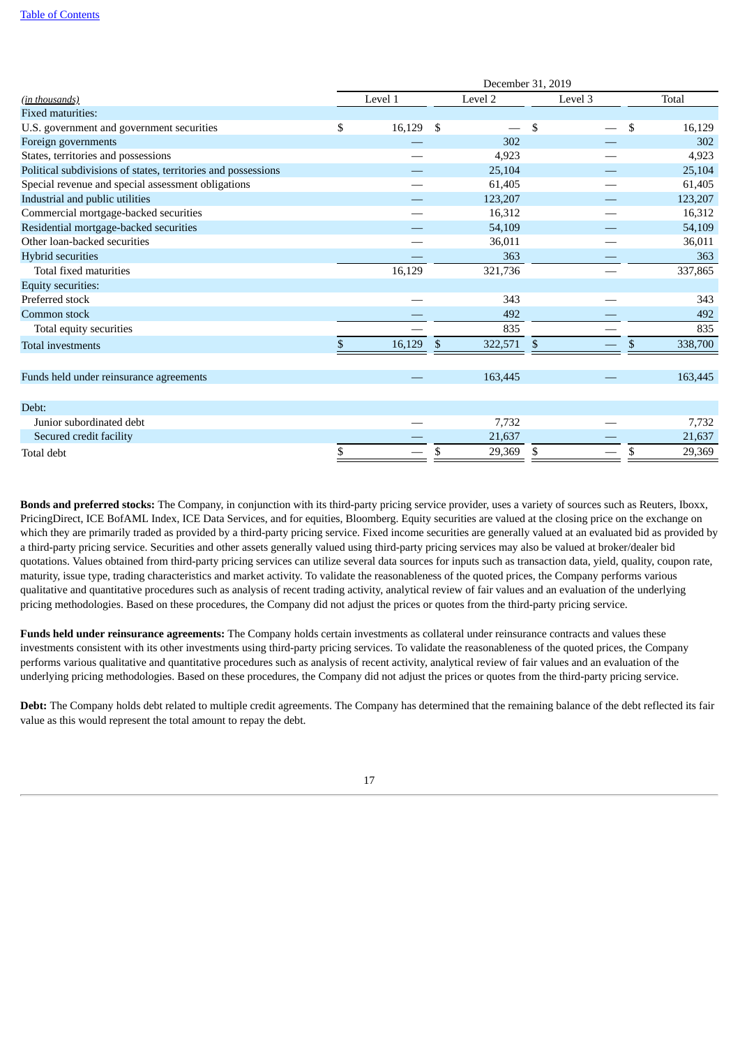| (in thousands) | December 31, 2019 | | | |
|---|---|---|---|---|
| | Level 1 | Level 2 | Level 3 | Total |
| Fixed maturities: | | | | |
| U.S. government and government securities | $ 16,129 | $ — | $ — | $ 16,129 |
| Foreign governments | — | 302 | — | 302 |
| States, territories and possessions | — | 4,923 | — | 4,923 |
| Political subdivisions of states, territories and possessions | — | 25,104 | — | 25,104 |
| Special revenue and special assessment obligations | — | 61,405 | — | 61,405 |
| Industrial and public utilities | — | 123,207 | — | 123,207 |
| Commercial mortgage-backed securities | — | 16,312 | — | 16,312 |
| Residential mortgage-backed securities | — | 54,109 | — | 54,109 |
| Other loan-backed securities | — | 36,011 | — | 36,011 |
| Hybrid securities | — | 363 | — | 363 |
| Total fixed maturities | 16,129 | 321,736 | — | 337,865 |
| Equity securities: | | | | |
| Preferred stock | — | 343 | — | 343 |
| Common stock | — | 492 | — | 492 |
| Total equity securities | — | 835 | — | 835 |
| Total investments | $ 16,129 | $ 322,571 | $ — | $ 338,700 |
| | | | | |
| Funds held under reinsurance agreements | — | 163,445 | — | 163,445 |
| | | | | |
| Debt: | | | | |
| Junior subordinated debt | — | 7,732 | — | 7,732 |
| Secured credit facility | — | 21,637 | — | 21,637 |
| Total debt | $ — | $ 29,369 | $ — | $ 29,369 |

**Bonds and preferred stocks:** The Company, in conjunction with its third-party pricing service provider, uses a variety of sources such as Reuters, Iboxx, PricingDirect, ICE BofAML Index, ICE Data Services, and for equities, Bloomberg. Equity securities are valued at the closing price on the exchange on which they are primarily traded as provided by a third-party pricing service. Fixed income securities are generally valued at an evaluated bid as provided by a third-party pricing service. Securities and other assets generally valued using third-party pricing services may also be valued at broker/dealer bid quotations. Values obtained from third-party pricing services can utilize several data sources for inputs such as transaction data, yield, quality, coupon rate, maturity, issue type, trading characteristics and market activity. To validate the reasonableness of the quoted prices, the Company performs various qualitative and quantitative procedures such as analysis of recent trading activity, analytical review of fair values and an evaluation of the underlying pricing methodologies. Based on these procedures, the Company did not adjust the prices or quotes from the third-party pricing service.

**Funds held under reinsurance agreements:** The Company holds certain investments as collateral under reinsurance contracts and values these investments consistent with its other investments using third-party pricing services. To validate the reasonableness of the quoted prices, the Company performs various qualitative and quantitative procedures such as analysis of recent activity, analytical review of fair values and an evaluation of the underlying pricing methodologies. Based on these procedures, the Company did not adjust the prices or quotes from the third-party pricing service.

**Debt:** The Company holds debt related to multiple credit agreements. The Company has determined that the remaining balance of the debt reflected its fair value as this would represent the total amount to repay the debt.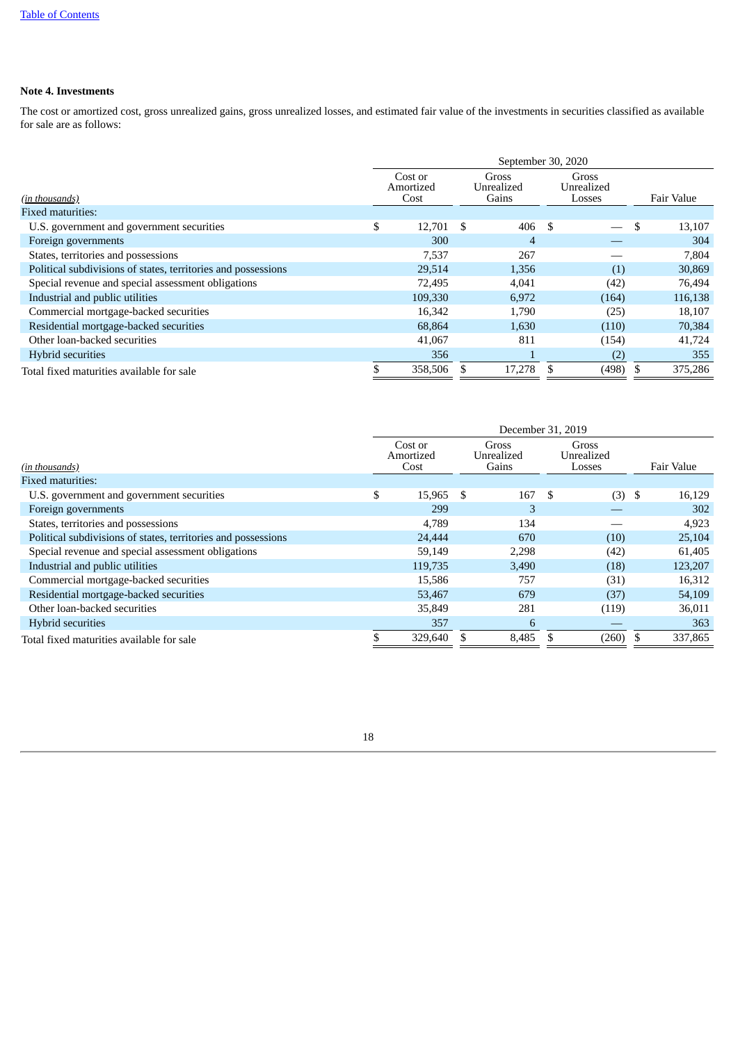## Note 4. Investments

The cost or amortized cost, gross unrealized gains, gross unrealized losses, and estimated fair value of the investments in securities classified as available for sale are as follows:

| | September 30, 2020 | | | |
|---|---|---|---|---|
| *(in thousands)* | Cost or Amortized Cost | Gross Unrealized Gains | Gross Unrealized Losses | Fair Value |
| Fixed maturities: | | | | |
| U.S. government and government securities | $ 12,701 | $ 406 | $ — | $ 13,107 |
| Foreign governments | 300 | 4 | — | 304 |
| States, territories and possessions | 7,537 | 267 | — | 7,804 |
| Political subdivisions of states, territories and possessions | 29,514 | 1,356 | (1) | 30,869 |
| Special revenue and special assessment obligations | 72,495 | 4,041 | (42) | 76,494 |
| Industrial and public utilities | 109,330 | 6,972 | (164) | 116,138 |
| Commercial mortgage-backed securities | 16,342 | 1,790 | (25) | 18,107 |
| Residential mortgage-backed securities | 68,864 | 1,630 | (110) | 70,384 |
| Other loan-backed securities | 41,067 | 811 | (154) | 41,724 |
| Hybrid securities | 356 | 1 | (2) | 355 |
| Total fixed maturities available for sale | $ 358,506 | $ 17,278 | $ (498) | $ 375,286 |

| | December 31, 2019 | | | |
|---|---|---|---|---|
| *(in thousands)* | Cost or Amortized Cost | Gross Unrealized Gains | Gross Unrealized Losses | Fair Value |
| Fixed maturities: | | | | |
| U.S. government and government securities | $ 15,965 | $ 167 | $ (3) | $ 16,129 |
| Foreign governments | 299 | 3 | — | 302 |
| States, territories and possessions | 4,789 | 134 | — | 4,923 |
| Political subdivisions of states, territories and possessions | 24,444 | 670 | (10) | 25,104 |
| Special revenue and special assessment obligations | 59,149 | 2,298 | (42) | 61,405 |
| Industrial and public utilities | 119,735 | 3,490 | (18) | 123,207 |
| Commercial mortgage-backed securities | 15,586 | 757 | (31) | 16,312 |
| Residential mortgage-backed securities | 53,467 | 679 | (37) | 54,109 |
| Other loan-backed securities | 35,849 | 281 | (119) | 36,011 |
| Hybrid securities | 357 | 6 | — | 363 |
| Total fixed maturities available for sale | $ 329,640 | $ 8,485 | $ (260) | $ 337,865 |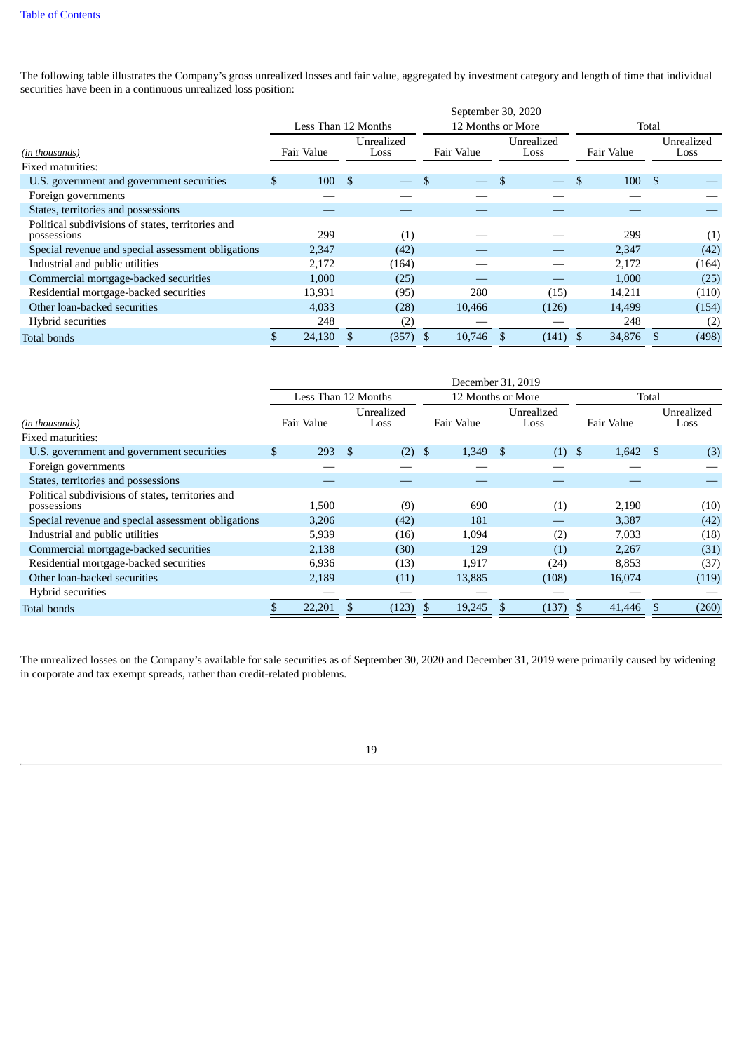The following table illustrates the Company's gross unrealized losses and fair value, aggregated by investment category and length of time that individual securities have been in a continuous unrealized loss position:

| | September 30, 2020 | | | | | |
|---|---|---|---|---|---|---|
| | Less Than 12 Months | | 12 Months or More | | Total | |
| *(in thousands)* | Fair Value | Unrealized Loss | Fair Value | Unrealized Loss | Fair Value | Unrealized Loss |
| Fixed maturities: | | | | | | |
| U.S. government and government securities | $ 100 | $ — | $ — | $ — | $ 100 | $ — |
| Foreign governments | — | — | — | — | — | — |
| States, territories and possessions | — | — | — | — | — | — |
| Political subdivisions of states, territories and possessions | 299 | (1) | — | — | 299 | (1) |
| Special revenue and special assessment obligations | 2,347 | (42) | — | — | 2,347 | (42) |
| Industrial and public utilities | 2,172 | (164) | — | — | 2,172 | (164) |
| Commercial mortgage-backed securities | 1,000 | (25) | — | — | 1,000 | (25) |
| Residential mortgage-backed securities | 13,931 | (95) | 280 | (15) | 14,211 | (110) |
| Other loan-backed securities | 4,033 | (28) | 10,466 | (126) | 14,499 | (154) |
| Hybrid securities | 248 | (2) | — | — | 248 | (2) |
| Total bonds | $ 24,130 | $ (357) | $ 10,746 | $ (141) | $ 34,876 | $ (498) |

| | December 31, 2019 | | | | | |
|---|---|---|---|---|---|---|
| | Less Than 12 Months | | 12 Months or More | | Total | |
| *(in thousands)* | Fair Value | Unrealized Loss | Fair Value | Unrealized Loss | Fair Value | Unrealized Loss |
| Fixed maturities: | | | | | | |
| U.S. government and government securities | $ 293 | $ (2) | $ 1,349 | $ (1) | $ 1,642 | $ (3) |
| Foreign governments | — | — | — | — | — | — |
| States, territories and possessions | — | — | — | — | — | — |
| Political subdivisions of states, territories and possessions | 1,500 | (9) | 690 | (1) | 2,190 | (10) |
| Special revenue and special assessment obligations | 3,206 | (42) | 181 | — | 3,387 | (42) |
| Industrial and public utilities | 5,939 | (16) | 1,094 | (2) | 7,033 | (18) |
| Commercial mortgage-backed securities | 2,138 | (30) | 129 | (1) | 2,267 | (31) |
| Residential mortgage-backed securities | 6,936 | (13) | 1,917 | (24) | 8,853 | (37) |
| Other loan-backed securities | 2,189 | (11) | 13,885 | (108) | 16,074 | (119) |
| Hybrid securities | — | — | — | — | — | — |
| Total bonds | $ 22,201 | $ (123) | $ 19,245 | $ (137) | $ 41,446 | $ (260) |

The unrealized losses on the Company's available for sale securities as of September 30, 2020 and December 31, 2019 were primarily caused by widening in corporate and tax exempt spreads, rather than credit-related problems.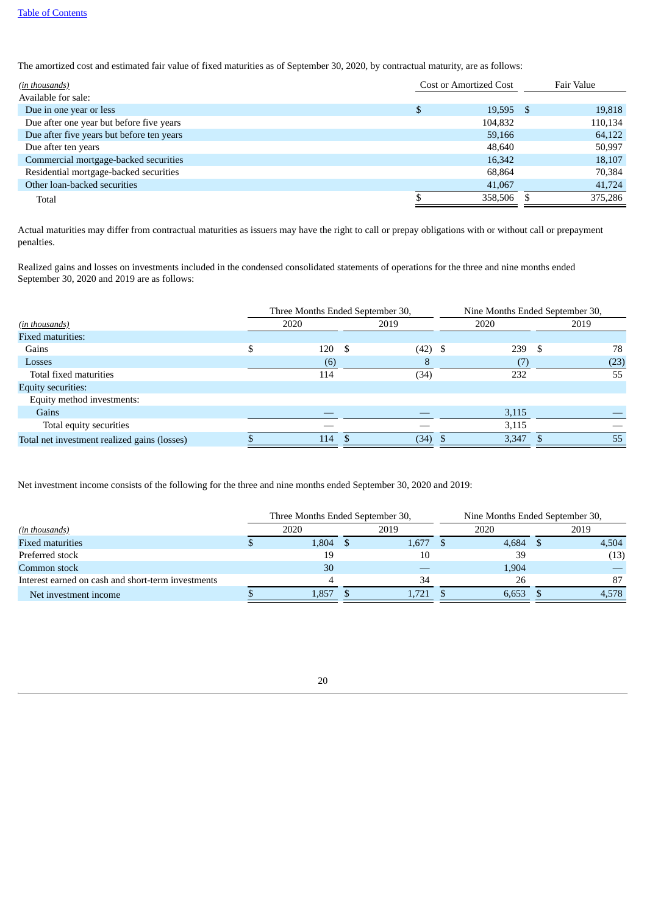The amortized cost and estimated fair value of fixed maturities as of September 30, 2020, by contractual maturity, are as follows:

| (in thousands) | Cost or Amortized Cost | Fair Value |
|---|---|---|
| Available for sale: | | |
| Due in one year or less | $ 19,595 | $ 19,818 |
| Due after one year but before five years | 104,832 | 110,134 |
| Due after five years but before ten years | 59,166 | 64,122 |
| Due after ten years | 48,640 | 50,997 |
| Commercial mortgage-backed securities | 16,342 | 18,107 |
| Residential mortgage-backed securities | 68,864 | 70,384 |
| Other loan-backed securities | 41,067 | 41,724 |
| Total | $ 358,506 | $ 375,286 |

Actual maturities may differ from contractual maturities as issuers may have the right to call or prepay obligations with or without call or prepayment penalties.

Realized gains and losses on investments included in the condensed consolidated statements of operations for the three and nine months ended September 30, 2020 and 2019 are as follows:

| | Three Months Ended September 30, | | Nine Months Ended September 30, | |
|---|---|---|---|---|
| (in thousands) | 2020 | 2019 | 2020 | 2019 |
| Fixed maturities: | | | | |
| Gains | $ 120 | $ (42) | $ 239 | $ 78 |
| Losses | (6) | 8 | (7) | (23) |
| Total fixed maturities | 114 | (34) | 232 | 55 |
| Equity securities: | | | | |
| Equity method investments: | | | | |
| Gains | — | — | 3,115 | — |
| Total equity securities | — | — | 3,115 | — |
| Total net investment realized gains (losses) | $ 114 | $ (34) | $ 3,347 | $ 55 |

Net investment income consists of the following for the three and nine months ended September 30, 2020 and 2019:

| | Three Months Ended September 30, | | Nine Months Ended September 30, | |
|---|---|---|---|---|
| (in thousands) | 2020 | 2019 | 2020 | 2019 |
| Fixed maturities | $ 1,804 | $ 1,677 | $ 4,684 | $ 4,504 |
| Preferred stock | 19 | 10 | 39 | (13) |
| Common stock | 30 | — | 1,904 | — |
| Interest earned on cash and short-term investments | 4 | 34 | 26 | 87 |
| Net investment income | $ 1,857 | $ 1,721 | $ 6,653 | $ 4,578 |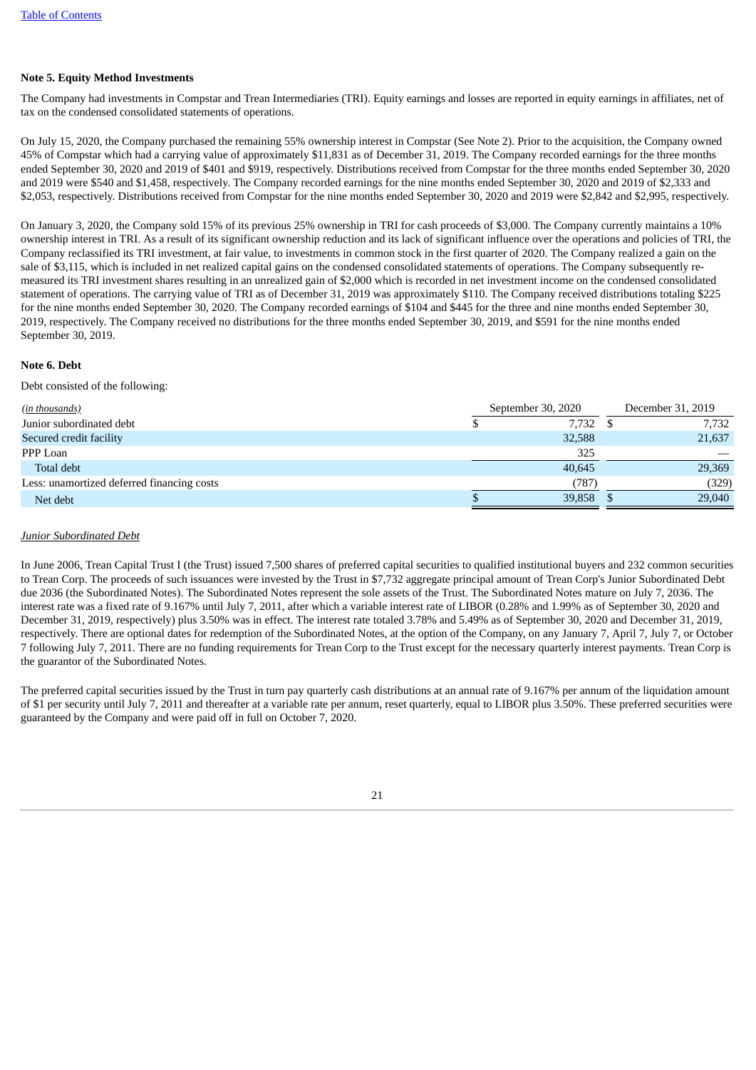**Note 5. Equity Method Investments**

The Company had investments in Compstar and Trean Intermediaries (TRI). Equity earnings and losses are reported in equity earnings in affiliates, net of tax on the condensed consolidated statements of operations.

On July 15, 2020, the Company purchased the remaining 55% ownership interest in Compstar (See Note 2). Prior to the acquisition, the Company owned 45% of Compstar which had a carrying value of approximately $11,831 as of December 31, 2019. The Company recorded earnings for the three months ended September 30, 2020 and 2019 of $401 and $919, respectively. Distributions received from Compstar for the three months ended September 30, 2020 and 2019 were $540 and $1,458, respectively. The Company recorded earnings for the nine months ended September 30, 2020 and 2019 of $2,333 and $2,053, respectively. Distributions received from Compstar for the nine months ended September 30, 2020 and 2019 were $2,842 and $2,995, respectively.

On January 3, 2020, the Company sold 15% of its previous 25% ownership in TRI for cash proceeds of $3,000. The Company currently maintains a 10% ownership interest in TRI. As a result of its significant ownership reduction and its lack of significant influence over the operations and policies of TRI, the Company reclassified its TRI investment, at fair value, to investments in common stock in the first quarter of 2020. The Company realized a gain on the sale of $3,115, which is included in net realized capital gains on the condensed consolidated statements of operations. The Company subsequently re-measured its TRI investment shares resulting in an unrealized gain of $2,000 which is recorded in net investment income on the condensed consolidated statement of operations. The carrying value of TRI as of December 31, 2019 was approximately $110. The Company received distributions totaling $225 for the nine months ended September 30, 2020. The Company recorded earnings of $104 and $445 for the three and nine months ended September 30, 2019, respectively. The Company received no distributions for the three months ended September 30, 2019, and $591 for the nine months ended September 30, 2019.

**Note 6. Debt**

Debt consisted of the following:

| *(in thousands)* | September 30, 2020 | December 31, 2019 |
|---|---|---|
| Junior subordinated debt | $ 7,732 | $ 7,732 |
| Secured credit facility | 32,588 | 21,637 |
| PPP Loan | 325 | — |
| Total debt | 40,645 | 29,369 |
| Less: unamortized deferred financing costs | (787) | (329) |
| Net debt | $ 39,858 | $ 29,040 |

*Junior Subordinated Debt*

In June 2006, Trean Capital Trust I (the Trust) issued 7,500 shares of preferred capital securities to qualified institutional buyers and 232 common securities to Trean Corp. The proceeds of such issuances were invested by the Trust in $7,732 aggregate principal amount of Trean Corp's Junior Subordinated Debt due 2036 (the Subordinated Notes). The Subordinated Notes represent the sole assets of the Trust. The Subordinated Notes mature on July 7, 2036. The interest rate was a fixed rate of 9.167% until July 7, 2011, after which a variable interest rate of LIBOR (0.28% and 1.99% as of September 30, 2020 and December 31, 2019, respectively) plus 3.50% was in effect. The interest rate totaled 3.78% and 5.49% as of September 30, 2020 and December 31, 2019, respectively. There are optional dates for redemption of the Subordinated Notes, at the option of the Company, on any January 7, April 7, July 7, or October 7 following July 7, 2011. There are no funding requirements for Trean Corp to the Trust except for the necessary quarterly interest payments. Trean Corp is the guarantor of the Subordinated Notes.

The preferred capital securities issued by the Trust in turn pay quarterly cash distributions at an annual rate of 9.167% per annum of the liquidation amount of $1 per security until July 7, 2011 and thereafter at a variable rate per annum, reset quarterly, equal to LIBOR plus 3.50%. These preferred securities were guaranteed by the Company and were paid off in full on October 7, 2020.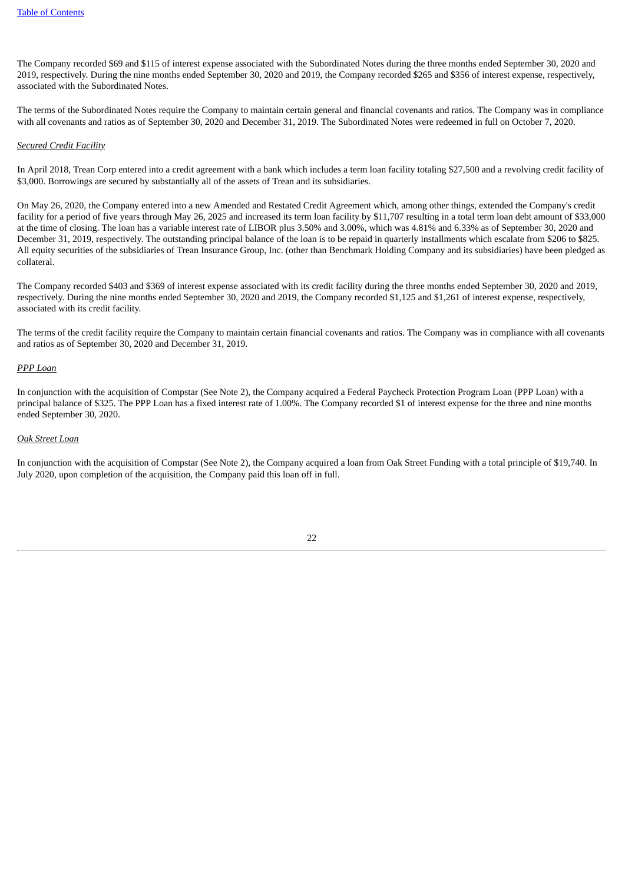The Company recorded $69 and $115 of interest expense associated with the Subordinated Notes during the three months ended September 30, 2020 and 2019, respectively. During the nine months ended September 30, 2020 and 2019, the Company recorded $265 and $356 of interest expense, respectively, associated with the Subordinated Notes.

The terms of the Subordinated Notes require the Company to maintain certain general and financial covenants and ratios. The Company was in compliance with all covenants and ratios as of September 30, 2020 and December 31, 2019. The Subordinated Notes were redeemed in full on October 7, 2020.

*Secured Credit Facility*

In April 2018, Trean Corp entered into a credit agreement with a bank which includes a term loan facility totaling $27,500 and a revolving credit facility of $3,000. Borrowings are secured by substantially all of the assets of Trean and its subsidiaries.

On May 26, 2020, the Company entered into a new Amended and Restated Credit Agreement which, among other things, extended the Company's credit facility for a period of five years through May 26, 2025 and increased its term loan facility by $11,707 resulting in a total term loan debt amount of $33,000 at the time of closing. The loan has a variable interest rate of LIBOR plus 3.50% and 3.00%, which was 4.81% and 6.33% as of September 30, 2020 and December 31, 2019, respectively. The outstanding principal balance of the loan is to be repaid in quarterly installments which escalate from $206 to $825. All equity securities of the subsidiaries of Trean Insurance Group, Inc. (other than Benchmark Holding Company and its subsidiaries) have been pledged as collateral.

The Company recorded $403 and $369 of interest expense associated with its credit facility during the three months ended September 30, 2020 and 2019, respectively. During the nine months ended September 30, 2020 and 2019, the Company recorded $1,125 and $1,261 of interest expense, respectively, associated with its credit facility.

The terms of the credit facility require the Company to maintain certain financial covenants and ratios. The Company was in compliance with all covenants and ratios as of September 30, 2020 and December 31, 2019.

*PPP Loan*

In conjunction with the acquisition of Compstar (See Note 2), the Company acquired a Federal Paycheck Protection Program Loan (PPP Loan) with a principal balance of $325. The PPP Loan has a fixed interest rate of 1.00%. The Company recorded $1 of interest expense for the three and nine months ended September 30, 2020.

*Oak Street Loan*

In conjunction with the acquisition of Compstar (See Note 2), the Company acquired a loan from Oak Street Funding with a total principle of $19,740. In July 2020, upon completion of the acquisition, the Company paid this loan off in full.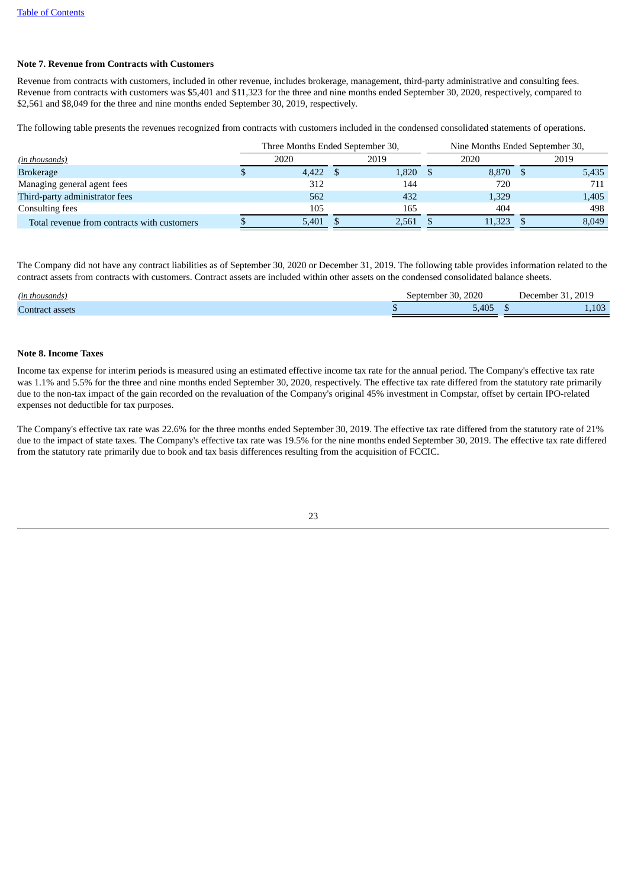[Table of Contents](#)

**Note 7. Revenue from Contracts with Customers**

Revenue from contracts with customers, included in other revenue, includes brokerage, management, third-party administrative and consulting fees. Revenue from contracts with customers was $5,401 and $11,323 for the three and nine months ended September 30, 2020, respectively, compared to $2,561 and $8,049 for the three and nine months ended September 30, 2019, respectively.

The following table presents the revenues recognized from contracts with customers included in the condensed consolidated statements of operations.

| | Three Months Ended September 30, | | Nine Months Ended September 30, | |
|---|---|---|---|---|
| *(in thousands)* | 2020 | 2019 | 2020 | 2019 |
| Brokerage | $ 4,422 | $ 1,820 | $ 8,870 | $ 5,435 |
| Managing general agent fees | 312 | 144 | 720 | 711 |
| Third-party administrator fees | 562 | 432 | 1,329 | 1,405 |
| Consulting fees | 105 | 165 | 404 | 498 |
| Total revenue from contracts with customers | $ 5,401 | $ 2,561 | $ 11,323 | $ 8,049 |

The Company did not have any contract liabilities as of September 30, 2020 or December 31, 2019. The following table provides information related to the contract assets from contracts with customers. Contract assets are included within other assets on the condensed consolidated balance sheets.

| *(in thousands)* | September 30, 2020 | December 31, 2019 |
|---|---|---|
| Contract assets | $ 5,405 | $ 1,103 |

**Note 8. Income Taxes**

Income tax expense for interim periods is measured using an estimated effective income tax rate for the annual period. The Company's effective tax rate was 1.1% and 5.5% for the three and nine months ended September 30, 2020, respectively. The effective tax rate differed from the statutory rate primarily due to the non-tax impact of the gain recorded on the revaluation of the Company's original 45% investment in Compstar, offset by certain IPO-related expenses not deductible for tax purposes.

The Company's effective tax rate was 22.6% for the three months ended September 30, 2019. The effective tax rate differed from the statutory rate of 21% due to the impact of state taxes. The Company's effective tax rate was 19.5% for the nine months ended September 30, 2019. The effective tax rate differed from the statutory rate primarily due to book and tax basis differences resulting from the acquisition of FCCIC.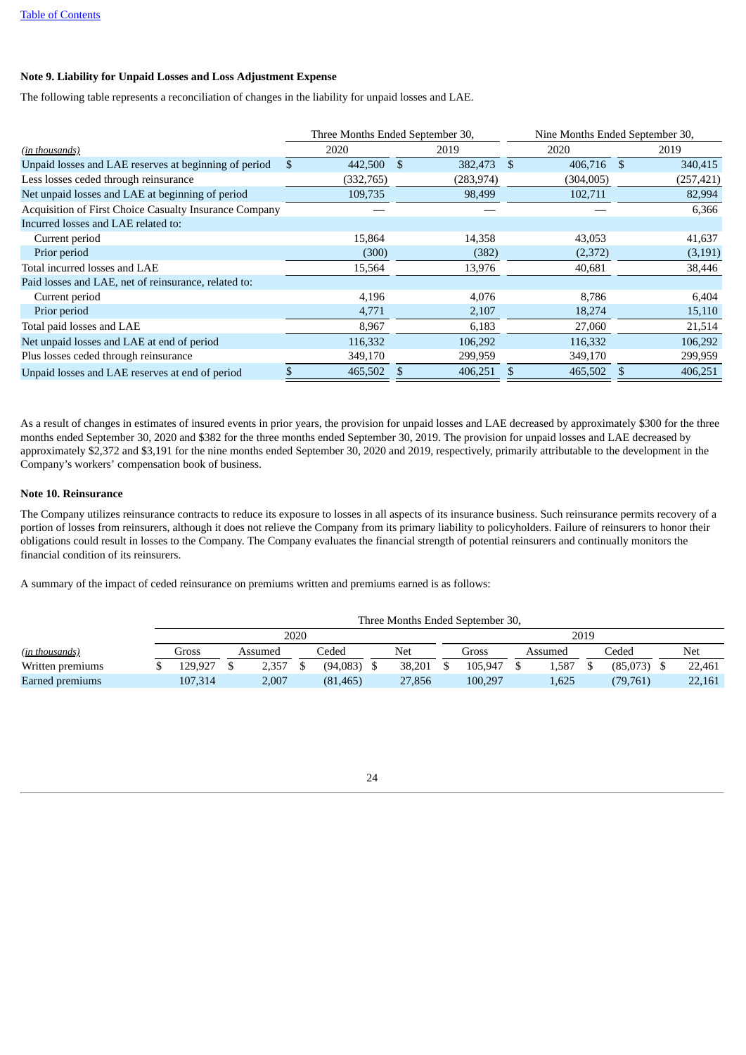### Note 9. Liability for Unpaid Losses and Loss Adjustment Expense

The following table represents a reconciliation of changes in the liability for unpaid losses and LAE.

| *(in thousands)* | Three Months Ended September 30, 2020 | Three Months Ended September 30, 2019 | Nine Months Ended September 30, 2020 | Nine Months Ended September 30, 2019 |
|---|---|---|---|---|
| Unpaid losses and LAE reserves at beginning of period | $ 442,500 | $ 382,473 | $ 406,716 | $ 340,415 |
| Less losses ceded through reinsurance | (332,765) | (283,974) | (304,005) | (257,421) |
| Net unpaid losses and LAE at beginning of period | 109,735 | 98,499 | 102,711 | 82,994 |
| Acquisition of First Choice Casualty Insurance Company | — | — | — | 6,366 |
| Incurred losses and LAE related to: | | | | |
| Current period | 15,864 | 14,358 | 43,053 | 41,637 |
| Prior period | (300) | (382) | (2,372) | (3,191) |
| Total incurred losses and LAE | 15,564 | 13,976 | 40,681 | 38,446 |
| Paid losses and LAE, net of reinsurance, related to: | | | | |
| Current period | 4,196 | 4,076 | 8,786 | 6,404 |
| Prior period | 4,771 | 2,107 | 18,274 | 15,110 |
| Total paid losses and LAE | 8,967 | 6,183 | 27,060 | 21,514 |
| Net unpaid losses and LAE at end of period | 116,332 | 106,292 | 116,332 | 106,292 |
| Plus losses ceded through reinsurance | 349,170 | 299,959 | 349,170 | 299,959 |
| Unpaid losses and LAE reserves at end of period | $ 465,502 | $ 406,251 | $ 465,502 | $ 406,251 |

As a result of changes in estimates of insured events in prior years, the provision for unpaid losses and LAE decreased by approximately $300 for the three months ended September 30, 2020 and $382 for the three months ended September 30, 2019. The provision for unpaid losses and LAE decreased by approximately $2,372 and $3,191 for the nine months ended September 30, 2020 and 2019, respectively, primarily attributable to the development in the Company's workers' compensation book of business.

### Note 10. Reinsurance

The Company utilizes reinsurance contracts to reduce its exposure to losses in all aspects of its insurance business. Such reinsurance permits recovery of a portion of losses from reinsurers, although it does not relieve the Company from its primary liability to policyholders. Failure of reinsurers to honor their obligations could result in losses to the Company. The Company evaluates the financial strength of potential reinsurers and continually monitors the financial condition of its reinsurers.

A summary of the impact of ceded reinsurance on premiums written and premiums earned is as follows:

| | Three Months Ended September 30, | | | | | | | |
|---|---|---|---|---|---|---|---|---|
| | 2020 | | | | 2019 | | | |
| *(in thousands)* | Gross | Assumed | Ceded | Net | Gross | Assumed | Ceded | Net |
| Written premiums | $ 129,927 | $ 2,357 | $ (94,083) | $ 38,201 | $ 105,947 | $ 1,587 | $ (85,073) | $ 22,461 |
| Earned premiums | 107,314 | 2,007 | (81,465) | 27,856 | 100,297 | 1,625 | (79,761) | 22,161 |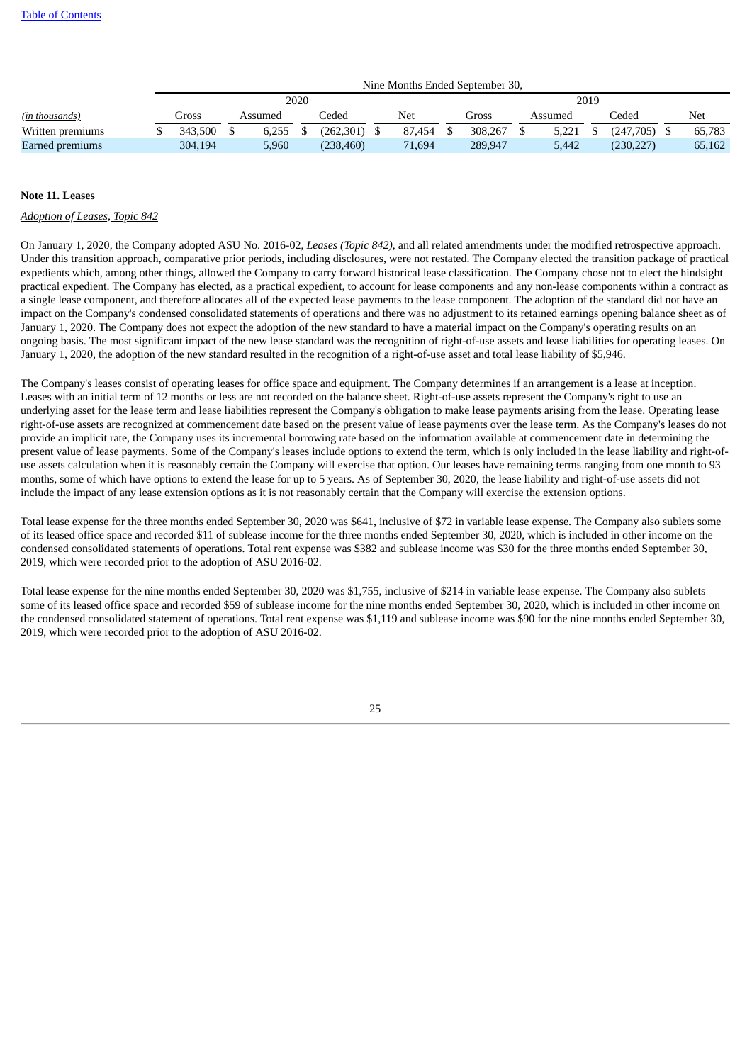Table of Contents

| | Nine Months Ended September 30, | | | | | | | |
|---|---|---|---|---|---|---|---|---|
| | 2020 | | | | 2019 | | | |
| *(in thousands)* | Gross | Assumed | Ceded | Net | Gross | Assumed | Ceded | Net |
| Written premiums | $ 343,500 | $ 6,255 | $ (262,301) | $ 87,454 | $ 308,267 | $ 5,221 | $ (247,705) | $ 65,783 |
| Earned premiums | 304,194 | 5,960 | (238,460) | 71,694 | 289,947 | 5,442 | (230,227) | 65,162 |

**Note 11. Leases**

*Adoption of Leases, Topic 842*

On January 1, 2020, the Company adopted ASU No. 2016-02, *Leases (Topic 842)*, and all related amendments under the modified retrospective approach. Under this transition approach, comparative prior periods, including disclosures, were not restated. The Company elected the transition package of practical expedients which, among other things, allowed the Company to carry forward historical lease classification. The Company chose not to elect the hindsight practical expedient. The Company has elected, as a practical expedient, to account for lease components and any non-lease components within a contract as a single lease component, and therefore allocates all of the expected lease payments to the lease component. The adoption of the standard did not have an impact on the Company's condensed consolidated statements of operations and there was no adjustment to its retained earnings opening balance sheet as of January 1, 2020. The Company does not expect the adoption of the new standard to have a material impact on the Company's operating results on an ongoing basis. The most significant impact of the new lease standard was the recognition of right-of-use assets and lease liabilities for operating leases. On January 1, 2020, the adoption of the new standard resulted in the recognition of a right-of-use asset and total lease liability of $5,946.

The Company's leases consist of operating leases for office space and equipment. The Company determines if an arrangement is a lease at inception. Leases with an initial term of 12 months or less are not recorded on the balance sheet. Right-of-use assets represent the Company's right to use an underlying asset for the lease term and lease liabilities represent the Company's obligation to make lease payments arising from the lease. Operating lease right-of-use assets are recognized at commencement date based on the present value of lease payments over the lease term. As the Company's leases do not provide an implicit rate, the Company uses its incremental borrowing rate based on the information available at commencement date in determining the present value of lease payments. Some of the Company's leases include options to extend the term, which is only included in the lease liability and right-of-use assets calculation when it is reasonably certain the Company will exercise that option. Our leases have remaining terms ranging from one month to 93 months, some of which have options to extend the lease for up to 5 years. As of September 30, 2020, the lease liability and right-of-use assets did not include the impact of any lease extension options as it is not reasonably certain that the Company will exercise the extension options.

Total lease expense for the three months ended September 30, 2020 was $641, inclusive of $72 in variable lease expense. The Company also sublets some of its leased office space and recorded $11 of sublease income for the three months ended September 30, 2020, which is included in other income on the condensed consolidated statements of operations. Total rent expense was $382 and sublease income was $30 for the three months ended September 30, 2019, which were recorded prior to the adoption of ASU 2016-02.

Total lease expense for the nine months ended September 30, 2020 was $1,755, inclusive of $214 in variable lease expense. The Company also sublets some of its leased office space and recorded $59 of sublease income for the nine months ended September 30, 2020, which is included in other income on the condensed consolidated statement of operations. Total rent expense was $1,119 and sublease income was $90 for the nine months ended September 30, 2019, which were recorded prior to the adoption of ASU 2016-02.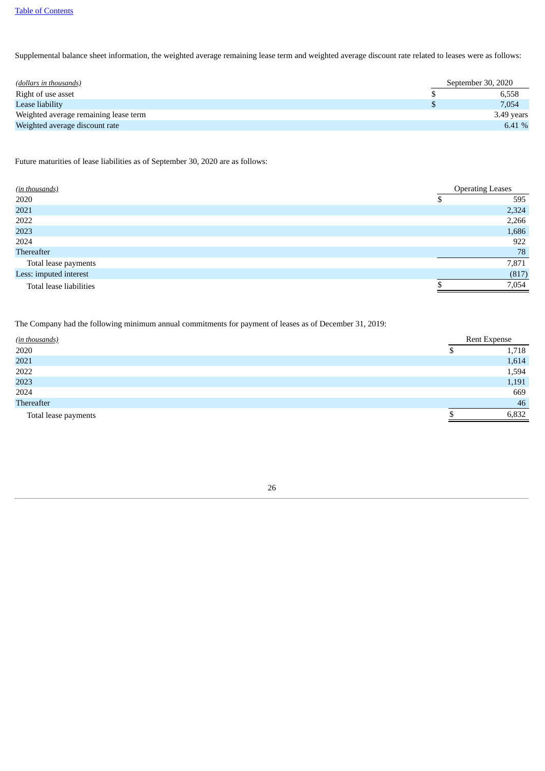Supplemental balance sheet information, the weighted average remaining lease term and weighted average discount rate related to leases were as follows:

| *(dollars in thousands)* | September 30, 2020 |
|---|---|
| Right of use asset | $ 6,558 |
| Lease liability | $ 7,054 |
| Weighted average remaining lease term | 3.49 years |
| Weighted average discount rate | 6.41 % |

Future maturities of lease liabilities as of September 30, 2020 are as follows:

| *(in thousands)* | Operating Leases |
|---|---|
| 2020 | $ 595 |
| 2021 | 2,324 |
| 2022 | 2,266 |
| 2023 | 1,686 |
| 2024 | 922 |
| Thereafter | 78 |
| Total lease payments | 7,871 |
| Less: imputed interest | (817) |
| Total lease liabilities | $ 7,054 |

The Company had the following minimum annual commitments for payment of leases as of December 31, 2019:

| *(in thousands)* | Rent Expense |
|---|---|
| 2020 | $ 1,718 |
| 2021 | 1,614 |
| 2022 | 1,594 |
| 2023 | 1,191 |
| 2024 | 669 |
| Thereafter | 46 |
| Total lease payments | $ 6,832 |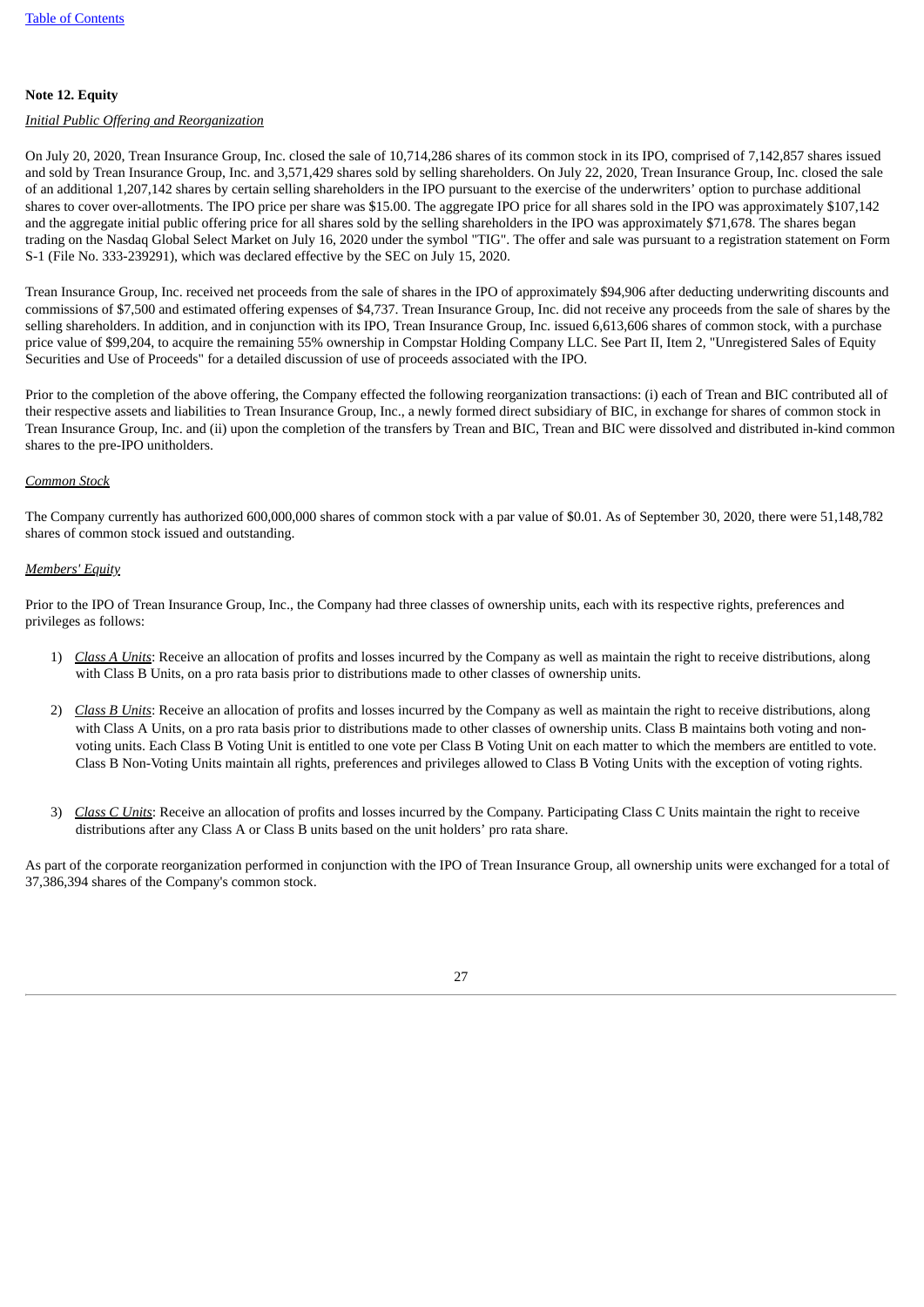## Note 12. Equity

*Initial Public Offering and Reorganization*

On July 20, 2020, Trean Insurance Group, Inc. closed the sale of 10,714,286 shares of its common stock in its IPO, comprised of 7,142,857 shares issued and sold by Trean Insurance Group, Inc. and 3,571,429 shares sold by selling shareholders. On July 22, 2020, Trean Insurance Group, Inc. closed the sale of an additional 1,207,142 shares by certain selling shareholders in the IPO pursuant to the exercise of the underwriters' option to purchase additional shares to cover over-allotments. The IPO price per share was $15.00. The aggregate IPO price for all shares sold in the IPO was approximately $107,142 and the aggregate initial public offering price for all shares sold by the selling shareholders in the IPO was approximately $71,678. The shares began trading on the Nasdaq Global Select Market on July 16, 2020 under the symbol "TIG". The offer and sale was pursuant to a registration statement on Form S-1 (File No. 333-239291), which was declared effective by the SEC on July 15, 2020.

Trean Insurance Group, Inc. received net proceeds from the sale of shares in the IPO of approximately $94,906 after deducting underwriting discounts and commissions of $7,500 and estimated offering expenses of $4,737. Trean Insurance Group, Inc. did not receive any proceeds from the sale of shares by the selling shareholders. In addition, and in conjunction with its IPO, Trean Insurance Group, Inc. issued 6,613,606 shares of common stock, with a purchase price value of $99,204, to acquire the remaining 55% ownership in Compstar Holding Company LLC. See Part II, Item 2, "Unregistered Sales of Equity Securities and Use of Proceeds" for a detailed discussion of use of proceeds associated with the IPO.

Prior to the completion of the above offering, the Company effected the following reorganization transactions: (i) each of Trean and BIC contributed all of their respective assets and liabilities to Trean Insurance Group, Inc., a newly formed direct subsidiary of BIC, in exchange for shares of common stock in Trean Insurance Group, Inc. and (ii) upon the completion of the transfers by Trean and BIC, Trean and BIC were dissolved and distributed in-kind common shares to the pre-IPO unitholders.

*Common Stock*

The Company currently has authorized 600,000,000 shares of common stock with a par value of $0.01. As of September 30, 2020, there were 51,148,782 shares of common stock issued and outstanding.

*Members' Equity*

Prior to the IPO of Trean Insurance Group, Inc., the Company had three classes of ownership units, each with its respective rights, preferences and privileges as follows:

1) *Class A Units*: Receive an allocation of profits and losses incurred by the Company as well as maintain the right to receive distributions, along with Class B Units, on a pro rata basis prior to distributions made to other classes of ownership units.

2) *Class B Units*: Receive an allocation of profits and losses incurred by the Company as well as maintain the right to receive distributions, along with Class A Units, on a pro rata basis prior to distributions made to other classes of ownership units. Class B maintains both voting and non-voting units. Each Class B Voting Unit is entitled to one vote per Class B Voting Unit on each matter to which the members are entitled to vote. Class B Non-Voting Units maintain all rights, preferences and privileges allowed to Class B Voting Units with the exception of voting rights.

3) *Class C Units*: Receive an allocation of profits and losses incurred by the Company. Participating Class C Units maintain the right to receive distributions after any Class A or Class B units based on the unit holders' pro rata share.

As part of the corporate reorganization performed in conjunction with the IPO of Trean Insurance Group, all ownership units were exchanged for a total of 37,386,394 shares of the Company's common stock.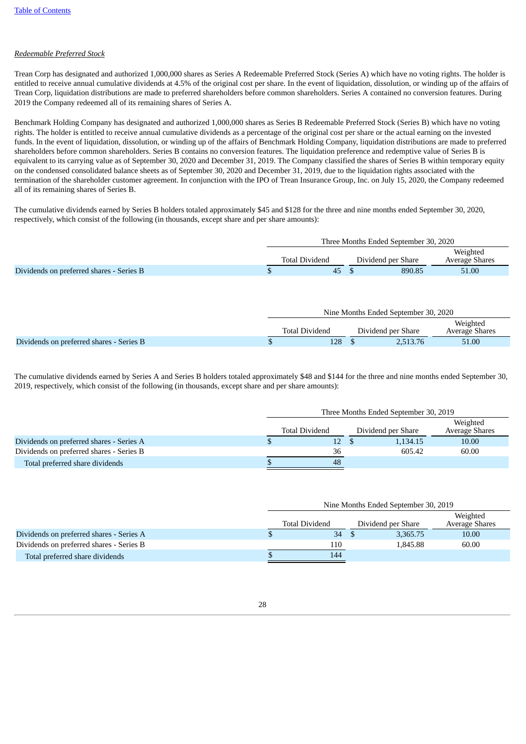*Redeemable Preferred Stock*

Trean Corp has designated and authorized 1,000,000 shares as Series A Redeemable Preferred Stock (Series A) which have no voting rights. The holder is entitled to receive annual cumulative dividends at 4.5% of the original cost per share. In the event of liquidation, dissolution, or winding up of the affairs of Trean Corp, liquidation distributions are made to preferred shareholders before common shareholders. Series A contained no conversion features. During 2019 the Company redeemed all of its remaining shares of Series A.

Benchmark Holding Company has designated and authorized 1,000,000 shares as Series B Redeemable Preferred Stock (Series B) which have no voting rights. The holder is entitled to receive annual cumulative dividends as a percentage of the original cost per share or the actual earning on the invested funds. In the event of liquidation, dissolution, or winding up of the affairs of Benchmark Holding Company, liquidation distributions are made to preferred shareholders before common shareholders. Series B contains no conversion features. The liquidation preference and redemptive value of Series B is equivalent to its carrying value as of September 30, 2020 and December 31, 2019. The Company classified the shares of Series B within temporary equity on the condensed consolidated balance sheets as of September 30, 2020 and December 31, 2019, due to the liquidation rights associated with the termination of the shareholder customer agreement. In conjunction with the IPO of Trean Insurance Group, Inc. on July 15, 2020, the Company redeemed all of its remaining shares of Series B.

The cumulative dividends earned by Series B holders totaled approximately $45 and $128 for the three and nine months ended September 30, 2020, respectively, which consist of the following (in thousands, except share and per share amounts):

| | Three Months Ended September 30, 2020 | | |
|---|---|---|---|
| | Total Dividend | Dividend per Share | Weighted Average Shares |
| Dividends on preferred shares - Series B | $ 45 | $ 890.85 | 51.00 |

| | Nine Months Ended September 30, 2020 | | |
|---|---|---|---|
| | Total Dividend | Dividend per Share | Weighted Average Shares |
| Dividends on preferred shares - Series B | $ 128 | $ 2,513.76 | 51.00 |

The cumulative dividends earned by Series A and Series B holders totaled approximately $48 and $144 for the three and nine months ended September 30, 2019, respectively, which consist of the following (in thousands, except share and per share amounts):

| | Three Months Ended September 30, 2019 | | |
|---|---|---|---|
| | Total Dividend | Dividend per Share | Weighted Average Shares |
| Dividends on preferred shares - Series A | $ 12 | $ 1,134.15 | 10.00 |
| Dividends on preferred shares - Series B | 36 | 605.42 | 60.00 |
| Total preferred share dividends | $ 48 | | |

| | Nine Months Ended September 30, 2019 | | |
|---|---|---|---|
| | Total Dividend | Dividend per Share | Weighted Average Shares |
| Dividends on preferred shares - Series A | $ 34 | $ 3,365.75 | 10.00 |
| Dividends on preferred shares - Series B | 110 | 1,845.88 | 60.00 |
| Total preferred share dividends | $ 144 | | |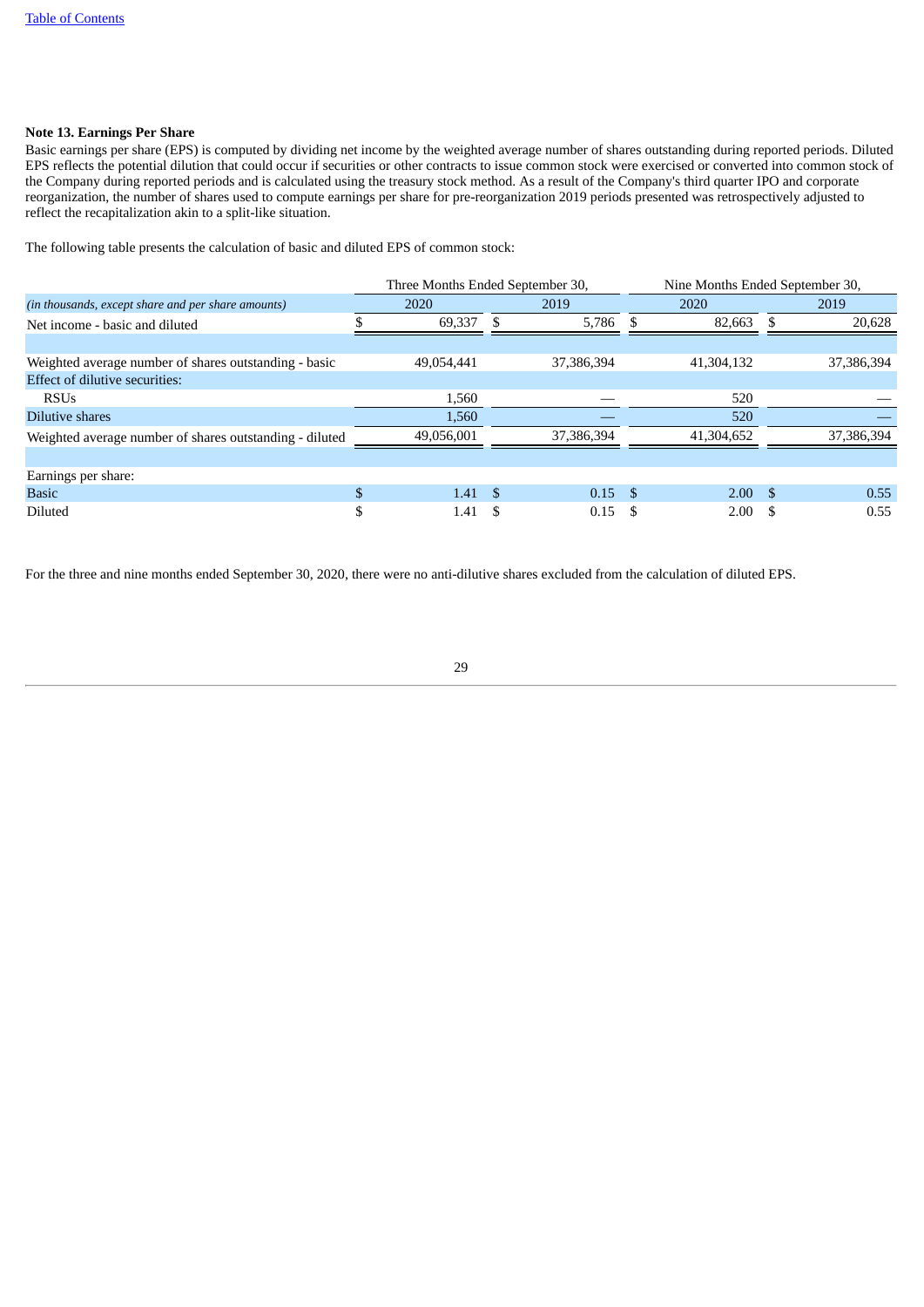### Note 13. Earnings Per Share

Basic earnings per share (EPS) is computed by dividing net income by the weighted average number of shares outstanding during reported periods. Diluted EPS reflects the potential dilution that could occur if securities or other contracts to issue common stock were exercised or converted into common stock of the Company during reported periods and is calculated using the treasury stock method. As a result of the Company's third quarter IPO and corporate reorganization, the number of shares used to compute earnings per share for pre-reorganization 2019 periods presented was retrospectively adjusted to reflect the recapitalization akin to a split-like situation.

The following table presents the calculation of basic and diluted EPS of common stock:

| | Three Months Ended September 30, | | Nine Months Ended September 30, | |
|---|---|---|---|---|
| *(in thousands, except share and per share amounts)* | 2020 | 2019 | 2020 | 2019 |
| Net income - basic and diluted | $ 69,337 | $ 5,786 | $ 82,663 | $ 20,628 |
| | | | | |
| Weighted average number of shares outstanding - basic | 49,054,441 | 37,386,394 | 41,304,132 | 37,386,394 |
| Effect of dilutive securities: | | | | |
| RSUs | 1,560 | — | 520 | — |
| Dilutive shares | 1,560 | — | 520 | — |
| Weighted average number of shares outstanding - diluted | 49,056,001 | 37,386,394 | 41,304,652 | 37,386,394 |
| | | | | |
| Earnings per share: | | | | |
| Basic | $ 1.41 | $ 0.15 | $ 2.00 | $ 0.55 |
| Diluted | $ 1.41 | $ 0.15 | $ 2.00 | $ 0.55 |

For the three and nine months ended September 30, 2020, there were no anti-dilutive shares excluded from the calculation of diluted EPS.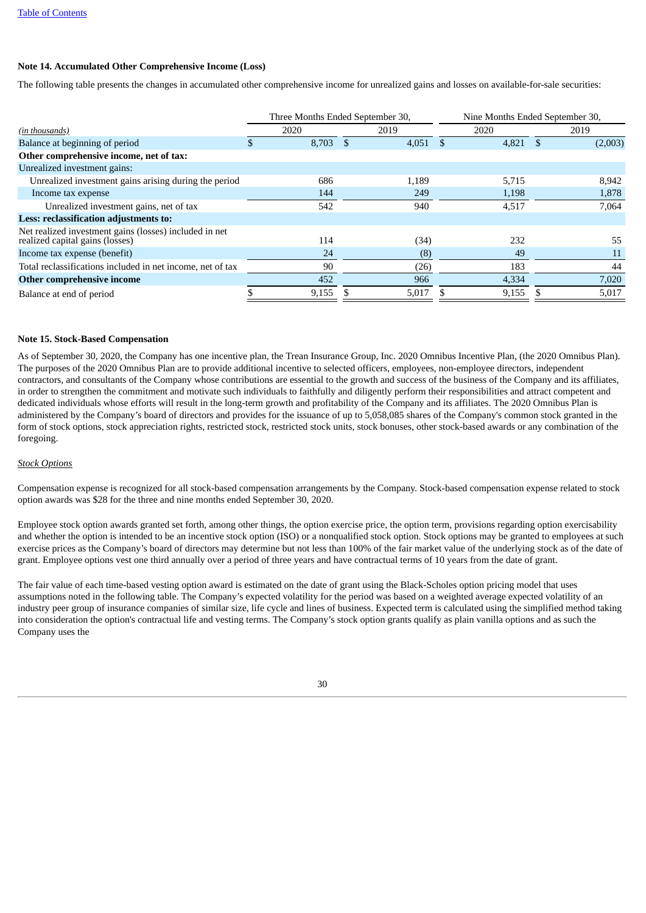### Note 14. Accumulated Other Comprehensive Income (Loss)

The following table presents the changes in accumulated other comprehensive income for unrealized gains and losses on available-for-sale securities:

| | Three Months Ended September 30, | | Nine Months Ended September 30, | |
|---|---|---|---|---|
| *(in thousands)* | 2020 | 2019 | 2020 | 2019 |
| Balance at beginning of period | $ 8,703 | $ 4,051 | $ 4,821 | $ (2,003) |
| **Other comprehensive income, net of tax:** | | | | |
| Unrealized investment gains: | | | | |
| Unrealized investment gains arising during the period | 686 | 1,189 | 5,715 | 8,942 |
| Income tax expense | 144 | 249 | 1,198 | 1,878 |
| Unrealized investment gains, net of tax | 542 | 940 | 4,517 | 7,064 |
| **Less: reclassification adjustments to:** | | | | |
| Net realized investment gains (losses) included in net realized capital gains (losses) | 114 | (34) | 232 | 55 |
| Income tax expense (benefit) | 24 | (8) | 49 | 11 |
| Total reclassifications included in net income, net of tax | 90 | (26) | 183 | 44 |
| **Other comprehensive income** | 452 | 966 | 4,334 | 7,020 |
| Balance at end of period | $ 9,155 | $ 5,017 | $ 9,155 | $ 5,017 |

### Note 15. Stock-Based Compensation

As of September 30, 2020, the Company has one incentive plan, the Trean Insurance Group, Inc. 2020 Omnibus Incentive Plan, (the 2020 Omnibus Plan). The purposes of the 2020 Omnibus Plan are to provide additional incentive to selected officers, employees, non-employee directors, independent contractors, and consultants of the Company whose contributions are essential to the growth and success of the business of the Company and its affiliates, in order to strengthen the commitment and motivate such individuals to faithfully and diligently perform their responsibilities and attract competent and dedicated individuals whose efforts will result in the long-term growth and profitability of the Company and its affiliates. The 2020 Omnibus Plan is administered by the Company's board of directors and provides for the issuance of up to 5,058,085 shares of the Company's common stock granted in the form of stock options, stock appreciation rights, restricted stock, restricted stock units, stock bonuses, other stock-based awards or any combination of the foregoing.

*Stock Options*

Compensation expense is recognized for all stock-based compensation arrangements by the Company. Stock-based compensation expense related to stock option awards was $28 for the three and nine months ended September 30, 2020.

Employee stock option awards granted set forth, among other things, the option exercise price, the option term, provisions regarding option exercisability and whether the option is intended to be an incentive stock option (ISO) or a nonqualified stock option. Stock options may be granted to employees at such exercise prices as the Company's board of directors may determine but not less than 100% of the fair market value of the underlying stock as of the date of grant. Employee options vest one third annually over a period of three years and have contractual terms of 10 years from the date of grant.

The fair value of each time-based vesting option award is estimated on the date of grant using the Black-Scholes option pricing model that uses assumptions noted in the following table. The Company's expected volatility for the period was based on a weighted average expected volatility of an industry peer group of insurance companies of similar size, life cycle and lines of business. Expected term is calculated using the simplified method taking into consideration the option's contractual life and vesting terms. The Company's stock option grants qualify as plain vanilla options and as such the Company uses the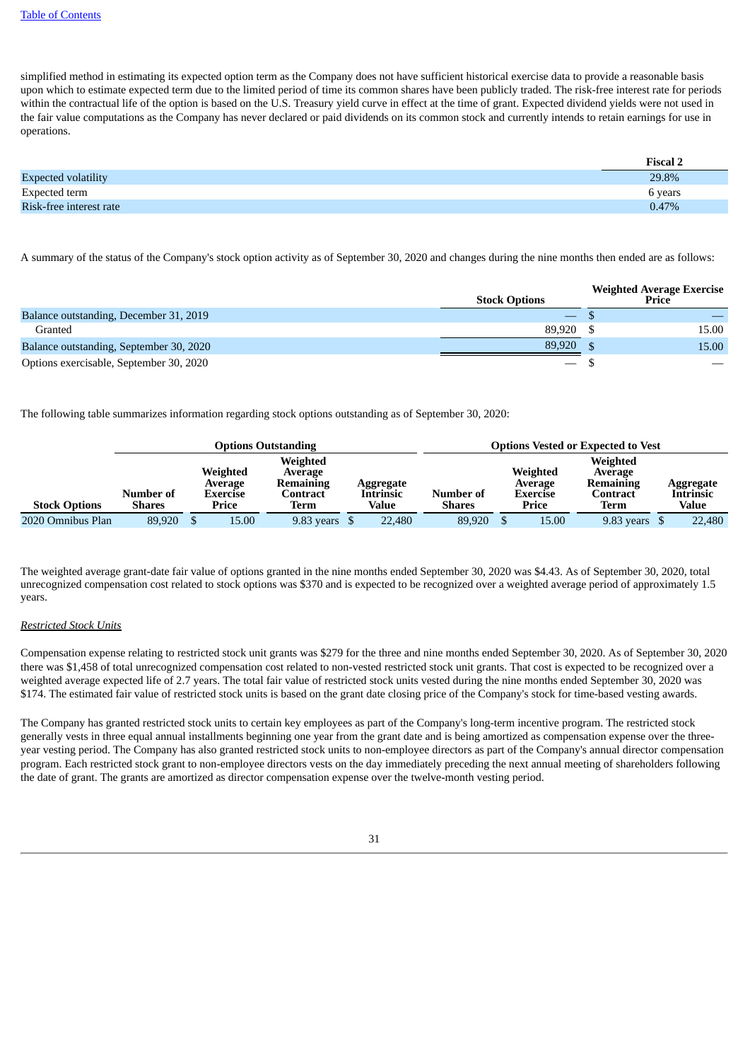simplified method in estimating its expected option term as the Company does not have sufficient historical exercise data to provide a reasonable basis upon which to estimate expected term due to the limited period of time its common shares have been publicly traded. The risk-free interest rate for periods within the contractual life of the option is based on the U.S. Treasury yield curve in effect at the time of grant. Expected dividend yields were not used in the fair value computations as the Company has never declared or paid dividends on its common stock and currently intends to retain earnings for use in operations.

| | Fiscal 2 |
|---|---|
| Expected volatility | 29.8% |
| Expected term | 6 years |
| Risk-free interest rate | 0.47% |

A summary of the status of the Company's stock option activity as of September 30, 2020 and changes during the nine months then ended are as follows:

| | Stock Options | Weighted Average Exercise Price |
|---|---|---|
| Balance outstanding, December 31, 2019 | — | $ — |
| Granted | 89,920 | $ 15.00 |
| Balance outstanding, September 30, 2020 | 89,920 | $ 15.00 |
| Options exercisable, September 30, 2020 | — | $ — |

The following table summarizes information regarding stock options outstanding as of September 30, 2020:

| | Options Outstanding | | | | Options Vested or Expected to Vest | | | |
|---|---|---|---|---|---|---|---|---|
| Stock Options | Number of Shares | Weighted Average Exercise Price | Weighted Average Remaining Contract Term | Aggregate Intrinsic Value | Number of Shares | Weighted Average Exercise Price | Weighted Average Remaining Contract Term | Aggregate Intrinsic Value |
| 2020 Omnibus Plan | 89,920 | $ 15.00 | 9.83 years | $ 22,480 | 89,920 | $ 15.00 | 9.83 years | $ 22,480 |

The weighted average grant-date fair value of options granted in the nine months ended September 30, 2020 was $4.43. As of September 30, 2020, total unrecognized compensation cost related to stock options was $370 and is expected to be recognized over a weighted average period of approximately 1.5 years.

*Restricted Stock Units*

Compensation expense relating to restricted stock unit grants was $279 for the three and nine months ended September 30, 2020. As of September 30, 2020 there was $1,458 of total unrecognized compensation cost related to non-vested restricted stock unit grants. That cost is expected to be recognized over a weighted average expected life of 2.7 years. The total fair value of restricted stock units vested during the nine months ended September 30, 2020 was $174. The estimated fair value of restricted stock units is based on the grant date closing price of the Company's stock for time-based vesting awards.

The Company has granted restricted stock units to certain key employees as part of the Company's long-term incentive program. The restricted stock generally vests in three equal annual installments beginning one year from the grant date and is being amortized as compensation expense over the three-year vesting period. The Company has also granted restricted stock units to non-employee directors as part of the Company's annual director compensation program. Each restricted stock grant to non-employee directors vests on the day immediately preceding the next annual meeting of shareholders following the date of grant. The grants are amortized as director compensation expense over the twelve-month vesting period.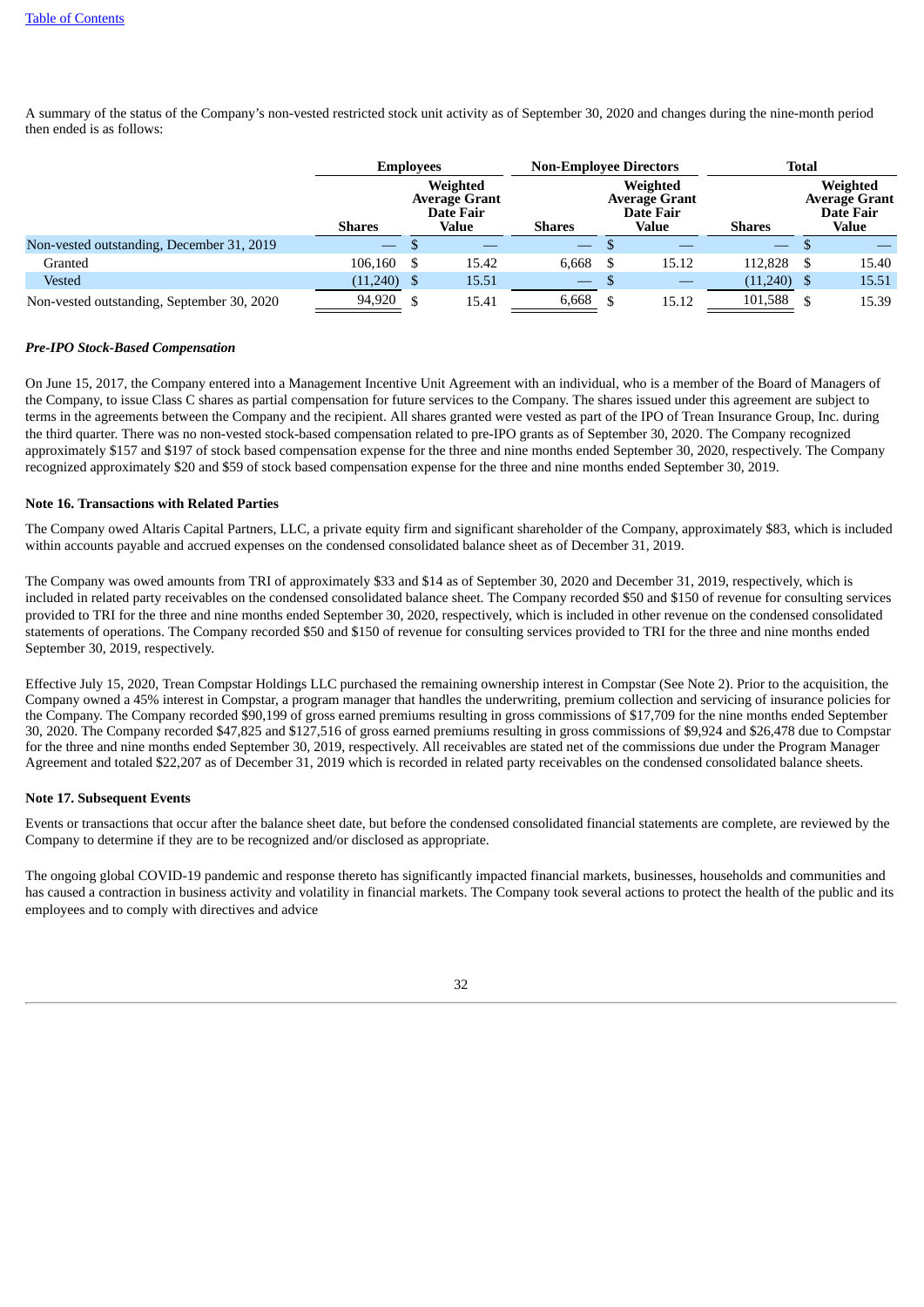A summary of the status of the Company's non-vested restricted stock unit activity as of September 30, 2020 and changes during the nine-month period then ended is as follows:

| | Employees | | Non-Employee Directors | | Total | |
|---|---|---|---|---|---|---|
| | Shares | Weighted Average Grant Date Fair Value | Shares | Weighted Average Grant Date Fair Value | Shares | Weighted Average Grant Date Fair Value |
| Non-vested outstanding, December 31, 2019 | — | $ — | — | $ — | — | $ — |
| Granted | 106,160 | $ 15.42 | 6,668 | $ 15.12 | 112,828 | $ 15.40 |
| Vested | (11,240) | $ 15.51 | — | $ — | (11,240) | $ 15.51 |
| Non-vested outstanding, September 30, 2020 | 94,920 | $ 15.41 | 6,668 | $ 15.12 | 101,588 | $ 15.39 |

***Pre-IPO Stock-Based Compensation***

On June 15, 2017, the Company entered into a Management Incentive Unit Agreement with an individual, who is a member of the Board of Managers of the Company, to issue Class C shares as partial compensation for future services to the Company. The shares issued under this agreement are subject to terms in the agreements between the Company and the recipient. All shares granted were vested as part of the IPO of Trean Insurance Group, Inc. during the third quarter. There was no non-vested stock-based compensation related to pre-IPO grants as of September 30, 2020. The Company recognized approximately $157 and $197 of stock based compensation expense for the three and nine months ended September 30, 2020, respectively. The Company recognized approximately $20 and $59 of stock based compensation expense for the three and nine months ended September 30, 2019.

**Note 16. Transactions with Related Parties**

The Company owed Altaris Capital Partners, LLC, a private equity firm and significant shareholder of the Company, approximately $83, which is included within accounts payable and accrued expenses on the condensed consolidated balance sheet as of December 31, 2019.

The Company was owed amounts from TRI of approximately $33 and $14 as of September 30, 2020 and December 31, 2019, respectively, which is included in related party receivables on the condensed consolidated balance sheet. The Company recorded $50 and $150 of revenue for consulting services provided to TRI for the three and nine months ended September 30, 2020, respectively, which is included in other revenue on the condensed consolidated statements of operations. The Company recorded $50 and $150 of revenue for consulting services provided to TRI for the three and nine months ended September 30, 2019, respectively.

Effective July 15, 2020, Trean Compstar Holdings LLC purchased the remaining ownership interest in Compstar (See Note 2). Prior to the acquisition, the Company owned a 45% interest in Compstar, a program manager that handles the underwriting, premium collection and servicing of insurance policies for the Company. The Company recorded $90,199 of gross earned premiums resulting in gross commissions of $17,709 for the nine months ended September 30, 2020. The Company recorded $47,825 and $127,516 of gross earned premiums resulting in gross commissions of $9,924 and $26,478 due to Compstar for the three and nine months ended September 30, 2019, respectively. All receivables are stated net of the commissions due under the Program Manager Agreement and totaled $22,207 as of December 31, 2019 which is recorded in related party receivables on the condensed consolidated balance sheets.

**Note 17. Subsequent Events**

Events or transactions that occur after the balance sheet date, but before the condensed consolidated financial statements are complete, are reviewed by the Company to determine if they are to be recognized and/or disclosed as appropriate.

The ongoing global COVID-19 pandemic and response thereto has significantly impacted financial markets, businesses, households and communities and has caused a contraction in business activity and volatility in financial markets. The Company took several actions to protect the health of the public and its employees and to comply with directives and advice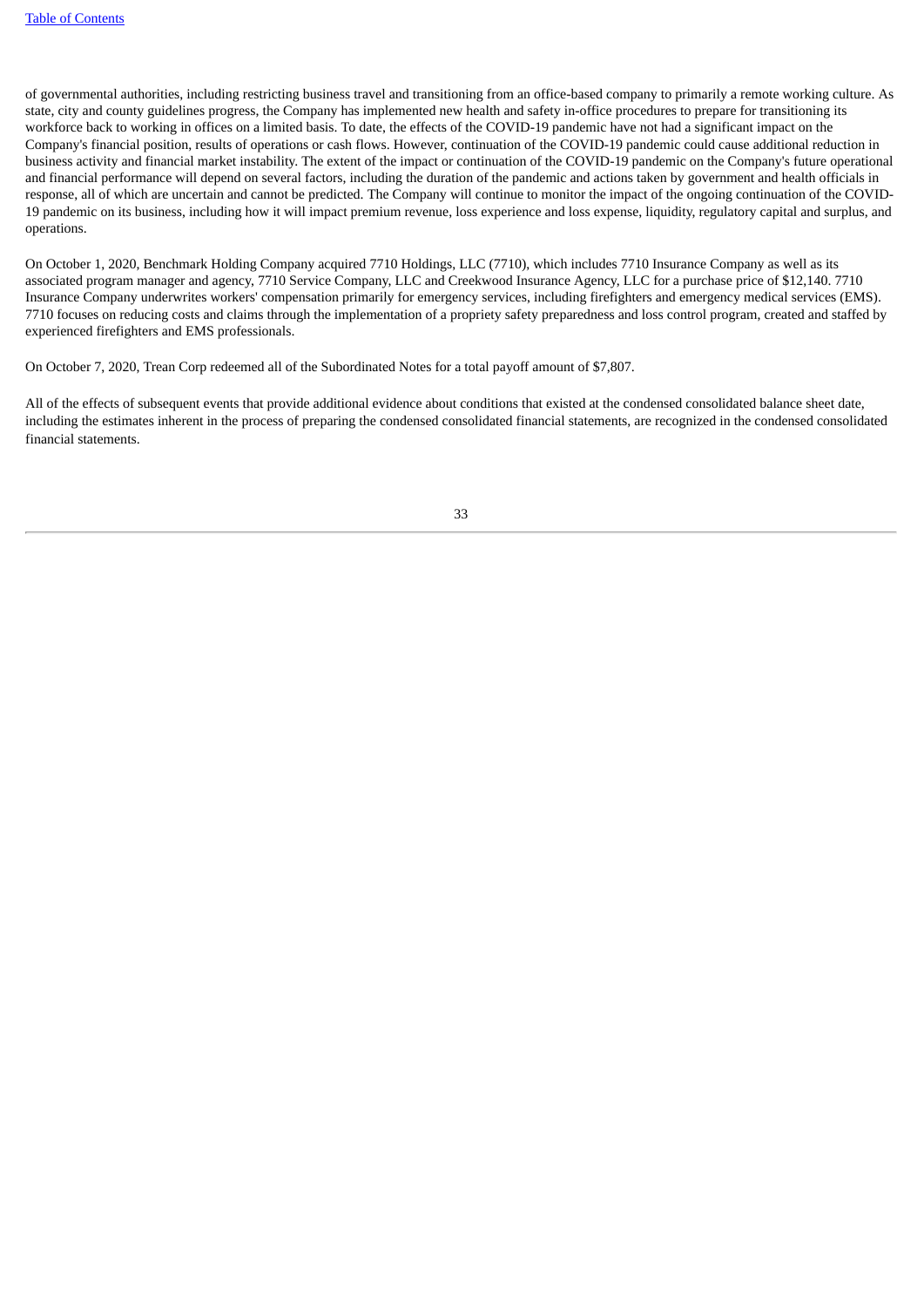of governmental authorities, including restricting business travel and transitioning from an office-based company to primarily a remote working culture. As state, city and county guidelines progress, the Company has implemented new health and safety in-office procedures to prepare for transitioning its workforce back to working in offices on a limited basis. To date, the effects of the COVID-19 pandemic have not had a significant impact on the Company's financial position, results of operations or cash flows. However, continuation of the COVID-19 pandemic could cause additional reduction in business activity and financial market instability. The extent of the impact or continuation of the COVID-19 pandemic on the Company's future operational and financial performance will depend on several factors, including the duration of the pandemic and actions taken by government and health officials in response, all of which are uncertain and cannot be predicted. The Company will continue to monitor the impact of the ongoing continuation of the COVID-19 pandemic on its business, including how it will impact premium revenue, loss experience and loss expense, liquidity, regulatory capital and surplus, and operations.

On October 1, 2020, Benchmark Holding Company acquired 7710 Holdings, LLC (7710), which includes 7710 Insurance Company as well as its associated program manager and agency, 7710 Service Company, LLC and Creekwood Insurance Agency, LLC for a purchase price of $12,140. 7710 Insurance Company underwrites workers' compensation primarily for emergency services, including firefighters and emergency medical services (EMS). 7710 focuses on reducing costs and claims through the implementation of a propriety safety preparedness and loss control program, created and staffed by experienced firefighters and EMS professionals.

On October 7, 2020, Trean Corp redeemed all of the Subordinated Notes for a total payoff amount of $7,807.

All of the effects of subsequent events that provide additional evidence about conditions that existed at the condensed consolidated balance sheet date, including the estimates inherent in the process of preparing the condensed consolidated financial statements, are recognized in the condensed consolidated financial statements.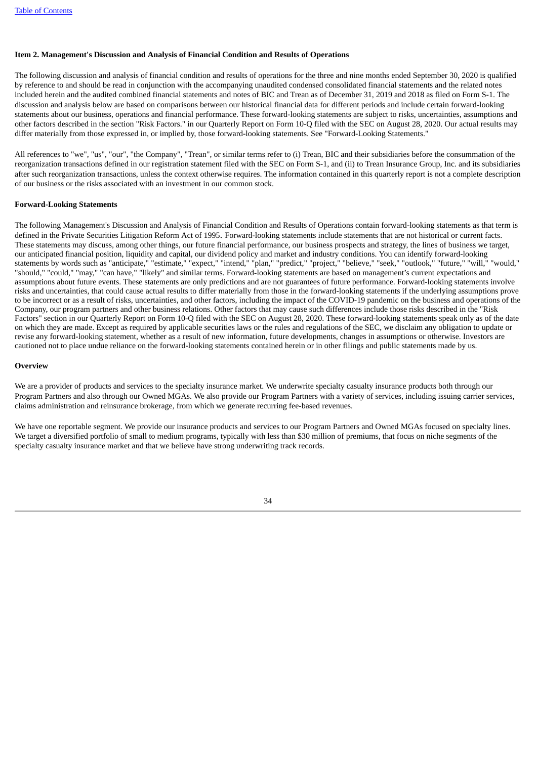**Item 2. Management's Discussion and Analysis of Financial Condition and Results of Operations**

The following discussion and analysis of financial condition and results of operations for the three and nine months ended September 30, 2020 is qualified by reference to and should be read in conjunction with the accompanying unaudited condensed consolidated financial statements and the related notes included herein and the audited combined financial statements and notes of BIC and Trean as of December 31, 2019 and 2018 as filed on Form S-1. The discussion and analysis below are based on comparisons between our historical financial data for different periods and include certain forward-looking statements about our business, operations and financial performance. These forward-looking statements are subject to risks, uncertainties, assumptions and other factors described in the section "Risk Factors." in our Quarterly Report on Form 10-Q filed with the SEC on August 28, 2020. Our actual results may differ materially from those expressed in, or implied by, those forward-looking statements. See "Forward-Looking Statements."

All references to "we", "us", "our", "the Company", "Trean", or similar terms refer to (i) Trean, BIC and their subsidiaries before the consummation of the reorganization transactions defined in our registration statement filed with the SEC on Form S-1, and (ii) to Trean Insurance Group, Inc. and its subsidiaries after such reorganization transactions, unless the context otherwise requires. The information contained in this quarterly report is not a complete description of our business or the risks associated with an investment in our common stock.

**Forward-Looking Statements**

The following Management's Discussion and Analysis of Financial Condition and Results of Operations contain forward-looking statements as that term is defined in the Private Securities Litigation Reform Act of 1995. Forward-looking statements include statements that are not historical or current facts. These statements may discuss, among other things, our future financial performance, our business prospects and strategy, the lines of business we target, our anticipated financial position, liquidity and capital, our dividend policy and market and industry conditions. You can identify forward-looking statements by words such as "anticipate," "estimate," "expect," "intend," "plan," "predict," "project," "believe," "seek," "outlook," "future," "will," "would," "should," "could," "may," "can have," "likely" and similar terms. Forward-looking statements are based on management's current expectations and assumptions about future events. These statements are only predictions and are not guarantees of future performance. Forward-looking statements involve risks and uncertainties, that could cause actual results to differ materially from those in the forward-looking statements if the underlying assumptions prove to be incorrect or as a result of risks, uncertainties, and other factors, including the impact of the COVID-19 pandemic on the business and operations of the Company, our program partners and other business relations. Other factors that may cause such differences include those risks described in the "Risk Factors" section in our Quarterly Report on Form 10-Q filed with the SEC on August 28, 2020. These forward-looking statements speak only as of the date on which they are made. Except as required by applicable securities laws or the rules and regulations of the SEC, we disclaim any obligation to update or revise any forward-looking statement, whether as a result of new information, future developments, changes in assumptions or otherwise. Investors are cautioned not to place undue reliance on the forward-looking statements contained herein or in other filings and public statements made by us.

**Overview**

We are a provider of products and services to the specialty insurance market. We underwrite specialty casualty insurance products both through our Program Partners and also through our Owned MGAs. We also provide our Program Partners with a variety of services, including issuing carrier services, claims administration and reinsurance brokerage, from which we generate recurring fee-based revenues.

We have one reportable segment. We provide our insurance products and services to our Program Partners and Owned MGAs focused on specialty lines. We target a diversified portfolio of small to medium programs, typically with less than $30 million of premiums, that focus on niche segments of the specialty casualty insurance market and that we believe have strong underwriting track records.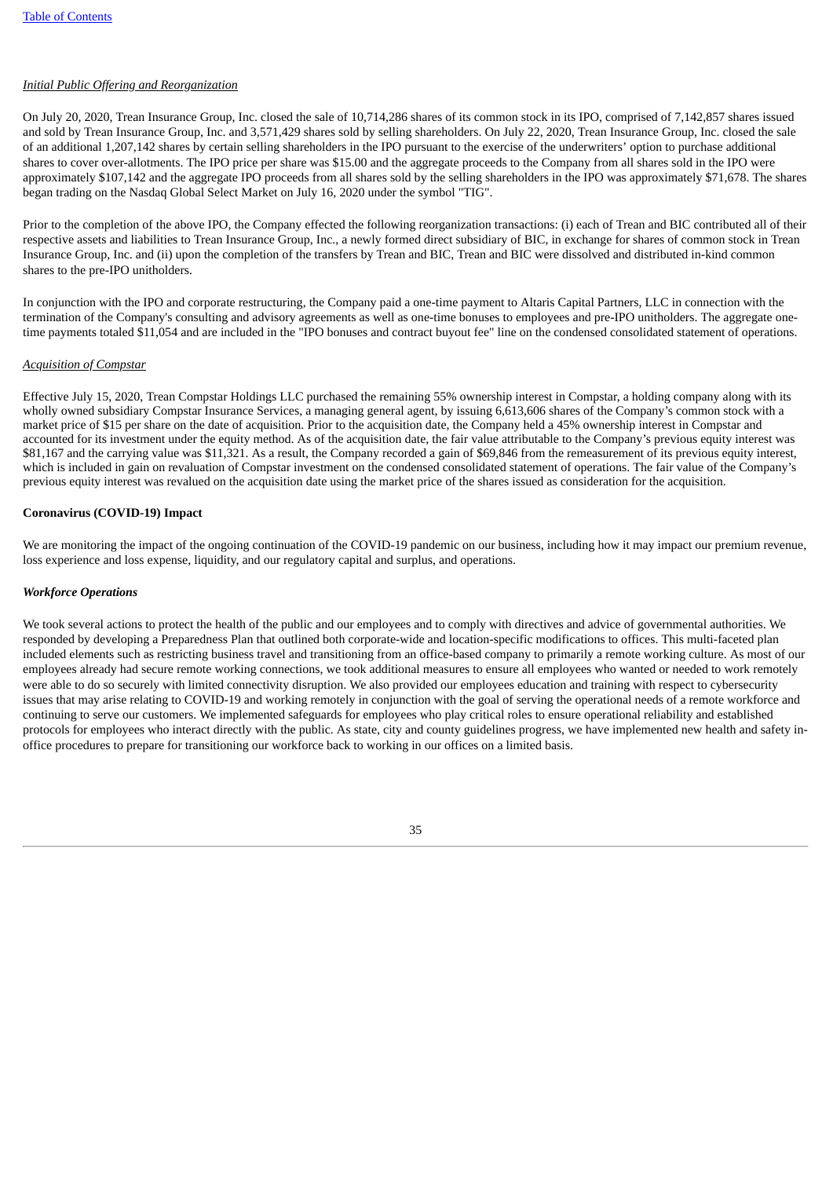*Initial Public Offering and Reorganization*

On July 20, 2020, Trean Insurance Group, Inc. closed the sale of 10,714,286 shares of its common stock in its IPO, comprised of 7,142,857 shares issued and sold by Trean Insurance Group, Inc. and 3,571,429 shares sold by selling shareholders. On July 22, 2020, Trean Insurance Group, Inc. closed the sale of an additional 1,207,142 shares by certain selling shareholders in the IPO pursuant to the exercise of the underwriters' option to purchase additional shares to cover over-allotments. The IPO price per share was $15.00 and the aggregate proceeds to the Company from all shares sold in the IPO were approximately $107,142 and the aggregate IPO proceeds from all shares sold by the selling shareholders in the IPO was approximately $71,678. The shares began trading on the Nasdaq Global Select Market on July 16, 2020 under the symbol "TIG".

Prior to the completion of the above IPO, the Company effected the following reorganization transactions: (i) each of Trean and BIC contributed all of their respective assets and liabilities to Trean Insurance Group, Inc., a newly formed direct subsidiary of BIC, in exchange for shares of common stock in Trean Insurance Group, Inc. and (ii) upon the completion of the transfers by Trean and BIC, Trean and BIC were dissolved and distributed in-kind common shares to the pre-IPO unitholders.

In conjunction with the IPO and corporate restructuring, the Company paid a one-time payment to Altaris Capital Partners, LLC in connection with the termination of the Company's consulting and advisory agreements as well as one-time bonuses to employees and pre-IPO unitholders. The aggregate one-time payments totaled $11,054 and are included in the "IPO bonuses and contract buyout fee" line on the condensed consolidated statement of operations.

*Acquisition of Compstar*

Effective July 15, 2020, Trean Compstar Holdings LLC purchased the remaining 55% ownership interest in Compstar, a holding company along with its wholly owned subsidiary Compstar Insurance Services, a managing general agent, by issuing 6,613,606 shares of the Company's common stock with a market price of $15 per share on the date of acquisition. Prior to the acquisition date, the Company held a 45% ownership interest in Compstar and accounted for its investment under the equity method. As of the acquisition date, the fair value attributable to the Company's previous equity interest was $81,167 and the carrying value was $11,321. As a result, the Company recorded a gain of $69,846 from the remeasurement of its previous equity interest, which is included in gain on revaluation of Compstar investment on the condensed consolidated statement of operations. The fair value of the Company's previous equity interest was revalued on the acquisition date using the market price of the shares issued as consideration for the acquisition.

**Coronavirus (COVID-19) Impact**

We are monitoring the impact of the ongoing continuation of the COVID-19 pandemic on our business, including how it may impact our premium revenue, loss experience and loss expense, liquidity, and our regulatory capital and surplus, and operations.

***Workforce Operations***

We took several actions to protect the health of the public and our employees and to comply with directives and advice of governmental authorities. We responded by developing a Preparedness Plan that outlined both corporate-wide and location-specific modifications to offices. This multi-faceted plan included elements such as restricting business travel and transitioning from an office-based company to primarily a remote working culture. As most of our employees already had secure remote working connections, we took additional measures to ensure all employees who wanted or needed to work remotely were able to do so securely with limited connectivity disruption. We also provided our employees education and training with respect to cybersecurity issues that may arise relating to COVID-19 and working remotely in conjunction with the goal of serving the operational needs of a remote workforce and continuing to serve our customers. We implemented safeguards for employees who play critical roles to ensure operational reliability and established protocols for employees who interact directly with the public. As state, city and county guidelines progress, we have implemented new health and safety in-office procedures to prepare for transitioning our workforce back to working in our offices on a limited basis.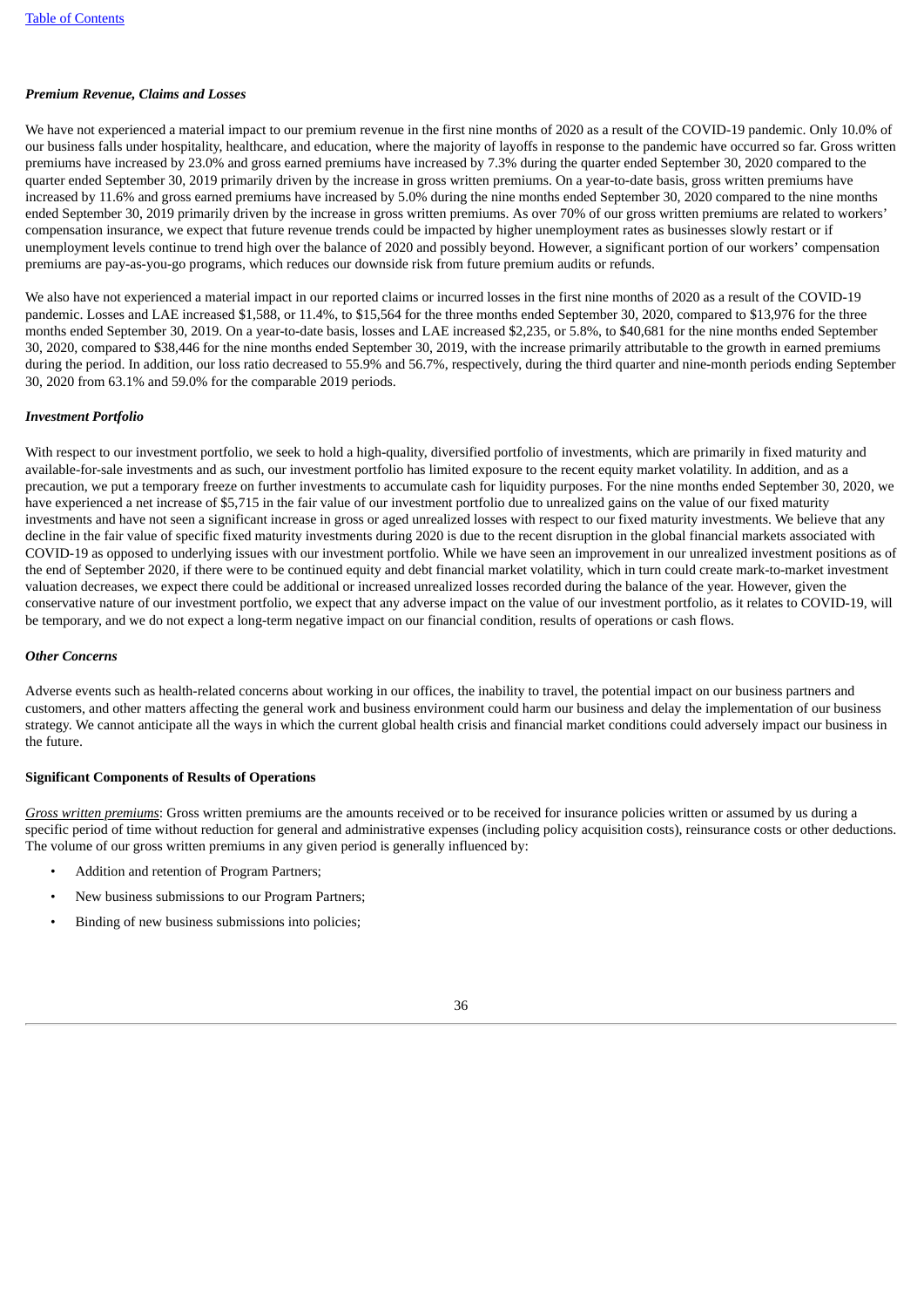***Premium Revenue, Claims and Losses***

We have not experienced a material impact to our premium revenue in the first nine months of 2020 as a result of the COVID-19 pandemic. Only 10.0% of our business falls under hospitality, healthcare, and education, where the majority of layoffs in response to the pandemic have occurred so far. Gross written premiums have increased by 23.0% and gross earned premiums have increased by 7.3% during the quarter ended September 30, 2020 compared to the quarter ended September 30, 2019 primarily driven by the increase in gross written premiums. On a year-to-date basis, gross written premiums have increased by 11.6% and gross earned premiums have increased by 5.0% during the nine months ended September 30, 2020 compared to the nine months ended September 30, 2019 primarily driven by the increase in gross written premiums. As over 70% of our gross written premiums are related to workers' compensation insurance, we expect that future revenue trends could be impacted by higher unemployment rates as businesses slowly restart or if unemployment levels continue to trend high over the balance of 2020 and possibly beyond. However, a significant portion of our workers' compensation premiums are pay-as-you-go programs, which reduces our downside risk from future premium audits or refunds.

We also have not experienced a material impact in our reported claims or incurred losses in the first nine months of 2020 as a result of the COVID-19 pandemic. Losses and LAE increased $1,588, or 11.4%, to $15,564 for the three months ended September 30, 2020, compared to $13,976 for the three months ended September 30, 2019. On a year-to-date basis, losses and LAE increased $2,235, or 5.8%, to $40,681 for the nine months ended September 30, 2020, compared to $38,446 for the nine months ended September 30, 2019, with the increase primarily attributable to the growth in earned premiums during the period. In addition, our loss ratio decreased to 55.9% and 56.7%, respectively, during the third quarter and nine-month periods ending September 30, 2020 from 63.1% and 59.0% for the comparable 2019 periods.

***Investment Portfolio***

With respect to our investment portfolio, we seek to hold a high-quality, diversified portfolio of investments, which are primarily in fixed maturity and available-for-sale investments and as such, our investment portfolio has limited exposure to the recent equity market volatility. In addition, and as a precaution, we put a temporary freeze on further investments to accumulate cash for liquidity purposes. For the nine months ended September 30, 2020, we have experienced a net increase of $5,715 in the fair value of our investment portfolio due to unrealized gains on the value of our fixed maturity investments and have not seen a significant increase in gross or aged unrealized losses with respect to our fixed maturity investments. We believe that any decline in the fair value of specific fixed maturity investments during 2020 is due to the recent disruption in the global financial markets associated with COVID-19 as opposed to underlying issues with our investment portfolio. While we have seen an improvement in our unrealized investment positions as of the end of September 2020, if there were to be continued equity and debt financial market volatility, which in turn could create mark-to-market investment valuation decreases, we expect there could be additional or increased unrealized losses recorded during the balance of the year. However, given the conservative nature of our investment portfolio, we expect that any adverse impact on the value of our investment portfolio, as it relates to COVID-19, will be temporary, and we do not expect a long-term negative impact on our financial condition, results of operations or cash flows.

***Other Concerns***

Adverse events such as health-related concerns about working in our offices, the inability to travel, the potential impact on our business partners and customers, and other matters affecting the general work and business environment could harm our business and delay the implementation of our business strategy. We cannot anticipate all the ways in which the current global health crisis and financial market conditions could adversely impact our business in the future.

**Significant Components of Results of Operations**

*Gross written premiums*: Gross written premiums are the amounts received or to be received for insurance policies written or assumed by us during a specific period of time without reduction for general and administrative expenses (including policy acquisition costs), reinsurance costs or other deductions. The volume of our gross written premiums in any given period is generally influenced by:

- Addition and retention of Program Partners;
- New business submissions to our Program Partners;
- Binding of new business submissions into policies;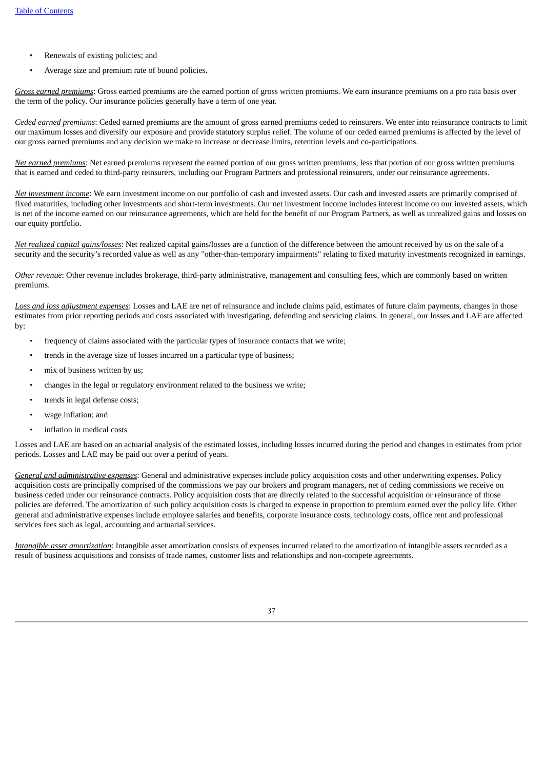- Renewals of existing policies; and
- Average size and premium rate of bound policies.

_Gross earned premiums_: Gross earned premiums are the earned portion of gross written premiums. We earn insurance premiums on a pro rata basis over the term of the policy. Our insurance policies generally have a term of one year.

_Ceded earned premiums_: Ceded earned premiums are the amount of gross earned premiums ceded to reinsurers. We enter into reinsurance contracts to limit our maximum losses and diversify our exposure and provide statutory surplus relief. The volume of our ceded earned premiums is affected by the level of our gross earned premiums and any decision we make to increase or decrease limits, retention levels and co-participations.

_Net earned premiums_: Net earned premiums represent the earned portion of our gross written premiums, less that portion of our gross written premiums that is earned and ceded to third-party reinsurers, including our Program Partners and professional reinsurers, under our reinsurance agreements.

_Net investment income_: We earn investment income on our portfolio of cash and invested assets. Our cash and invested assets are primarily comprised of fixed maturities, including other investments and short-term investments. Our net investment income includes interest income on our invested assets, which is net of the income earned on our reinsurance agreements, which are held for the benefit of our Program Partners, as well as unrealized gains and losses on our equity portfolio.

_Net realized capital gains/losses_: Net realized capital gains/losses are a function of the difference between the amount received by us on the sale of a security and the security's recorded value as well as any "other-than-temporary impairments" relating to fixed maturity investments recognized in earnings.

_Other revenue_: Other revenue includes brokerage, third-party administrative, management and consulting fees, which are commonly based on written premiums.

_Loss and loss adjustment expenses_: Losses and LAE are net of reinsurance and include claims paid, estimates of future claim payments, changes in those estimates from prior reporting periods and costs associated with investigating, defending and servicing claims. In general, our losses and LAE are affected by:

- frequency of claims associated with the particular types of insurance contacts that we write;
- trends in the average size of losses incurred on a particular type of business;
- mix of business written by us;
- changes in the legal or regulatory environment related to the business we write;
- trends in legal defense costs;
- wage inflation; and
- inflation in medical costs

Losses and LAE are based on an actuarial analysis of the estimated losses, including losses incurred during the period and changes in estimates from prior periods. Losses and LAE may be paid out over a period of years.

_General and administrative expenses_: General and administrative expenses include policy acquisition costs and other underwriting expenses. Policy acquisition costs are principally comprised of the commissions we pay our brokers and program managers, net of ceding commissions we receive on business ceded under our reinsurance contracts. Policy acquisition costs that are directly related to the successful acquisition or reinsurance of those policies are deferred. The amortization of such policy acquisition costs is charged to expense in proportion to premium earned over the policy life. Other general and administrative expenses include employee salaries and benefits, corporate insurance costs, technology costs, office rent and professional services fees such as legal, accounting and actuarial services.

_Intangible asset amortization_: Intangible asset amortization consists of expenses incurred related to the amortization of intangible assets recorded as a result of business acquisitions and consists of trade names, customer lists and relationships and non-compete agreements.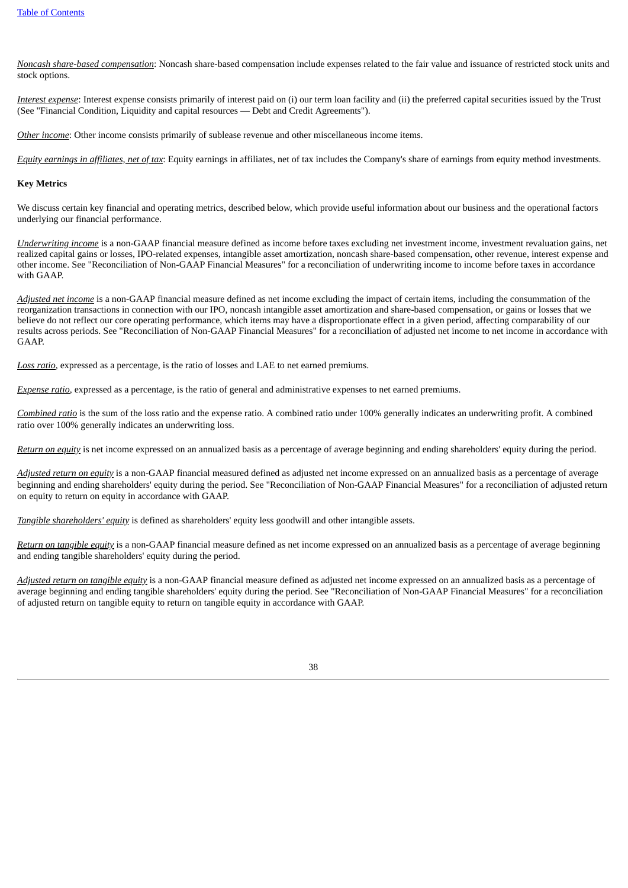*Noncash share-based compensation*: Noncash share-based compensation include expenses related to the fair value and issuance of restricted stock units and stock options.

*Interest expense*: Interest expense consists primarily of interest paid on (i) our term loan facility and (ii) the preferred capital securities issued by the Trust (See "Financial Condition, Liquidity and capital resources — Debt and Credit Agreements").

*Other income*: Other income consists primarily of sublease revenue and other miscellaneous income items.

*Equity earnings in affiliates, net of tax*: Equity earnings in affiliates, net of tax includes the Company's share of earnings from equity method investments.

**Key Metrics**

We discuss certain key financial and operating metrics, described below, which provide useful information about our business and the operational factors underlying our financial performance.

*Underwriting income* is a non-GAAP financial measure defined as income before taxes excluding net investment income, investment revaluation gains, net realized capital gains or losses, IPO-related expenses, intangible asset amortization, noncash share-based compensation, other revenue, interest expense and other income. See "Reconciliation of Non-GAAP Financial Measures" for a reconciliation of underwriting income to income before taxes in accordance with GAAP.

*Adjusted net income* is a non-GAAP financial measure defined as net income excluding the impact of certain items, including the consummation of the reorganization transactions in connection with our IPO, noncash intangible asset amortization and share-based compensation, or gains or losses that we believe do not reflect our core operating performance, which items may have a disproportionate effect in a given period, affecting comparability of our results across periods. See "Reconciliation of Non-GAAP Financial Measures" for a reconciliation of adjusted net income to net income in accordance with GAAP.

*Loss ratio*, expressed as a percentage, is the ratio of losses and LAE to net earned premiums.

*Expense ratio*, expressed as a percentage, is the ratio of general and administrative expenses to net earned premiums.

*Combined ratio* is the sum of the loss ratio and the expense ratio. A combined ratio under 100% generally indicates an underwriting profit. A combined ratio over 100% generally indicates an underwriting loss.

*Return on equity* is net income expressed on an annualized basis as a percentage of average beginning and ending shareholders' equity during the period.

*Adjusted return on equity* is a non-GAAP financial measured defined as adjusted net income expressed on an annualized basis as a percentage of average beginning and ending shareholders' equity during the period. See "Reconciliation of Non-GAAP Financial Measures" for a reconciliation of adjusted return on equity to return on equity in accordance with GAAP.

*Tangible shareholders' equity* is defined as shareholders' equity less goodwill and other intangible assets.

*Return on tangible equity* is a non-GAAP financial measure defined as net income expressed on an annualized basis as a percentage of average beginning and ending tangible shareholders' equity during the period.

*Adjusted return on tangible equity* is a non-GAAP financial measure defined as adjusted net income expressed on an annualized basis as a percentage of average beginning and ending tangible shareholders' equity during the period. See "Reconciliation of Non-GAAP Financial Measures" for a reconciliation of adjusted return on tangible equity to return on tangible equity in accordance with GAAP.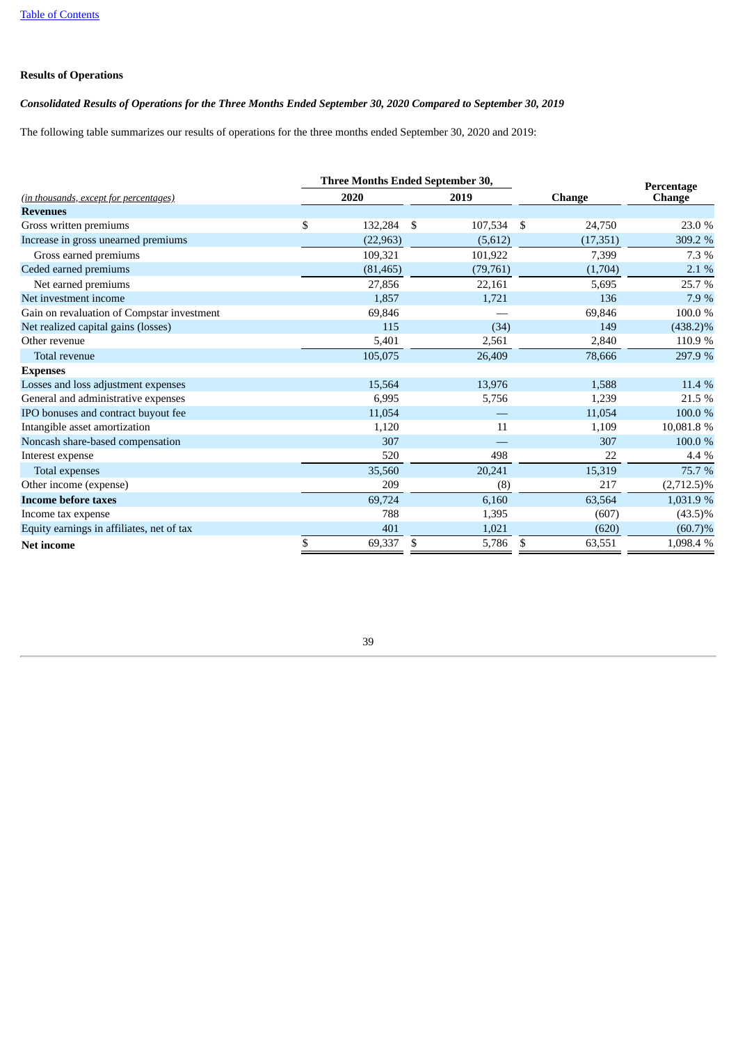[Table of Contents](#)

**Results of Operations**

***Consolidated Results of Operations for the Three Months Ended September 30, 2020 Compared to September 30, 2019***

The following table summarizes our results of operations for the three months ended September 30, 2020 and 2019:

| | Three Months Ended September 30, | | | |
|---|---|---|---|---|
| *(in thousands, except for percentages)* | 2020 | 2019 | Change | Percentage Change |
| **Revenues** | | | | |
| Gross written premiums | $ 132,284 | $ 107,534 | $ 24,750 | 23.0 % |
| Increase in gross unearned premiums | (22,963) | (5,612) | (17,351) | 309.2 % |
| Gross earned premiums | 109,321 | 101,922 | 7,399 | 7.3 % |
| Ceded earned premiums | (81,465) | (79,761) | (1,704) | 2.1 % |
| Net earned premiums | 27,856 | 22,161 | 5,695 | 25.7 % |
| Net investment income | 1,857 | 1,721 | 136 | 7.9 % |
| Gain on revaluation of Compstar investment | 69,846 | — | 69,846 | 100.0 % |
| Net realized capital gains (losses) | 115 | (34) | 149 | (438.2)% |
| Other revenue | 5,401 | 2,561 | 2,840 | 110.9 % |
| Total revenue | 105,075 | 26,409 | 78,666 | 297.9 % |
| **Expenses** | | | | |
| Losses and loss adjustment expenses | 15,564 | 13,976 | 1,588 | 11.4 % |
| General and administrative expenses | 6,995 | 5,756 | 1,239 | 21.5 % |
| IPO bonuses and contract buyout fee | 11,054 | — | 11,054 | 100.0 % |
| Intangible asset amortization | 1,120 | 11 | 1,109 | 10,081.8 % |
| Noncash share-based compensation | 307 | — | 307 | 100.0 % |
| Interest expense | 520 | 498 | 22 | 4.4 % |
| Total expenses | 35,560 | 20,241 | 15,319 | 75.7 % |
| Other income (expense) | 209 | (8) | 217 | (2,712.5)% |
| **Income before taxes** | 69,724 | 6,160 | 63,564 | 1,031.9 % |
| Income tax expense | 788 | 1,395 | (607) | (43.5)% |
| Equity earnings in affiliates, net of tax | 401 | 1,021 | (620) | (60.7)% |
| **Net income** | $ 69,337 | $ 5,786 | $ 63,551 | 1,098.4 % |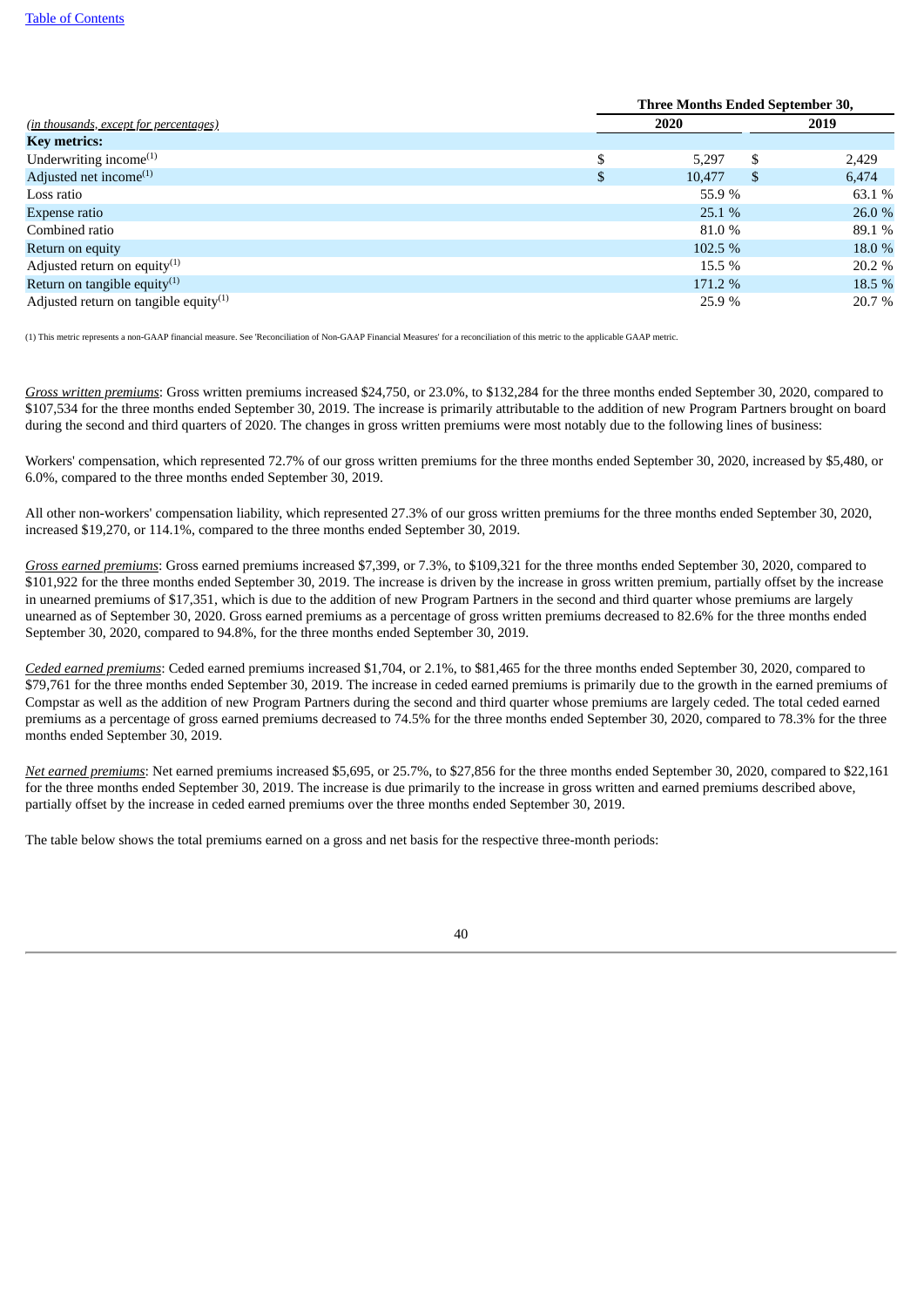| *(in thousands, except for percentages)* | Three Months Ended September 30, 2020 | 2019 |
|---|---|---|
| **Key metrics:** | | |
| Underwriting income(1) | $ 5,297 | $ 2,429 |
| Adjusted net income(1) | $ 10,477 | $ 6,474 |
| Loss ratio | 55.9 % | 63.1 % |
| Expense ratio | 25.1 % | 26.0 % |
| Combined ratio | 81.0 % | 89.1 % |
| Return on equity | 102.5 % | 18.0 % |
| Adjusted return on equity(1) | 15.5 % | 20.2 % |
| Return on tangible equity(1) | 171.2 % | 18.5 % |
| Adjusted return on tangible equity(1) | 25.9 % | 20.7 % |

(1) This metric represents a non-GAAP financial measure. See 'Reconciliation of Non-GAAP Financial Measures' for a reconciliation of this metric to the applicable GAAP metric.

*Gross written premiums*: Gross written premiums increased $24,750, or 23.0%, to $132,284 for the three months ended September 30, 2020, compared to $107,534 for the three months ended September 30, 2019. The increase is primarily attributable to the addition of new Program Partners brought on board during the second and third quarters of 2020. The changes in gross written premiums were most notably due to the following lines of business:

Workers' compensation, which represented 72.7% of our gross written premiums for the three months ended September 30, 2020, increased by $5,480, or 6.0%, compared to the three months ended September 30, 2019.

All other non-workers' compensation liability, which represented 27.3% of our gross written premiums for the three months ended September 30, 2020, increased $19,270, or 114.1%, compared to the three months ended September 30, 2019.

*Gross earned premiums*: Gross earned premiums increased $7,399, or 7.3%, to $109,321 for the three months ended September 30, 2020, compared to $101,922 for the three months ended September 30, 2019. The increase is driven by the increase in gross written premium, partially offset by the increase in unearned premiums of $17,351, which is due to the addition of new Program Partners in the second and third quarter whose premiums are largely unearned as of September 30, 2020. Gross earned premiums as a percentage of gross written premiums decreased to 82.6% for the three months ended September 30, 2020, compared to 94.8%, for the three months ended September 30, 2019.

*Ceded earned premiums*: Ceded earned premiums increased $1,704, or 2.1%, to $81,465 for the three months ended September 30, 2020, compared to $79,761 for the three months ended September 30, 2019. The increase in ceded earned premiums is primarily due to the growth in the earned premiums of Compstar as well as the addition of new Program Partners during the second and third quarter whose premiums are largely ceded. The total ceded earned premiums as a percentage of gross earned premiums decreased to 74.5% for the three months ended September 30, 2020, compared to 78.3% for the three months ended September 30, 2019.

*Net earned premiums*: Net earned premiums increased $5,695, or 25.7%, to $27,856 for the three months ended September 30, 2020, compared to $22,161 for the three months ended September 30, 2019. The increase is due primarily to the increase in gross written and earned premiums described above, partially offset by the increase in ceded earned premiums over the three months ended September 30, 2019.

The table below shows the total premiums earned on a gross and net basis for the respective three-month periods: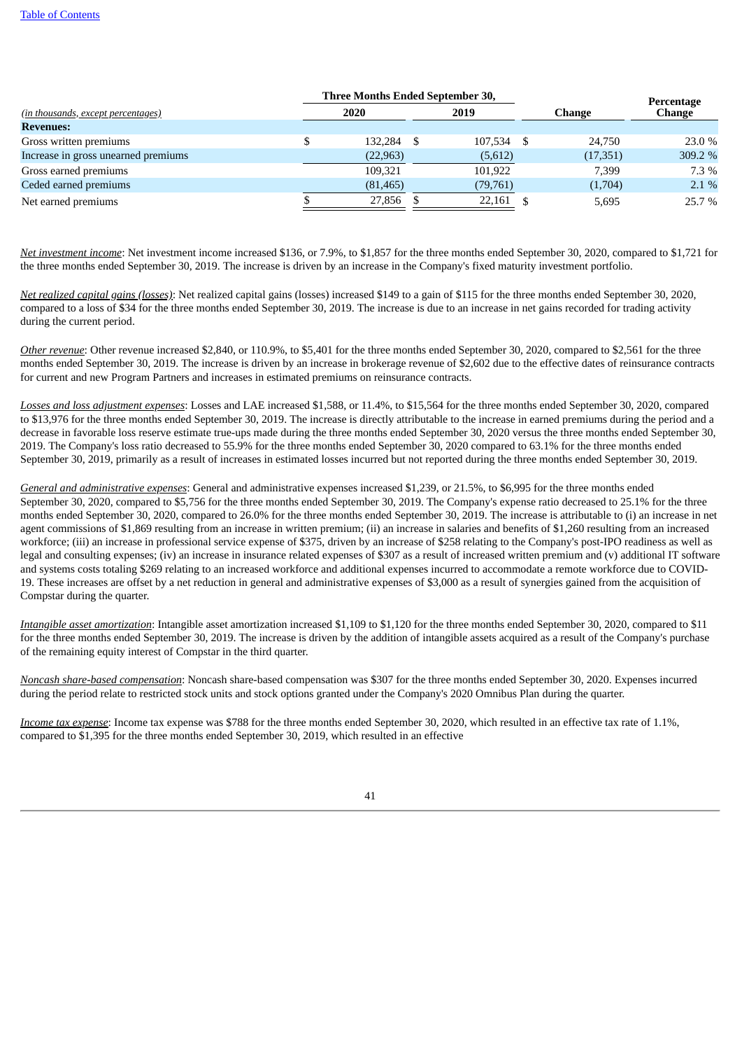| (in thousands, except percentages) | Three Months Ended September 30, 2020 | 2019 | Change | Percentage Change |
|---|---|---|---|---|
| **Revenues:** | | | | |
| Gross written premiums | $ 132,284 | $ 107,534 | $ 24,750 | 23.0 % |
| Increase in gross unearned premiums | (22,963) | (5,612) | (17,351) | 309.2 % |
| Gross earned premiums | 109,321 | 101,922 | 7,399 | 7.3 % |
| Ceded earned premiums | (81,465) | (79,761) | (1,704) | 2.1 % |
| Net earned premiums | $ 27,856 | $ 22,161 | $ 5,695 | 25.7 % |

*Net investment income*: Net investment income increased $136, or 7.9%, to $1,857 for the three months ended September 30, 2020, compared to $1,721 for the three months ended September 30, 2019. The increase is driven by an increase in the Company's fixed maturity investment portfolio.

*Net realized capital gains (losses)*: Net realized capital gains (losses) increased $149 to a gain of $115 for the three months ended September 30, 2020, compared to a loss of $34 for the three months ended September 30, 2019. The increase is due to an increase in net gains recorded for trading activity during the current period.

*Other revenue*: Other revenue increased $2,840, or 110.9%, to $5,401 for the three months ended September 30, 2020, compared to $2,561 for the three months ended September 30, 2019. The increase is driven by an increase in brokerage revenue of $2,602 due to the effective dates of reinsurance contracts for current and new Program Partners and increases in estimated premiums on reinsurance contracts.

*Losses and loss adjustment expenses*: Losses and LAE increased $1,588, or 11.4%, to $15,564 for the three months ended September 30, 2020, compared to $13,976 for the three months ended September 30, 2019. The increase is directly attributable to the increase in earned premiums during the period and a decrease in favorable loss reserve estimate true-ups made during the three months ended September 30, 2020 versus the three months ended September 30, 2019. The Company's loss ratio decreased to 55.9% for the three months ended September 30, 2020 compared to 63.1% for the three months ended September 30, 2019, primarily as a result of increases in estimated losses incurred but not reported during the three months ended September 30, 2019.

*General and administrative expenses*: General and administrative expenses increased $1,239, or 21.5%, to $6,995 for the three months ended September 30, 2020, compared to $5,756 for the three months ended September 30, 2019. The Company's expense ratio decreased to 25.1% for the three months ended September 30, 2020, compared to 26.0% for the three months ended September 30, 2019. The increase is attributable to (i) an increase in net agent commissions of $1,869 resulting from an increase in written premium; (ii) an increase in salaries and benefits of $1,260 resulting from an increased workforce; (iii) an increase in professional service expense of $375, driven by an increase of $258 relating to the Company's post-IPO readiness as well as legal and consulting expenses; (iv) an increase in insurance related expenses of $307 as a result of increased written premium and (v) additional IT software and systems costs totaling $269 relating to an increased workforce and additional expenses incurred to accommodate a remote workforce due to COVID-19. These increases are offset by a net reduction in general and administrative expenses of $3,000 as a result of synergies gained from the acquisition of Compstar during the quarter.

*Intangible asset amortization*: Intangible asset amortization increased $1,109 to $1,120 for the three months ended September 30, 2020, compared to $11 for the three months ended September 30, 2019. The increase is driven by the addition of intangible assets acquired as a result of the Company's purchase of the remaining equity interest of Compstar in the third quarter.

*Noncash share-based compensation*: Noncash share-based compensation was $307 for the three months ended September 30, 2020. Expenses incurred during the period relate to restricted stock units and stock options granted under the Company's 2020 Omnibus Plan during the quarter.

*Income tax expense*: Income tax expense was $788 for the three months ended September 30, 2020, which resulted in an effective tax rate of 1.1%, compared to $1,395 for the three months ended September 30, 2019, which resulted in an effective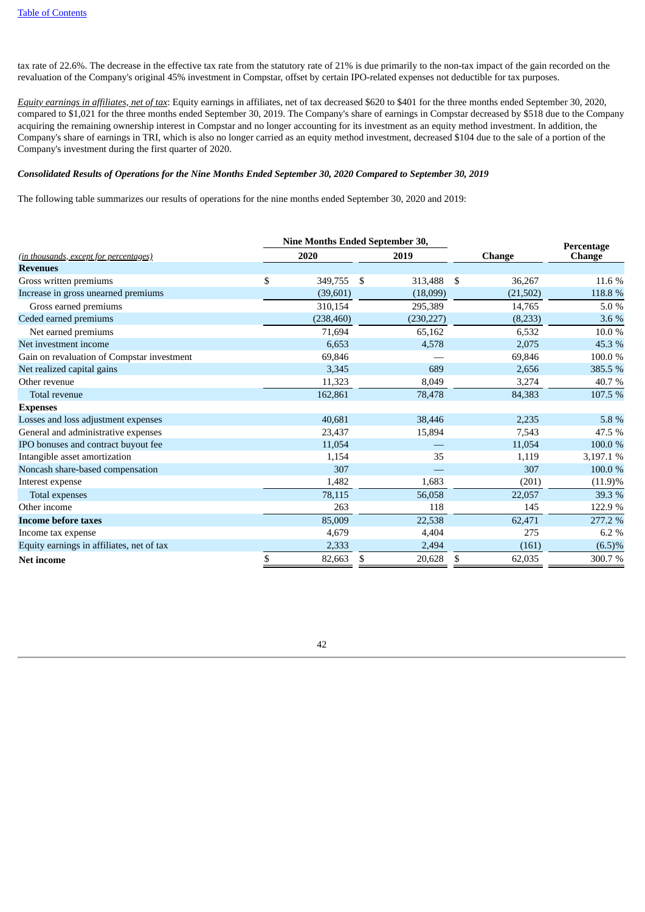tax rate of 22.6%. The decrease in the effective tax rate from the statutory rate of 21% is due primarily to the non-tax impact of the gain recorded on the revaluation of the Company's original 45% investment in Compstar, offset by certain IPO-related expenses not deductible for tax purposes.

*Equity earnings in affiliates, net of tax*: Equity earnings in affiliates, net of tax decreased $620 to $401 for the three months ended September 30, 2020, compared to $1,021 for the three months ended September 30, 2019. The Company's share of earnings in Compstar decreased by $518 due to the Company acquiring the remaining ownership interest in Compstar and no longer accounting for its investment as an equity method investment. In addition, the Company's share of earnings in TRI, which is also no longer carried as an equity method investment, decreased $104 due to the sale of a portion of the Company's investment during the first quarter of 2020.

***Consolidated Results of Operations for the Nine Months Ended September 30, 2020 Compared to September 30, 2019***

The following table summarizes our results of operations for the nine months ended September 30, 2020 and 2019:

| *(in thousands, except for percentages)* | Nine Months Ended September 30, 2020 | Nine Months Ended September 30, 2019 | Change | Percentage Change |
|---|---|---|---|---|
| **Revenues** | | | | |
| Gross written premiums | $ 349,755 | $ 313,488 | $ 36,267 | 11.6 % |
| Increase in gross unearned premiums | (39,601) | (18,099) | (21,502) | 118.8 % |
| Gross earned premiums | 310,154 | 295,389 | 14,765 | 5.0 % |
| Ceded earned premiums | (238,460) | (230,227) | (8,233) | 3.6 % |
| Net earned premiums | 71,694 | 65,162 | 6,532 | 10.0 % |
| Net investment income | 6,653 | 4,578 | 2,075 | 45.3 % |
| Gain on revaluation of Compstar investment | 69,846 | — | 69,846 | 100.0 % |
| Net realized capital gains | 3,345 | 689 | 2,656 | 385.5 % |
| Other revenue | 11,323 | 8,049 | 3,274 | 40.7 % |
| Total revenue | 162,861 | 78,478 | 84,383 | 107.5 % |
| **Expenses** | | | | |
| Losses and loss adjustment expenses | 40,681 | 38,446 | 2,235 | 5.8 % |
| General and administrative expenses | 23,437 | 15,894 | 7,543 | 47.5 % |
| IPO bonuses and contract buyout fee | 11,054 | — | 11,054 | 100.0 % |
| Intangible asset amortization | 1,154 | 35 | 1,119 | 3,197.1 % |
| Noncash share-based compensation | 307 | — | 307 | 100.0 % |
| Interest expense | 1,482 | 1,683 | (201) | (11.9)% |
| Total expenses | 78,115 | 56,058 | 22,057 | 39.3 % |
| Other income | 263 | 118 | 145 | 122.9 % |
| **Income before taxes** | 85,009 | 22,538 | 62,471 | 277.2 % |
| Income tax expense | 4,679 | 4,404 | 275 | 6.2 % |
| Equity earnings in affiliates, net of tax | 2,333 | 2,494 | (161) | (6.5)% |
| **Net income** | $ 82,663 | $ 20,628 | $ 62,035 | 300.7 % |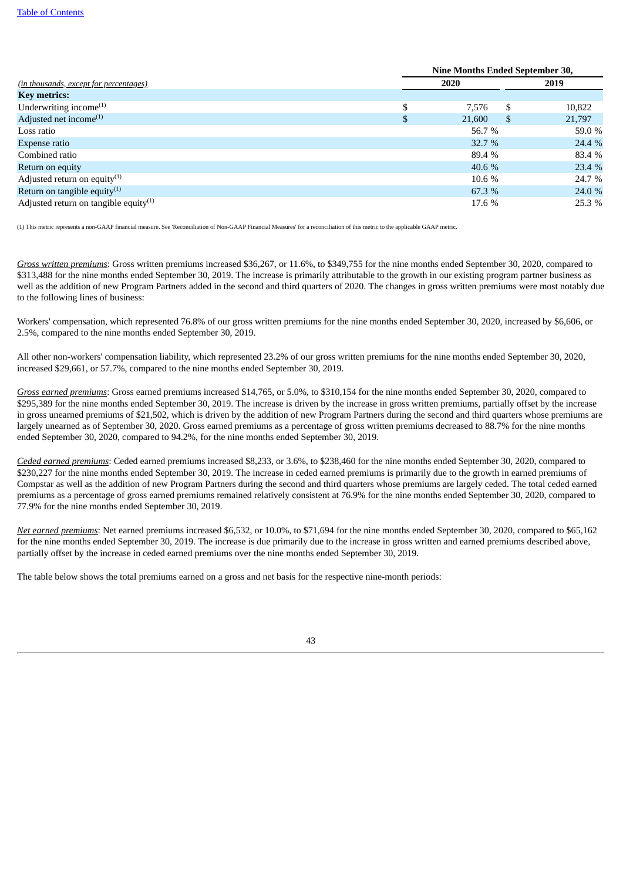| *(in thousands, except for percentages)* | Nine Months Ended September 30, | |
|---|---|---|
| | 2020 | 2019 |
| **Key metrics:** | | |
| Underwriting income[(1)] | $ 7,576 | $ 10,822 |
| Adjusted net income[(1)] | $ 21,600 | $ 21,797 |
| Loss ratio | 56.7 % | 59.0 % |
| Expense ratio | 32.7 % | 24.4 % |
| Combined ratio | 89.4 % | 83.4 % |
| Return on equity | 40.6 % | 23.4 % |
| Adjusted return on equity[(1)] | 10.6 % | 24.7 % |
| Return on tangible equity[(1)] | 67.3 % | 24.0 % |
| Adjusted return on tangible equity[(1)] | 17.6 % | 25.3 % |

(1) This metric represents a non-GAAP financial measure. See 'Reconciliation of Non-GAAP Financial Measures' for a reconciliation of this metric to the applicable GAAP metric.

*Gross written premiums*: Gross written premiums increased $36,267, or 11.6%, to $349,755 for the nine months ended September 30, 2020, compared to $313,488 for the nine months ended September 30, 2019. The increase is primarily attributable to the growth in our existing program partner business as well as the addition of new Program Partners added in the second and third quarters of 2020. The changes in gross written premiums were most notably due to the following lines of business:

Workers' compensation, which represented 76.8% of our gross written premiums for the nine months ended September 30, 2020, increased by $6,606, or 2.5%, compared to the nine months ended September 30, 2019.

All other non-workers' compensation liability, which represented 23.2% of our gross written premiums for the nine months ended September 30, 2020, increased $29,661, or 57.7%, compared to the nine months ended September 30, 2019.

*Gross earned premiums*: Gross earned premiums increased $14,765, or 5.0%, to $310,154 for the nine months ended September 30, 2020, compared to $295,389 for the nine months ended September 30, 2019. The increase is driven by the increase in gross written premiums, partially offset by the increase in gross unearned premiums of $21,502, which is driven by the addition of new Program Partners during the second and third quarters whose premiums are largely unearned as of September 30, 2020. Gross earned premiums as a percentage of gross written premiums decreased to 88.7% for the nine months ended September 30, 2020, compared to 94.2%, for the nine months ended September 30, 2019.

*Ceded earned premiums*: Ceded earned premiums increased $8,233, or 3.6%, to $238,460 for the nine months ended September 30, 2020, compared to $230,227 for the nine months ended September 30, 2019. The increase in ceded earned premiums is primarily due to the growth in earned premiums of Compstar as well as the addition of new Program Partners during the second and third quarters whose premiums are largely ceded. The total ceded earned premiums as a percentage of gross earned premiums remained relatively consistent at 76.9% for the nine months ended September 30, 2020, compared to 77.9% for the nine months ended September 30, 2019.

*Net earned premiums*: Net earned premiums increased $6,532, or 10.0%, to $71,694 for the nine months ended September 30, 2020, compared to $65,162 for the nine months ended September 30, 2019. The increase is due primarily due to the increase in gross written and earned premiums described above, partially offset by the increase in ceded earned premiums over the nine months ended September 30, 2019.

The table below shows the total premiums earned on a gross and net basis for the respective nine-month periods: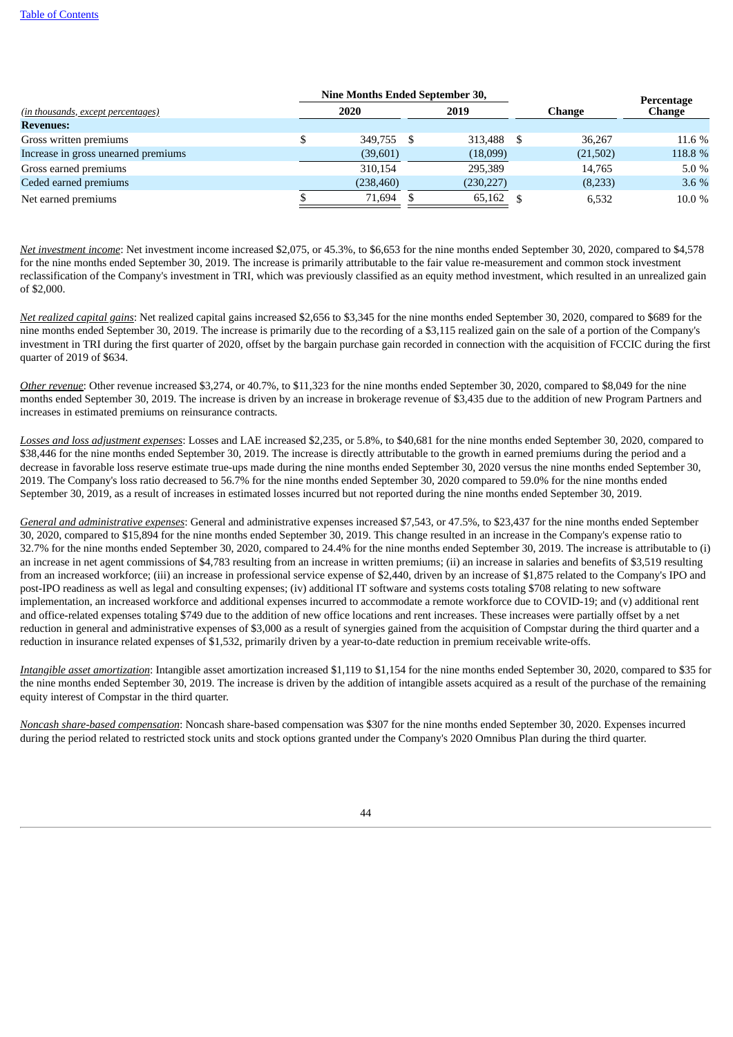| (in thousands, except percentages) | Nine Months Ended September 30, 2020 | 2019 | Change | Percentage Change |
|---|---|---|---|---|
| **Revenues:** | | | | |
| Gross written premiums | $ 349,755 | $ 313,488 | $ 36,267 | 11.6 % |
| Increase in gross unearned premiums | (39,601) | (18,099) | (21,502) | 118.8 % |
| Gross earned premiums | 310,154 | 295,389 | 14,765 | 5.0 % |
| Ceded earned premiums | (238,460) | (230,227) | (8,233) | 3.6 % |
| Net earned premiums | $ 71,694 | $ 65,162 | $ 6,532 | 10.0 % |

_Net investment income_: Net investment income increased $2,075, or 45.3%, to $6,653 for the nine months ended September 30, 2020, compared to $4,578 for the nine months ended September 30, 2019. The increase is primarily attributable to the fair value re-measurement and common stock investment reclassification of the Company's investment in TRI, which was previously classified as an equity method investment, which resulted in an unrealized gain of $2,000.

_Net realized capital gains_: Net realized capital gains increased $2,656 to $3,345 for the nine months ended September 30, 2020, compared to $689 for the nine months ended September 30, 2019. The increase is primarily due to the recording of a $3,115 realized gain on the sale of a portion of the Company's investment in TRI during the first quarter of 2020, offset by the bargain purchase gain recorded in connection with the acquisition of FCCIC during the first quarter of 2019 of $634.

_Other revenue_: Other revenue increased $3,274, or 40.7%, to $11,323 for the nine months ended September 30, 2020, compared to $8,049 for the nine months ended September 30, 2019. The increase is driven by an increase in brokerage revenue of $3,435 due to the addition of new Program Partners and increases in estimated premiums on reinsurance contracts.

_Losses and loss adjustment expenses_: Losses and LAE increased $2,235, or 5.8%, to $40,681 for the nine months ended September 30, 2020, compared to $38,446 for the nine months ended September 30, 2019. The increase is directly attributable to the growth in earned premiums during the period and a decrease in favorable loss reserve estimate true-ups made during the nine months ended September 30, 2020 versus the nine months ended September 30, 2019. The Company's loss ratio decreased to 56.7% for the nine months ended September 30, 2020 compared to 59.0% for the nine months ended September 30, 2019, as a result of increases in estimated losses incurred but not reported during the nine months ended September 30, 2019.

_General and administrative expenses_: General and administrative expenses increased $7,543, or 47.5%, to $23,437 for the nine months ended September 30, 2020, compared to $15,894 for the nine months ended September 30, 2019. This change resulted in an increase in the Company's expense ratio to 32.7% for the nine months ended September 30, 2020, compared to 24.4% for the nine months ended September 30, 2019. The increase is attributable to (i) an increase in net agent commissions of $4,783 resulting from an increase in written premiums; (ii) an increase in salaries and benefits of $3,519 resulting from an increased workforce; (iii) an increase in professional service expense of $2,440, driven by an increase of $1,875 related to the Company's IPO and post-IPO readiness as well as legal and consulting expenses; (iv) additional IT software and systems costs totaling $708 relating to new software implementation, an increased workforce and additional expenses incurred to accommodate a remote workforce due to COVID-19; and (v) additional rent and office-related expenses totaling $749 due to the addition of new office locations and rent increases. These increases were partially offset by a net reduction in general and administrative expenses of $3,000 as a result of synergies gained from the acquisition of Compstar during the third quarter and a reduction in insurance related expenses of $1,532, primarily driven by a year-to-date reduction in premium receivable write-offs.

_Intangible asset amortization_: Intangible asset amortization increased $1,119 to $1,154 for the nine months ended September 30, 2020, compared to $35 for the nine months ended September 30, 2019. The increase is driven by the addition of intangible assets acquired as a result of the purchase of the remaining equity interest of Compstar in the third quarter.

_Noncash share-based compensation_: Noncash share-based compensation was $307 for the nine months ended September 30, 2020. Expenses incurred during the period related to restricted stock units and stock options granted under the Company's 2020 Omnibus Plan during the third quarter.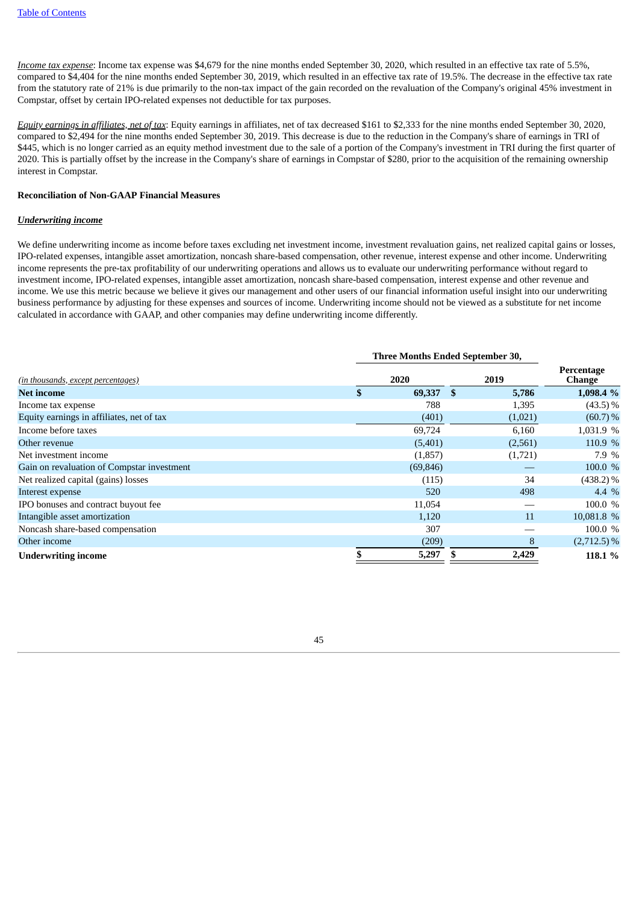*Income tax expense*: Income tax expense was $4,679 for the nine months ended September 30, 2020, which resulted in an effective tax rate of 5.5%, compared to $4,404 for the nine months ended September 30, 2019, which resulted in an effective tax rate of 19.5%. The decrease in the effective tax rate from the statutory rate of 21% is due primarily to the non-tax impact of the gain recorded on the revaluation of the Company's original 45% investment in Compstar, offset by certain IPO-related expenses not deductible for tax purposes.

*Equity earnings in affiliates, net of tax*: Equity earnings in affiliates, net of tax decreased $161 to $2,333 for the nine months ended September 30, 2020, compared to $2,494 for the nine months ended September 30, 2019. This decrease is due to the reduction in the Company's share of earnings in TRI of $445, which is no longer carried as an equity method investment due to the sale of a portion of the Company's investment in TRI during the first quarter of 2020. This is partially offset by the increase in the Company's share of earnings in Compstar of $280, prior to the acquisition of the remaining ownership interest in Compstar.

**Reconciliation of Non-GAAP Financial Measures**

***Underwriting income***

We define underwriting income as income before taxes excluding net investment income, investment revaluation gains, net realized capital gains or losses, IPO-related expenses, intangible asset amortization, noncash share-based compensation, other revenue, interest expense and other income. Underwriting income represents the pre-tax profitability of our underwriting operations and allows us to evaluate our underwriting performance without regard to investment income, IPO-related expenses, intangible asset amortization, noncash share-based compensation, interest expense and other revenue and income. We use this metric because we believe it gives our management and other users of our financial information useful insight into our underwriting business performance by adjusting for these expenses and sources of income. Underwriting income should not be viewed as a substitute for net income calculated in accordance with GAAP, and other companies may define underwriting income differently.

| | Three Months Ended September 30, | | |
|---|---|---|---|
| *(in thousands, except percentages)* | 2020 | 2019 | Percentage Change |
| **Net income** | **$ 69,337** | **$ 5,786** | **1,098.4 %** |
| Income tax expense | 788 | 1,395 | (43.5) % |
| Equity earnings in affiliates, net of tax | (401) | (1,021) | (60.7) % |
| Income before taxes | 69,724 | 6,160 | 1,031.9 % |
| Other revenue | (5,401) | (2,561) | 110.9 % |
| Net investment income | (1,857) | (1,721) | 7.9 % |
| Gain on revaluation of Compstar investment | (69,846) | — | 100.0 % |
| Net realized capital (gains) losses | (115) | 34 | (438.2) % |
| Interest expense | 520 | 498 | 4.4 % |
| IPO bonuses and contract buyout fee | 11,054 | — | 100.0 % |
| Intangible asset amortization | 1,120 | 11 | 10,081.8 % |
| Noncash share-based compensation | 307 | — | 100.0 % |
| Other income | (209) | 8 | (2,712.5) % |
| **Underwriting income** | **$ 5,297** | **$ 2,429** | **118.1 %** |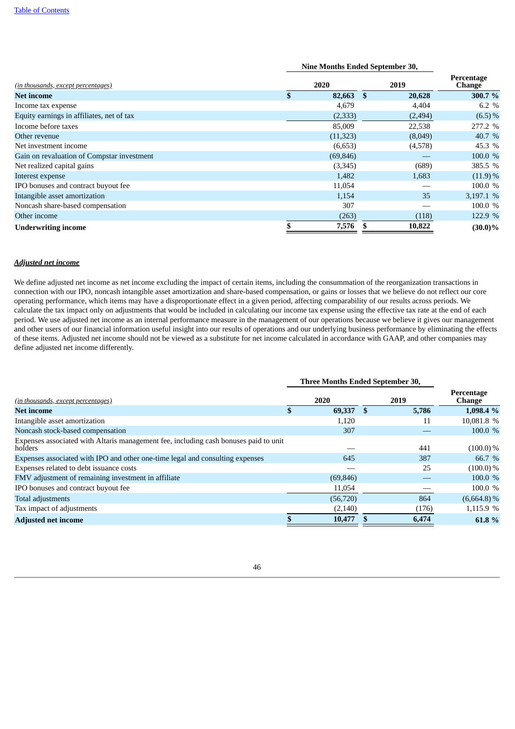| (in thousands, except percentages) | Nine Months Ended September 30, 2020 | 2019 | Percentage Change |
|---|---|---|---|
| **Net income** | **$ 82,663** | **$ 20,628** | **300.7 %** |
| Income tax expense | 4,679 | 4,404 | 6.2 % |
| Equity earnings in affiliates, net of tax | (2,333) | (2,494) | (6.5) % |
| Income before taxes | 85,009 | 22,538 | 277.2 % |
| Other revenue | (11,323) | (8,049) | 40.7 % |
| Net investment income | (6,653) | (4,578) | 45.3 % |
| Gain on revaluation of Compstar investment | (69,846) | — | 100.0 % |
| Net realized capital gains | (3,345) | (689) | 385.5 % |
| Interest expense | 1,482 | 1,683 | (11.9) % |
| IPO bonuses and contract buyout fee | 11,054 | — | 100.0 % |
| Intangible asset amortization | 1,154 | 35 | 3,197.1 % |
| Noncash share-based compensation | 307 | — | 100.0 % |
| Other income | (263) | (118) | 122.9 % |
| **Underwriting income** | **$ 7,576** | **$ 10,822** | **(30.0)%** |

***Adjusted net income***

We define adjusted net income as net income excluding the impact of certain items, including the consummation of the reorganization transactions in connection with our IPO, noncash intangible asset amortization and share-based compensation, or gains or losses that we believe do not reflect our core operating performance, which items may have a disproportionate effect in a given period, affecting comparability of our results across periods. We calculate the tax impact only on adjustments that would be included in calculating our income tax expense using the effective tax rate at the end of each period. We use adjusted net income as an internal performance measure in the management of our operations because we believe it gives our management and other users of our financial information useful insight into our results of operations and our underlying business performance by eliminating the effects of these items. Adjusted net income should not be viewed as a substitute for net income calculated in accordance with GAAP, and other companies may define adjusted net income differently.

| (in thousands, except percentages) | Three Months Ended September 30, 2020 | 2019 | Percentage Change |
|---|---|---|---|
| **Net income** | **$ 69,337** | **$ 5,786** | **1,098.4 %** |
| Intangible asset amortization | 1,120 | 11 | 10,081.8 % |
| Noncash stock-based compensation | 307 | — | 100.0 % |
| Expenses associated with Altaris management fee, including cash bonuses paid to unit holders | — | 441 | (100.0) % |
| Expenses associated with IPO and other one-time legal and consulting expenses | 645 | 387 | 66.7 % |
| Expenses related to debt issuance costs | — | 25 | (100.0) % |
| FMV adjustment of remaining investment in affiliate | (69,846) | — | 100.0 % |
| IPO bonuses and contract buyout fee | 11,054 | — | 100.0 % |
| Total adjustments | (56,720) | 864 | (6,664.8) % |
| Tax impact of adjustments | (2,140) | (176) | 1,115.9 % |
| **Adjusted net income** | **$ 10,477** | **$ 6,474** | **61.8 %** |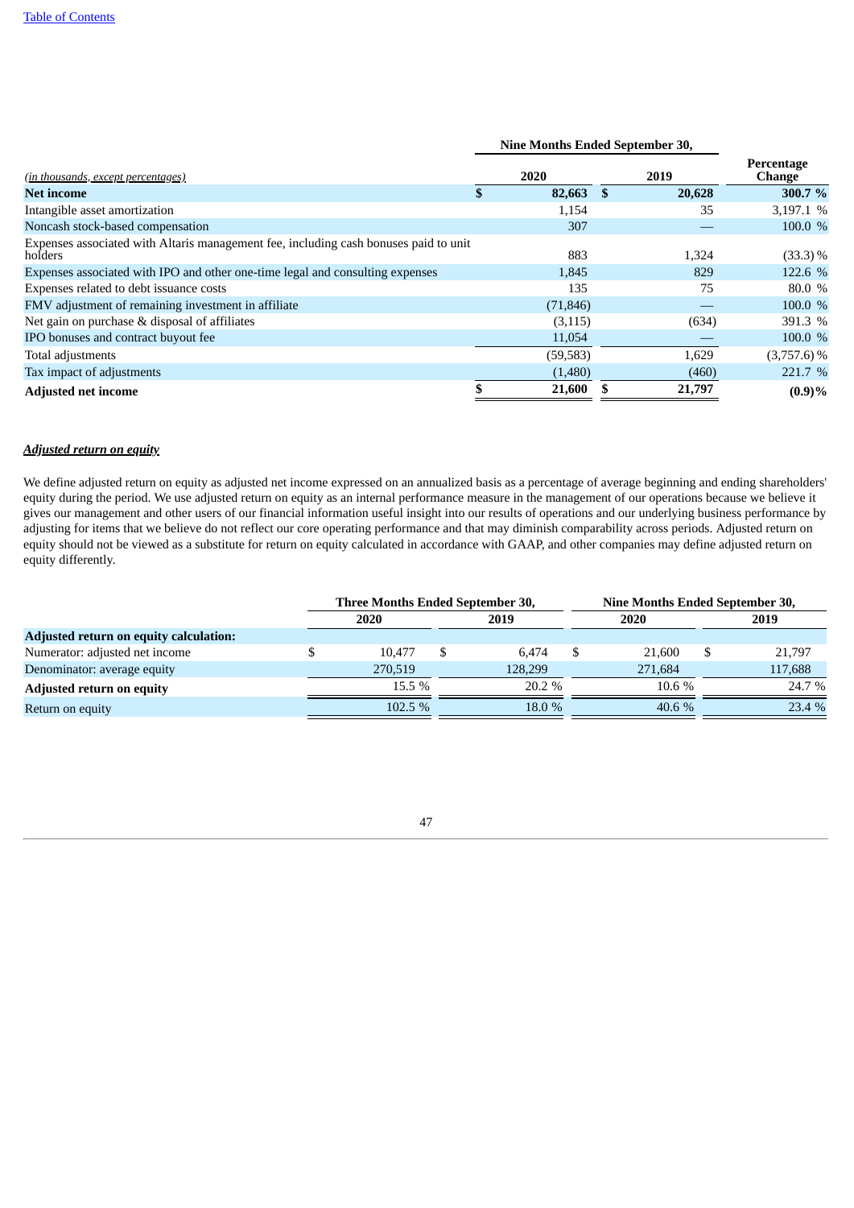| (in thousands, except percentages) | Nine Months Ended September 30, 2020 | Nine Months Ended September 30, 2019 | Percentage Change |
|---|---|---|---|
| **Net income** | **$ 82,663** | **$ 20,628** | **300.7 %** |
| Intangible asset amortization | 1,154 | 35 | 3,197.1 % |
| Noncash stock-based compensation | 307 | — | 100.0 % |
| Expenses associated with Altaris management fee, including cash bonuses paid to unit holders | 883 | 1,324 | (33.3) % |
| Expenses associated with IPO and other one-time legal and consulting expenses | 1,845 | 829 | 122.6 % |
| Expenses related to debt issuance costs | 135 | 75 | 80.0 % |
| FMV adjustment of remaining investment in affiliate | (71,846) | — | 100.0 % |
| Net gain on purchase & disposal of affiliates | (3,115) | (634) | 391.3 % |
| IPO bonuses and contract buyout fee | 11,054 | — | 100.0 % |
| Total adjustments | (59,583) | 1,629 | (3,757.6) % |
| Tax impact of adjustments | (1,480) | (460) | 221.7 % |
| **Adjusted net income** | **$ 21,600** | **$ 21,797** | **(0.9)%** |

***Adjusted return on equity***

We define adjusted return on equity as adjusted net income expressed on an annualized basis as a percentage of average beginning and ending shareholders' equity during the period. We use adjusted return on equity as an internal performance measure in the management of our operations because we believe it gives our management and other users of our financial information useful insight into our results of operations and our underlying business performance by adjusting for items that we believe do not reflect our core operating performance and that may diminish comparability across periods. Adjusted return on equity should not be viewed as a substitute for return on equity calculated in accordance with GAAP, and other companies may define adjusted return on equity differently.

| | Three Months Ended September 30, | | Nine Months Ended September 30, | |
|---|---|---|---|---|
| | 2020 | 2019 | 2020 | 2019 |
| **Adjusted return on equity calculation:** | | | | |
| Numerator: adjusted net income | $ 10,477 | $ 6,474 | $ 21,600 | $ 21,797 |
| Denominator: average equity | 270,519 | 128,299 | 271,684 | 117,688 |
| **Adjusted return on equity** | 15.5 % | 20.2 % | 10.6 % | 24.7 % |
| Return on equity | 102.5 % | 18.0 % | 40.6 % | 23.4 % |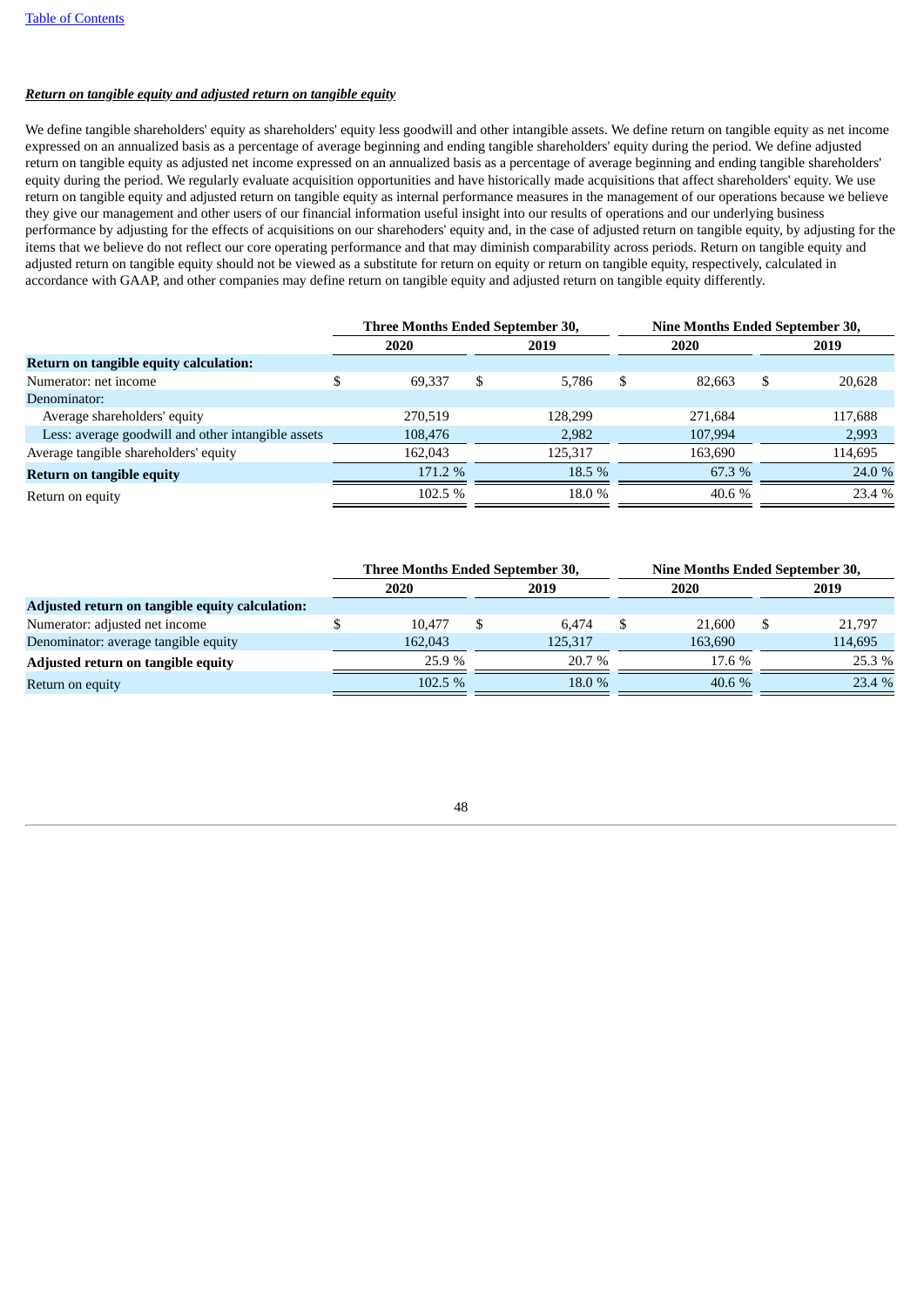***Return on tangible equity and adjusted return on tangible equity***

We define tangible shareholders' equity as shareholders' equity less goodwill and other intangible assets. We define return on tangible equity as net income expressed on an annualized basis as a percentage of average beginning and ending tangible shareholders' equity during the period. We define adjusted return on tangible equity as adjusted net income expressed on an annualized basis as a percentage of average beginning and ending tangible shareholders' equity during the period. We regularly evaluate acquisition opportunities and have historically made acquisitions that affect shareholders' equity. We use return on tangible equity and adjusted return on tangible equity as internal performance measures in the management of our operations because we believe they give our management and other users of our financial information useful insight into our results of operations and our underlying business performance by adjusting for the effects of acquisitions on our sharehoders' equity and, in the case of adjusted return on tangible equity, by adjusting for the items that we believe do not reflect our core operating performance and that may diminish comparability across periods. Return on tangible equity and adjusted return on tangible equity should not be viewed as a substitute for return on equity or return on tangible equity, respectively, calculated in accordance with GAAP, and other companies may define return on tangible equity and adjusted return on tangible equity differently.

| | Three Months Ended September 30, | | Nine Months Ended September 30, | |
|---|---|---|---|---|
| | 2020 | 2019 | 2020 | 2019 |
| **Return on tangible equity calculation:** | | | | |
| Numerator: net income | $ 69,337 | $ 5,786 | $ 82,663 | $ 20,628 |
| Denominator: | | | | |
| Average shareholders' equity | 270,519 | 128,299 | 271,684 | 117,688 |
| Less: average goodwill and other intangible assets | 108,476 | 2,982 | 107,994 | 2,993 |
| Average tangible shareholders' equity | 162,043 | 125,317 | 163,690 | 114,695 |
| **Return on tangible equity** | 171.2 % | 18.5 % | 67.3 % | 24.0 % |
| Return on equity | 102.5 % | 18.0 % | 40.6 % | 23.4 % |

| | Three Months Ended September 30, | | Nine Months Ended September 30, | |
|---|---|---|---|---|
| | 2020 | 2019 | 2020 | 2019 |
| **Adjusted return on tangible equity calculation:** | | | | |
| Numerator: adjusted net income | $ 10,477 | $ 6,474 | $ 21,600 | $ 21,797 |
| Denominator: average tangible equity | 162,043 | 125,317 | 163,690 | 114,695 |
| **Adjusted return on tangible equity** | 25.9 % | 20.7 % | 17.6 % | 25.3 % |
| Return on equity | 102.5 % | 18.0 % | 40.6 % | 23.4 % |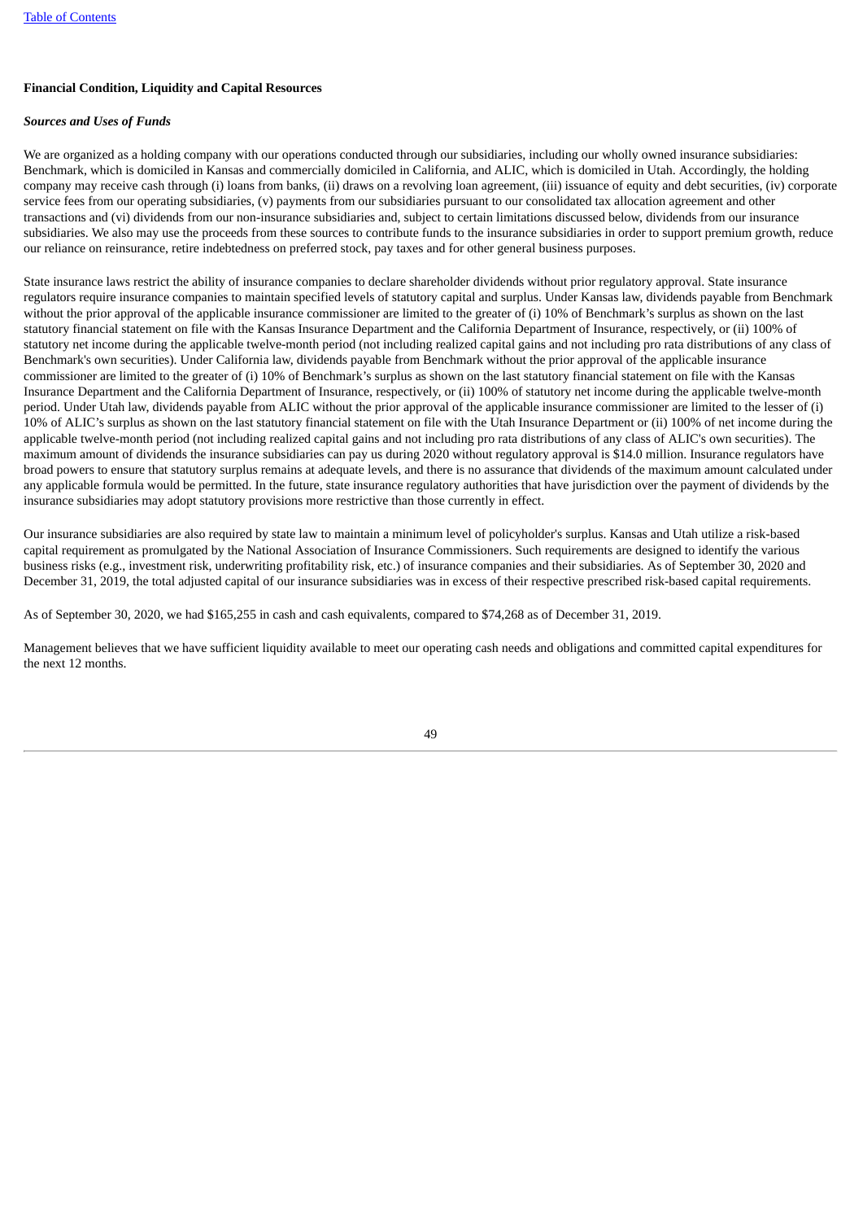**Financial Condition, Liquidity and Capital Resources**

***Sources and Uses of Funds***

We are organized as a holding company with our operations conducted through our subsidiaries, including our wholly owned insurance subsidiaries: Benchmark, which is domiciled in Kansas and commercially domiciled in California, and ALIC, which is domiciled in Utah. Accordingly, the holding company may receive cash through (i) loans from banks, (ii) draws on a revolving loan agreement, (iii) issuance of equity and debt securities, (iv) corporate service fees from our operating subsidiaries, (v) payments from our subsidiaries pursuant to our consolidated tax allocation agreement and other transactions and (vi) dividends from our non-insurance subsidiaries and, subject to certain limitations discussed below, dividends from our insurance subsidiaries. We also may use the proceeds from these sources to contribute funds to the insurance subsidiaries in order to support premium growth, reduce our reliance on reinsurance, retire indebtedness on preferred stock, pay taxes and for other general business purposes.

State insurance laws restrict the ability of insurance companies to declare shareholder dividends without prior regulatory approval. State insurance regulators require insurance companies to maintain specified levels of statutory capital and surplus. Under Kansas law, dividends payable from Benchmark without the prior approval of the applicable insurance commissioner are limited to the greater of (i) 10% of Benchmark's surplus as shown on the last statutory financial statement on file with the Kansas Insurance Department and the California Department of Insurance, respectively, or (ii) 100% of statutory net income during the applicable twelve-month period (not including realized capital gains and not including pro rata distributions of any class of Benchmark's own securities). Under California law, dividends payable from Benchmark without the prior approval of the applicable insurance commissioner are limited to the greater of (i) 10% of Benchmark's surplus as shown on the last statutory financial statement on file with the Kansas Insurance Department and the California Department of Insurance, respectively, or (ii) 100% of statutory net income during the applicable twelve-month period. Under Utah law, dividends payable from ALIC without the prior approval of the applicable insurance commissioner are limited to the lesser of (i) 10% of ALIC's surplus as shown on the last statutory financial statement on file with the Utah Insurance Department or (ii) 100% of net income during the applicable twelve-month period (not including realized capital gains and not including pro rata distributions of any class of ALIC's own securities). The maximum amount of dividends the insurance subsidiaries can pay us during 2020 without regulatory approval is $14.0 million. Insurance regulators have broad powers to ensure that statutory surplus remains at adequate levels, and there is no assurance that dividends of the maximum amount calculated under any applicable formula would be permitted. In the future, state insurance regulatory authorities that have jurisdiction over the payment of dividends by the insurance subsidiaries may adopt statutory provisions more restrictive than those currently in effect.

Our insurance subsidiaries are also required by state law to maintain a minimum level of policyholder's surplus. Kansas and Utah utilize a risk-based capital requirement as promulgated by the National Association of Insurance Commissioners. Such requirements are designed to identify the various business risks (e.g., investment risk, underwriting profitability risk, etc.) of insurance companies and their subsidiaries. As of September 30, 2020 and December 31, 2019, the total adjusted capital of our insurance subsidiaries was in excess of their respective prescribed risk-based capital requirements.

As of September 30, 2020, we had $165,255 in cash and cash equivalents, compared to $74,268 as of December 31, 2019.

Management believes that we have sufficient liquidity available to meet our operating cash needs and obligations and committed capital expenditures for the next 12 months.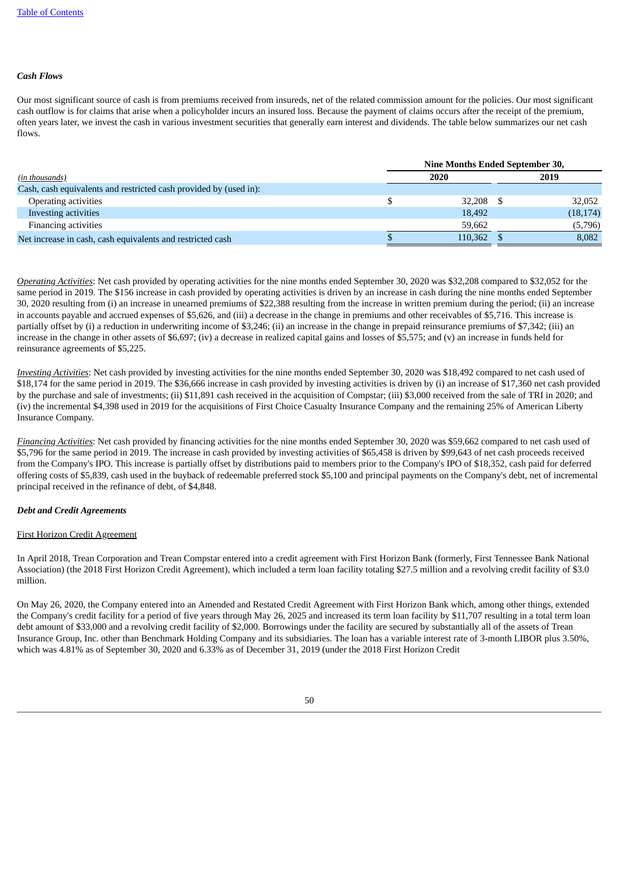*Cash Flows*

Our most significant source of cash is from premiums received from insureds, net of the related commission amount for the policies. Our most significant cash outflow is for claims that arise when a policyholder incurs an insured loss. Because the payment of claims occurs after the receipt of the premium, often years later, we invest the cash in various investment securities that generally earn interest and dividends. The table below summarizes our net cash flows.

| *(in thousands)* | Nine Months Ended September 30, 2020 | Nine Months Ended September 30, 2019 |
|---|---|---|
| Cash, cash equivalents and restricted cash provided by (used in): | | |
| Operating activities | $ 32,208 | $ 32,052 |
| Investing activities | 18,492 | (18,174) |
| Financing activities | 59,662 | (5,796) |
| Net increase in cash, cash equivalents and restricted cash | $ 110,362 | $ 8,082 |

*Operating Activities*: Net cash provided by operating activities for the nine months ended September 30, 2020 was $32,208 compared to $32,052 for the same period in 2019. The $156 increase in cash provided by operating activities is driven by an increase in cash during the nine months ended September 30, 2020 resulting from (i) an increase in unearned premiums of $22,388 resulting from the increase in written premium during the period; (ii) an increase in accounts payable and accrued expenses of $5,626, and (iii) a decrease in the change in premiums and other receivables of $5,716. This increase is partially offset by (i) a reduction in underwriting income of $3,246; (ii) an increase in the change in prepaid reinsurance premiums of $7,342; (iii) an increase in the change in other assets of $6,697; (iv) a decrease in realized capital gains and losses of $5,575; and (v) an increase in funds held for reinsurance agreements of $5,225.

*Investing Activities*: Net cash provided by investing activities for the nine months ended September 30, 2020 was $18,492 compared to net cash used of $18,174 for the same period in 2019. The $36,666 increase in cash provided by investing activities is driven by (i) an increase of $17,360 net cash provided by the purchase and sale of investments; (ii) $11,891 cash received in the acquisition of Compstar; (iii) $3,000 received from the sale of TRI in 2020; and (iv) the incremental $4,398 used in 2019 for the acquisitions of First Choice Casualty Insurance Company and the remaining 25% of American Liberty Insurance Company.

*Financing Activities*: Net cash provided by financing activities for the nine months ended September 30, 2020 was $59,662 compared to net cash used of $5,796 for the same period in 2019. The increase in cash provided by investing activities of $65,458 is driven by $99,643 of net cash proceeds received from the Company's IPO. This increase is partially offset by distributions paid to members prior to the Company's IPO of $18,352, cash paid for deferred offering costs of $5,839, cash used in the buyback of redeemable preferred stock $5,100 and principal payments on the Company's debt, net of incremental principal received in the refinance of debt, of $4,848.

***Debt and Credit Agreements***

First Horizon Credit Agreement

In April 2018, Trean Corporation and Trean Compstar entered into a credit agreement with First Horizon Bank (formerly, First Tennessee Bank National Association) (the 2018 First Horizon Credit Agreement), which included a term loan facility totaling $27.5 million and a revolving credit facility of $3.0 million.

On May 26, 2020, the Company entered into an Amended and Restated Credit Agreement with First Horizon Bank which, among other things, extended the Company's credit facility for a period of five years through May 26, 2025 and increased its term loan facility by $11,707 resulting in a total term loan debt amount of $33,000 and a revolving credit facility of $2,000. Borrowings under the facility are secured by substantially all of the assets of Trean Insurance Group, Inc. other than Benchmark Holding Company and its subsidiaries. The loan has a variable interest rate of 3-month LIBOR plus 3.50%, which was 4.81% as of September 30, 2020 and 6.33% as of December 31, 2019 (under the 2018 First Horizon Credit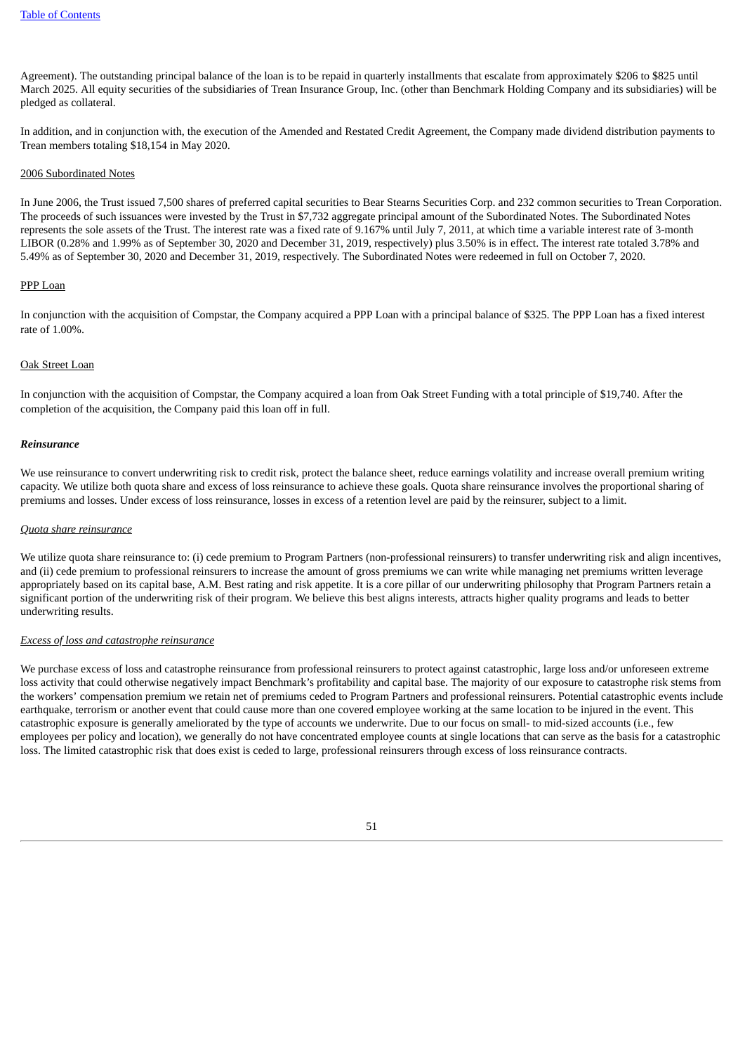Agreement). The outstanding principal balance of the loan is to be repaid in quarterly installments that escalate from approximately $206 to $825 until March 2025. All equity securities of the subsidiaries of Trean Insurance Group, Inc. (other than Benchmark Holding Company and its subsidiaries) will be pledged as collateral.

In addition, and in conjunction with, the execution of the Amended and Restated Credit Agreement, the Company made dividend distribution payments to Trean members totaling $18,154 in May 2020.

2006 Subordinated Notes

In June 2006, the Trust issued 7,500 shares of preferred capital securities to Bear Stearns Securities Corp. and 232 common securities to Trean Corporation. The proceeds of such issuances were invested by the Trust in $7,732 aggregate principal amount of the Subordinated Notes. The Subordinated Notes represents the sole assets of the Trust. The interest rate was a fixed rate of 9.167% until July 7, 2011, at which time a variable interest rate of 3-month LIBOR (0.28% and 1.99% as of September 30, 2020 and December 31, 2019, respectively) plus 3.50% is in effect. The interest rate totaled 3.78% and 5.49% as of September 30, 2020 and December 31, 2019, respectively. The Subordinated Notes were redeemed in full on October 7, 2020.

PPP Loan

In conjunction with the acquisition of Compstar, the Company acquired a PPP Loan with a principal balance of $325. The PPP Loan has a fixed interest rate of 1.00%.

Oak Street Loan

In conjunction with the acquisition of Compstar, the Company acquired a loan from Oak Street Funding with a total principle of $19,740. After the completion of the acquisition, the Company paid this loan off in full.

***Reinsurance***

We use reinsurance to convert underwriting risk to credit risk, protect the balance sheet, reduce earnings volatility and increase overall premium writing capacity. We utilize both quota share and excess of loss reinsurance to achieve these goals. Quota share reinsurance involves the proportional sharing of premiums and losses. Under excess of loss reinsurance, losses in excess of a retention level are paid by the reinsurer, subject to a limit.

*Quota share reinsurance*

We utilize quota share reinsurance to: (i) cede premium to Program Partners (non-professional reinsurers) to transfer underwriting risk and align incentives, and (ii) cede premium to professional reinsurers to increase the amount of gross premiums we can write while managing net premiums written leverage appropriately based on its capital base, A.M. Best rating and risk appetite. It is a core pillar of our underwriting philosophy that Program Partners retain a significant portion of the underwriting risk of their program. We believe this best aligns interests, attracts higher quality programs and leads to better underwriting results.

*Excess of loss and catastrophe reinsurance*

We purchase excess of loss and catastrophe reinsurance from professional reinsurers to protect against catastrophic, large loss and/or unforeseen extreme loss activity that could otherwise negatively impact Benchmark's profitability and capital base. The majority of our exposure to catastrophe risk stems from the workers' compensation premium we retain net of premiums ceded to Program Partners and professional reinsurers. Potential catastrophic events include earthquake, terrorism or another event that could cause more than one covered employee working at the same location to be injured in the event. This catastrophic exposure is generally ameliorated by the type of accounts we underwrite. Due to our focus on small- to mid-sized accounts (i.e., few employees per policy and location), we generally do not have concentrated employee counts at single locations that can serve as the basis for a catastrophic loss. The limited catastrophic risk that does exist is ceded to large, professional reinsurers through excess of loss reinsurance contracts.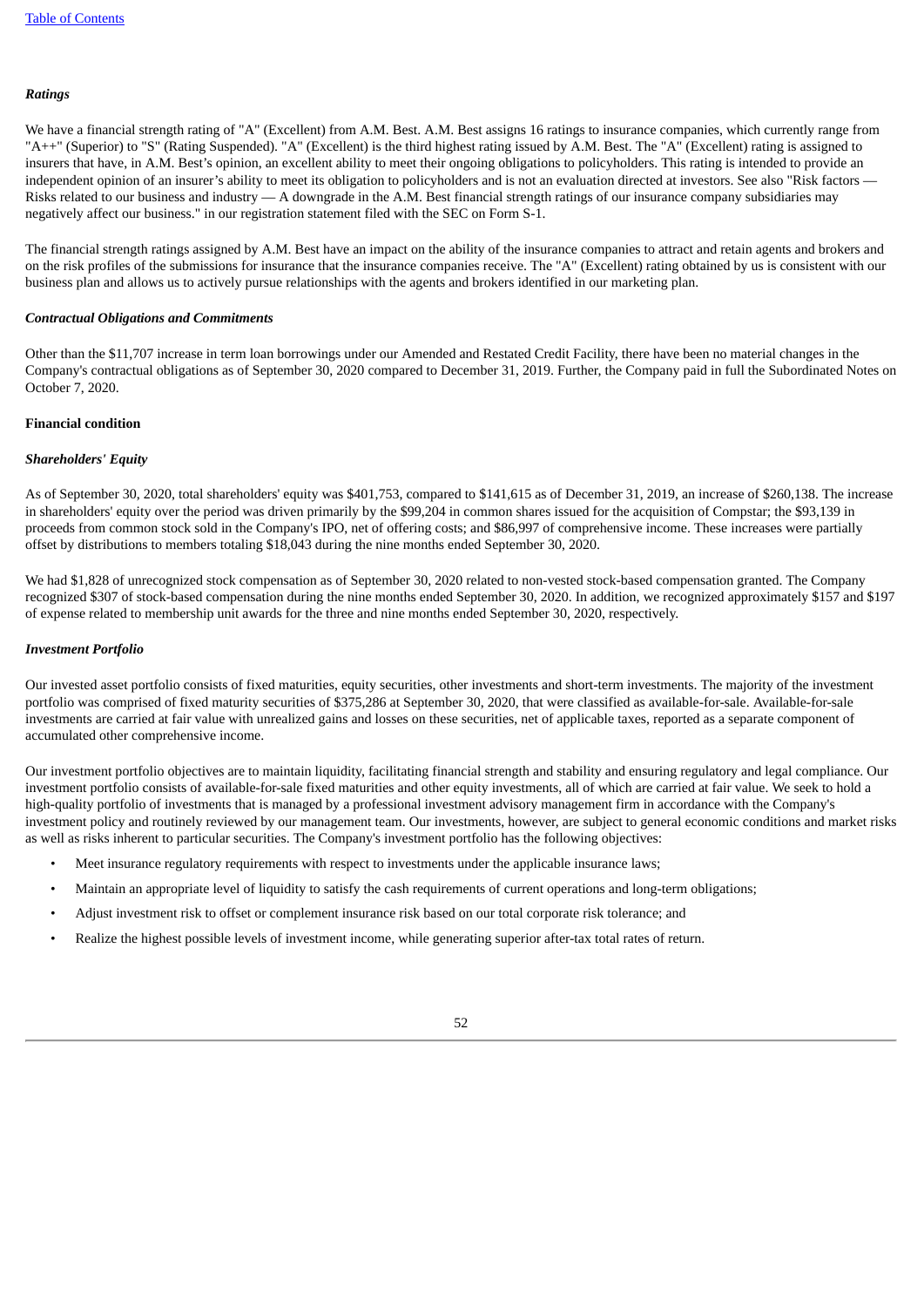***Ratings***

We have a financial strength rating of "A" (Excellent) from A.M. Best. A.M. Best assigns 16 ratings to insurance companies, which currently range from "A++" (Superior) to "S" (Rating Suspended). "A" (Excellent) is the third highest rating issued by A.M. Best. The "A" (Excellent) rating is assigned to insurers that have, in A.M. Best's opinion, an excellent ability to meet their ongoing obligations to policyholders. This rating is intended to provide an independent opinion of an insurer's ability to meet its obligation to policyholders and is not an evaluation directed at investors. See also "Risk factors — Risks related to our business and industry — A downgrade in the A.M. Best financial strength ratings of our insurance company subsidiaries may negatively affect our business." in our registration statement filed with the SEC on Form S-1.

The financial strength ratings assigned by A.M. Best have an impact on the ability of the insurance companies to attract and retain agents and brokers and on the risk profiles of the submissions for insurance that the insurance companies receive. The "A" (Excellent) rating obtained by us is consistent with our business plan and allows us to actively pursue relationships with the agents and brokers identified in our marketing plan.

***Contractual Obligations and Commitments***

Other than the $11,707 increase in term loan borrowings under our Amended and Restated Credit Facility, there have been no material changes in the Company's contractual obligations as of September 30, 2020 compared to December 31, 2019. Further, the Company paid in full the Subordinated Notes on October 7, 2020.

**Financial condition**

***Shareholders' Equity***

As of September 30, 2020, total shareholders' equity was $401,753, compared to $141,615 as of December 31, 2019, an increase of $260,138. The increase in shareholders' equity over the period was driven primarily by the $99,204 in common shares issued for the acquisition of Compstar; the $93,139 in proceeds from common stock sold in the Company's IPO, net of offering costs; and $86,997 of comprehensive income. These increases were partially offset by distributions to members totaling $18,043 during the nine months ended September 30, 2020.

We had $1,828 of unrecognized stock compensation as of September 30, 2020 related to non-vested stock-based compensation granted. The Company recognized $307 of stock-based compensation during the nine months ended September 30, 2020. In addition, we recognized approximately $157 and $197 of expense related to membership unit awards for the three and nine months ended September 30, 2020, respectively.

***Investment Portfolio***

Our invested asset portfolio consists of fixed maturities, equity securities, other investments and short-term investments. The majority of the investment portfolio was comprised of fixed maturity securities of $375,286 at September 30, 2020, that were classified as available-for-sale. Available-for-sale investments are carried at fair value with unrealized gains and losses on these securities, net of applicable taxes, reported as a separate component of accumulated other comprehensive income.

Our investment portfolio objectives are to maintain liquidity, facilitating financial strength and stability and ensuring regulatory and legal compliance. Our investment portfolio consists of available-for-sale fixed maturities and other equity investments, all of which are carried at fair value. We seek to hold a high-quality portfolio of investments that is managed by a professional investment advisory management firm in accordance with the Company's investment policy and routinely reviewed by our management team. Our investments, however, are subject to general economic conditions and market risks as well as risks inherent to particular securities. The Company's investment portfolio has the following objectives:

- Meet insurance regulatory requirements with respect to investments under the applicable insurance laws;
- Maintain an appropriate level of liquidity to satisfy the cash requirements of current operations and long-term obligations;
- Adjust investment risk to offset or complement insurance risk based on our total corporate risk tolerance; and
- Realize the highest possible levels of investment income, while generating superior after-tax total rates of return.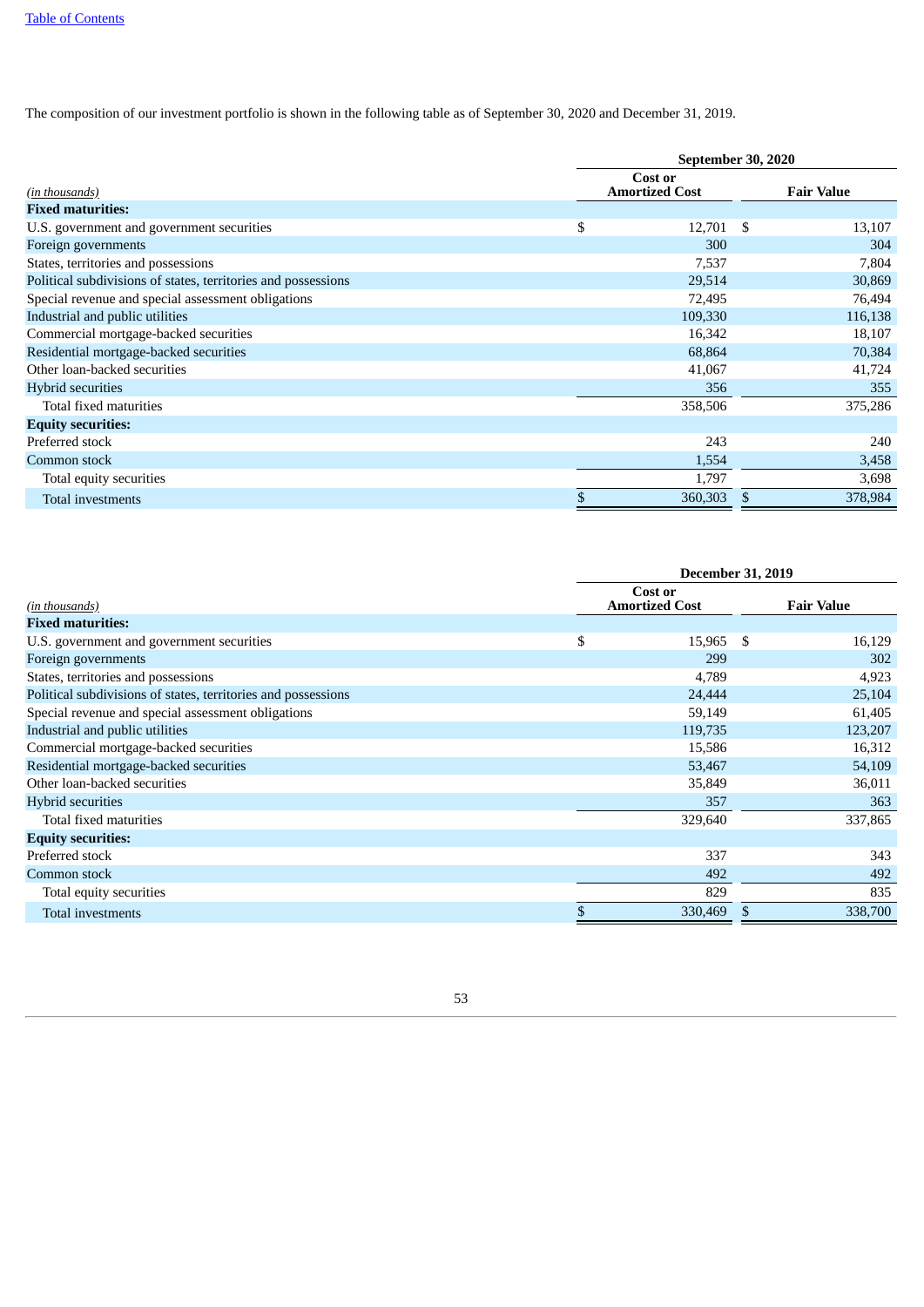The composition of our investment portfolio is shown in the following table as of September 30, 2020 and December 31, 2019.

| | September 30, 2020 | |
|---|---|---|
| *(in thousands)* | Cost or Amortized Cost | Fair Value |
| **Fixed maturities:** | | |
| U.S. government and government securities | $ 12,701 | $ 13,107 |
| Foreign governments | 300 | 304 |
| States, territories and possessions | 7,537 | 7,804 |
| Political subdivisions of states, territories and possessions | 29,514 | 30,869 |
| Special revenue and special assessment obligations | 72,495 | 76,494 |
| Industrial and public utilities | 109,330 | 116,138 |
| Commercial mortgage-backed securities | 16,342 | 18,107 |
| Residential mortgage-backed securities | 68,864 | 70,384 |
| Other loan-backed securities | 41,067 | 41,724 |
| Hybrid securities | 356 | 355 |
| Total fixed maturities | 358,506 | 375,286 |
| **Equity securities:** | | |
| Preferred stock | 243 | 240 |
| Common stock | 1,554 | 3,458 |
| Total equity securities | 1,797 | 3,698 |
| Total investments | $ 360,303 | $ 378,984 |

| | December 31, 2019 | |
|---|---|---|
| *(in thousands)* | Cost or Amortized Cost | Fair Value |
| **Fixed maturities:** | | |
| U.S. government and government securities | $ 15,965 | $ 16,129 |
| Foreign governments | 299 | 302 |
| States, territories and possessions | 4,789 | 4,923 |
| Political subdivisions of states, territories and possessions | 24,444 | 25,104 |
| Special revenue and special assessment obligations | 59,149 | 61,405 |
| Industrial and public utilities | 119,735 | 123,207 |
| Commercial mortgage-backed securities | 15,586 | 16,312 |
| Residential mortgage-backed securities | 53,467 | 54,109 |
| Other loan-backed securities | 35,849 | 36,011 |
| Hybrid securities | 357 | 363 |
| Total fixed maturities | 329,640 | 337,865 |
| **Equity securities:** | | |
| Preferred stock | 337 | 343 |
| Common stock | 492 | 492 |
| Total equity securities | 829 | 835 |
| Total investments | $ 330,469 | $ 338,700 |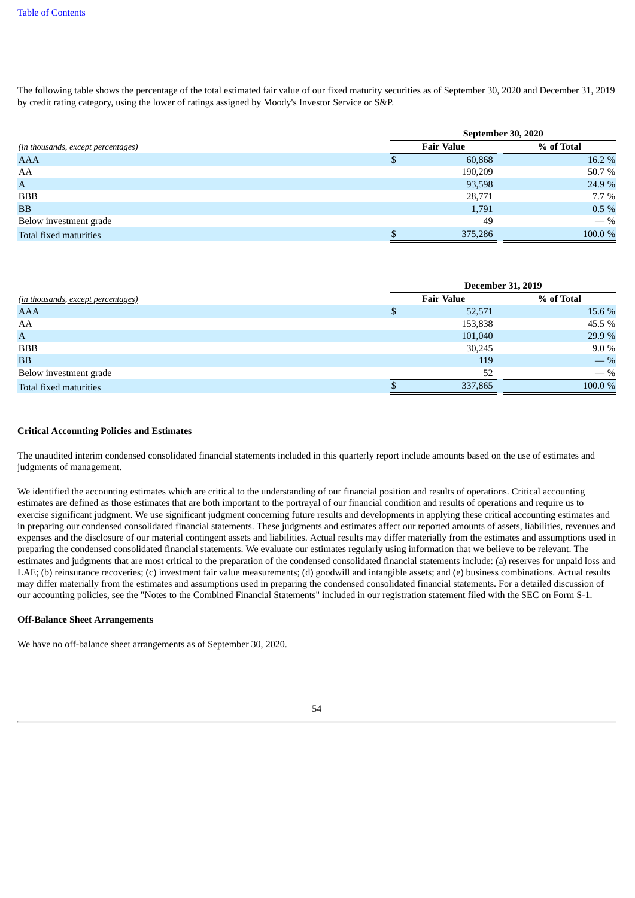The following table shows the percentage of the total estimated fair value of our fixed maturity securities as of September 30, 2020 and December 31, 2019 by credit rating category, using the lower of ratings assigned by Moody's Investor Service or S&P.

| | September 30, 2020 | |
|---|---|---|
| *(in thousands, except percentages)* | Fair Value | % of Total |
| AAA | $ 60,868 | 16.2 % |
| AA | 190,209 | 50.7 % |
| A | 93,598 | 24.9 % |
| BBB | 28,771 | 7.7 % |
| BB | 1,791 | 0.5 % |
| Below investment grade | 49 | — % |
| Total fixed maturities | $ 375,286 | 100.0 % |

| | December 31, 2019 | |
|---|---|---|
| *(in thousands, except percentages)* | Fair Value | % of Total |
| AAA | $ 52,571 | 15.6 % |
| AA | 153,838 | 45.5 % |
| A | 101,040 | 29.9 % |
| BBB | 30,245 | 9.0 % |
| BB | 119 | — % |
| Below investment grade | 52 | — % |
| Total fixed maturities | $ 337,865 | 100.0 % |

**Critical Accounting Policies and Estimates**

The unaudited interim condensed consolidated financial statements included in this quarterly report include amounts based on the use of estimates and judgments of management.

We identified the accounting estimates which are critical to the understanding of our financial position and results of operations. Critical accounting estimates are defined as those estimates that are both important to the portrayal of our financial condition and results of operations and require us to exercise significant judgment. We use significant judgment concerning future results and developments in applying these critical accounting estimates and in preparing our condensed consolidated financial statements. These judgments and estimates affect our reported amounts of assets, liabilities, revenues and expenses and the disclosure of our material contingent assets and liabilities. Actual results may differ materially from the estimates and assumptions used in preparing the condensed consolidated financial statements. We evaluate our estimates regularly using information that we believe to be relevant. The estimates and judgments that are most critical to the preparation of the condensed consolidated financial statements include: (a) reserves for unpaid loss and LAE; (b) reinsurance recoveries; (c) investment fair value measurements; (d) goodwill and intangible assets; and (e) business combinations. Actual results may differ materially from the estimates and assumptions used in preparing the condensed consolidated financial statements. For a detailed discussion of our accounting policies, see the "Notes to the Combined Financial Statements" included in our registration statement filed with the SEC on Form S-1.

**Off-Balance Sheet Arrangements**

We have no off-balance sheet arrangements as of September 30, 2020.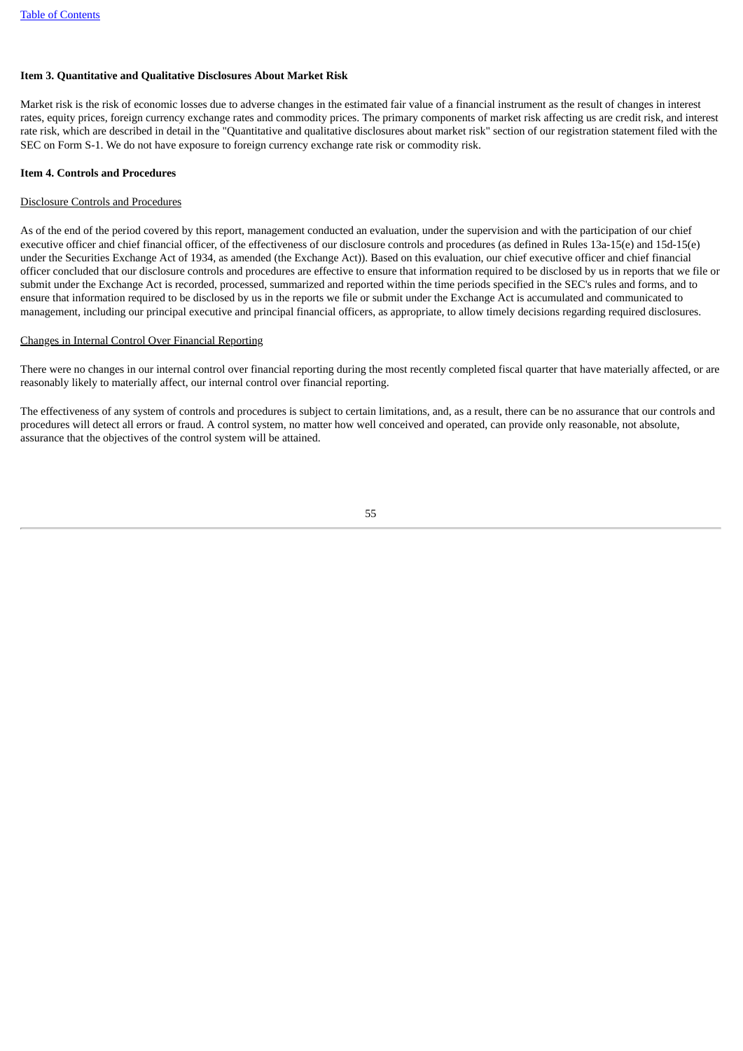**Item 3. Quantitative and Qualitative Disclosures About Market Risk**

Market risk is the risk of economic losses due to adverse changes in the estimated fair value of a financial instrument as the result of changes in interest rates, equity prices, foreign currency exchange rates and commodity prices. The primary components of market risk affecting us are credit risk, and interest rate risk, which are described in detail in the "Quantitative and qualitative disclosures about market risk" section of our registration statement filed with the SEC on Form S-1. We do not have exposure to foreign currency exchange rate risk or commodity risk.

**Item 4. Controls and Procedures**

Disclosure Controls and Procedures

As of the end of the period covered by this report, management conducted an evaluation, under the supervision and with the participation of our chief executive officer and chief financial officer, of the effectiveness of our disclosure controls and procedures (as defined in Rules 13a-15(e) and 15d-15(e) under the Securities Exchange Act of 1934, as amended (the Exchange Act)). Based on this evaluation, our chief executive officer and chief financial officer concluded that our disclosure controls and procedures are effective to ensure that information required to be disclosed by us in reports that we file or submit under the Exchange Act is recorded, processed, summarized and reported within the time periods specified in the SEC's rules and forms, and to ensure that information required to be disclosed by us in the reports we file or submit under the Exchange Act is accumulated and communicated to management, including our principal executive and principal financial officers, as appropriate, to allow timely decisions regarding required disclosures.

Changes in Internal Control Over Financial Reporting

There were no changes in our internal control over financial reporting during the most recently completed fiscal quarter that have materially affected, or are reasonably likely to materially affect, our internal control over financial reporting.

The effectiveness of any system of controls and procedures is subject to certain limitations, and, as a result, there can be no assurance that our controls and procedures will detect all errors or fraud. A control system, no matter how well conceived and operated, can provide only reasonable, not absolute, assurance that the objectives of the control system will be attained.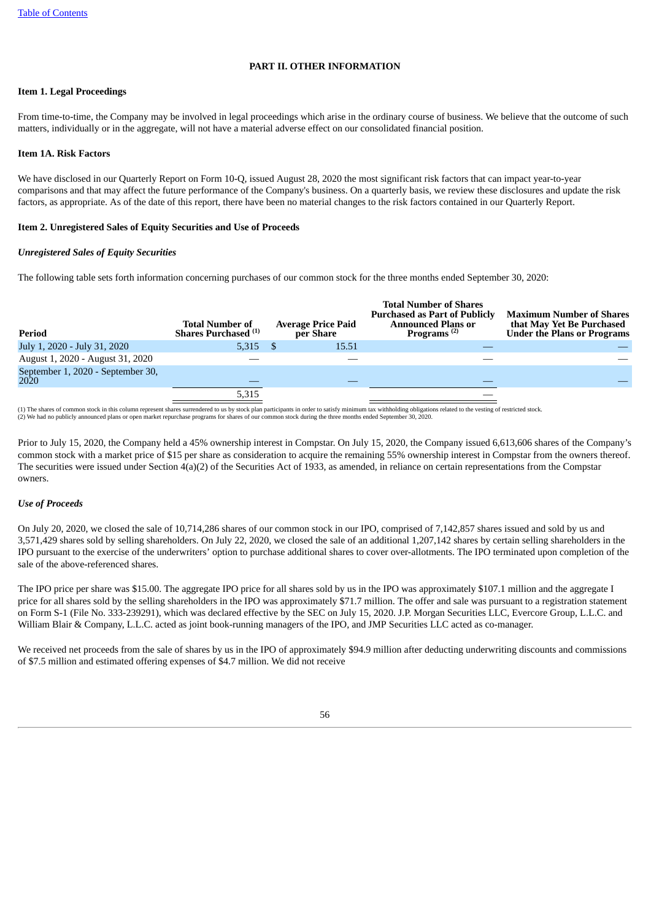# PART II. OTHER INFORMATION

## Item 1. Legal Proceedings

From time-to-time, the Company may be involved in legal proceedings which arise in the ordinary course of business. We believe that the outcome of such matters, individually or in the aggregate, will not have a material adverse effect on our consolidated financial position.

## Item 1A. Risk Factors

We have disclosed in our Quarterly Report on Form 10-Q, issued August 28, 2020 the most significant risk factors that can impact year-to-year comparisons and that may affect the future performance of the Company's business. On a quarterly basis, we review these disclosures and update the risk factors, as appropriate. As of the date of this report, there have been no material changes to the risk factors contained in our Quarterly Report.

## Item 2. Unregistered Sales of Equity Securities and Use of Proceeds

***Unregistered Sales of Equity Securities***

The following table sets forth information concerning purchases of our common stock for the three months ended September 30, 2020:

| Period | Total Number of Shares Purchased (1) | Average Price Paid per Share | Total Number of Shares Purchased as Part of Publicly Announced Plans or Programs (2) | Maximum Number of Shares that May Yet Be Purchased Under the Plans or Programs |
|---|---|---|---|---|
| July 1, 2020 - July 31, 2020 | 5,315 | $ 15.51 | — | — |
| August 1, 2020 - August 31, 2020 | — | — | — | — |
| September 1, 2020 - September 30, 2020 | — | — | — | — |
| | 5,315 | | — | |

(1) The shares of common stock in this column represent shares surrendered to us by stock plan participants in order to satisfy minimum tax withholding obligations related to the vesting of restricted stock.
(2) We had no publicly announced plans or open market repurchase programs for shares of our common stock during the three months ended September 30, 2020.

Prior to July 15, 2020, the Company held a 45% ownership interest in Compstar. On July 15, 2020, the Company issued 6,613,606 shares of the Company's common stock with a market price of $15 per share as consideration to acquire the remaining 55% ownership interest in Compstar from the owners thereof. The securities were issued under Section 4(a)(2) of the Securities Act of 1933, as amended, in reliance on certain representations from the Compstar owners.

***Use of Proceeds***

On July 20, 2020, we closed the sale of 10,714,286 shares of our common stock in our IPO, comprised of 7,142,857 shares issued and sold by us and 3,571,429 shares sold by selling shareholders. On July 22, 2020, we closed the sale of an additional 1,207,142 shares by certain selling shareholders in the IPO pursuant to the exercise of the underwriters' option to purchase additional shares to cover over-allotments. The IPO terminated upon completion of the sale of the above-referenced shares.

The IPO price per share was $15.00. The aggregate IPO price for all shares sold by us in the IPO was approximately $107.1 million and the aggregate I price for all shares sold by the selling shareholders in the IPO was approximately $71.7 million. The offer and sale was pursuant to a registration statement on Form S-1 (File No. 333-239291), which was declared effective by the SEC on July 15, 2020. J.P. Morgan Securities LLC, Evercore Group, L.L.C. and William Blair & Company, L.L.C. acted as joint book-running managers of the IPO, and JMP Securities LLC acted as co-manager.

We received net proceeds from the sale of shares by us in the IPO of approximately $94.9 million after deducting underwriting discounts and commissions of $7.5 million and estimated offering expenses of $4.7 million. We did not receive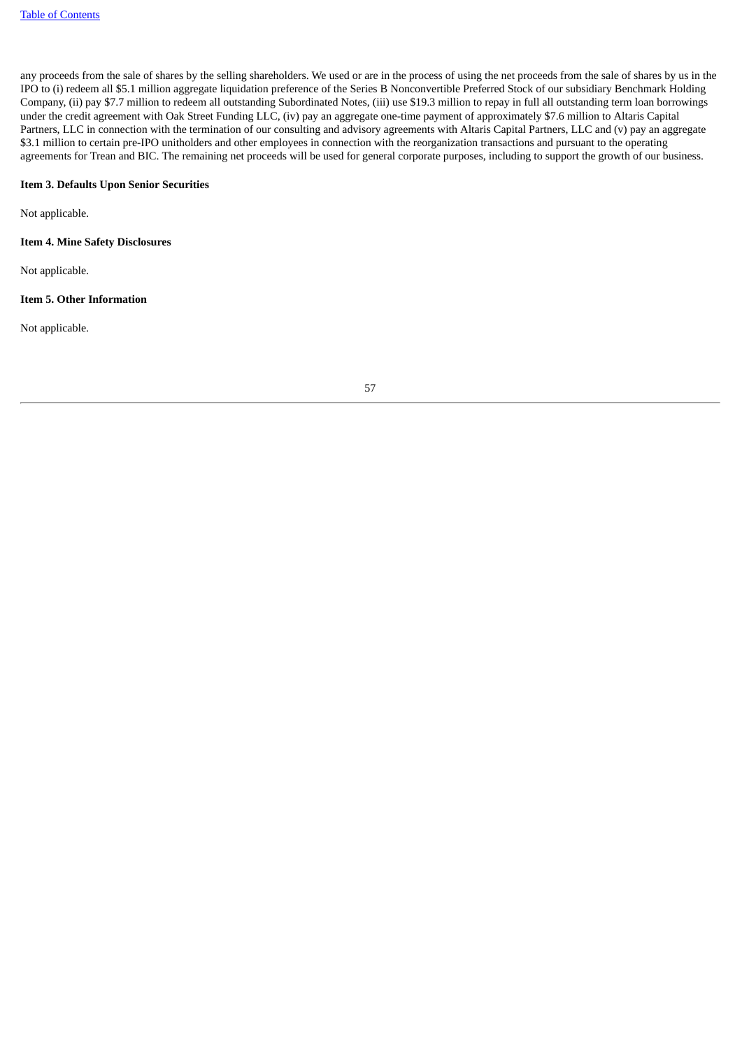any proceeds from the sale of shares by the selling shareholders. We used or are in the process of using the net proceeds from the sale of shares by us in the IPO to (i) redeem all $5.1 million aggregate liquidation preference of the Series B Nonconvertible Preferred Stock of our subsidiary Benchmark Holding Company, (ii) pay $7.7 million to redeem all outstanding Subordinated Notes, (iii) use $19.3 million to repay in full all outstanding term loan borrowings under the credit agreement with Oak Street Funding LLC, (iv) pay an aggregate one-time payment of approximately $7.6 million to Altaris Capital Partners, LLC in connection with the termination of our consulting and advisory agreements with Altaris Capital Partners, LLC and (v) pay an aggregate $3.1 million to certain pre-IPO unitholders and other employees in connection with the reorganization transactions and pursuant to the operating agreements for Trean and BIC. The remaining net proceeds will be used for general corporate purposes, including to support the growth of our business.

**Item 3. Defaults Upon Senior Securities**

Not applicable.

**Item 4. Mine Safety Disclosures**

Not applicable.

**Item 5. Other Information**

Not applicable.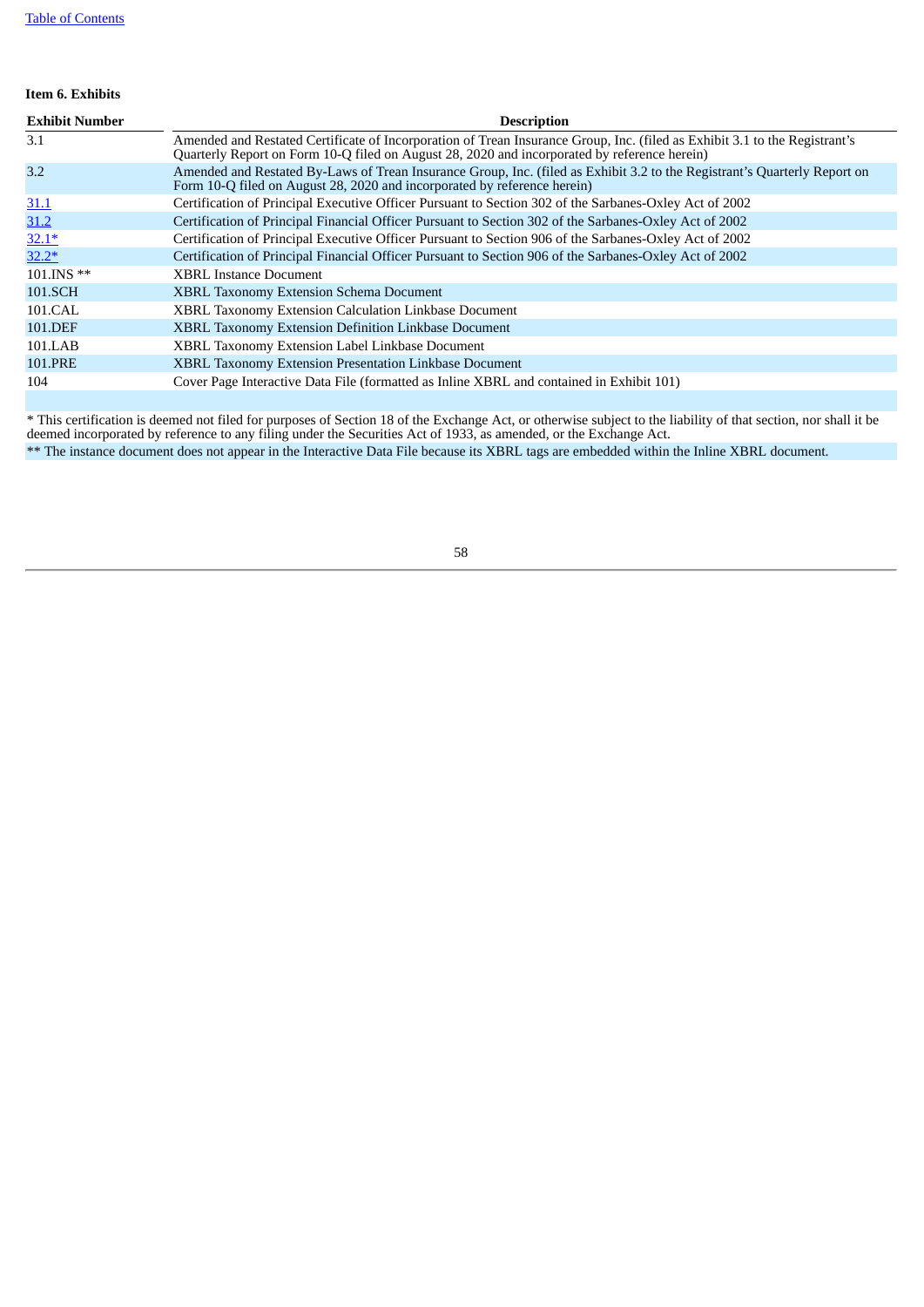**Item 6. Exhibits**

| Exhibit Number | Description |
| --- | --- |
| 3.1 | Amended and Restated Certificate of Incorporation of Trean Insurance Group, Inc. (filed as Exhibit 3.1 to the Registrant's Quarterly Report on Form 10-Q filed on August 28, 2020 and incorporated by reference herein) |
| 3.2 | Amended and Restated By-Laws of Trean Insurance Group, Inc. (filed as Exhibit 3.2 to the Registrant's Quarterly Report on Form 10-Q filed on August 28, 2020 and incorporated by reference herein) |
| 31.1 | Certification of Principal Executive Officer Pursuant to Section 302 of the Sarbanes-Oxley Act of 2002 |
| 31.2 | Certification of Principal Financial Officer Pursuant to Section 302 of the Sarbanes-Oxley Act of 2002 |
| 32.1* | Certification of Principal Executive Officer Pursuant to Section 906 of the Sarbanes-Oxley Act of 2002 |
| 32.2* | Certification of Principal Financial Officer Pursuant to Section 906 of the Sarbanes-Oxley Act of 2002 |
| 101.INS ** | XBRL Instance Document |
| 101.SCH | XBRL Taxonomy Extension Schema Document |
| 101.CAL | XBRL Taxonomy Extension Calculation Linkbase Document |
| 101.DEF | XBRL Taxonomy Extension Definition Linkbase Document |
| 101.LAB | XBRL Taxonomy Extension Label Linkbase Document |
| 101.PRE | XBRL Taxonomy Extension Presentation Linkbase Document |
| 104 | Cover Page Interactive Data File (formatted as Inline XBRL and contained in Exhibit 101) |

* This certification is deemed not filed for purposes of Section 18 of the Exchange Act, or otherwise subject to the liability of that section, nor shall it be deemed incorporated by reference to any filing under the Securities Act of 1933, as amended, or the Exchange Act.

** The instance document does not appear in the Interactive Data File because its XBRL tags are embedded within the Inline XBRL document.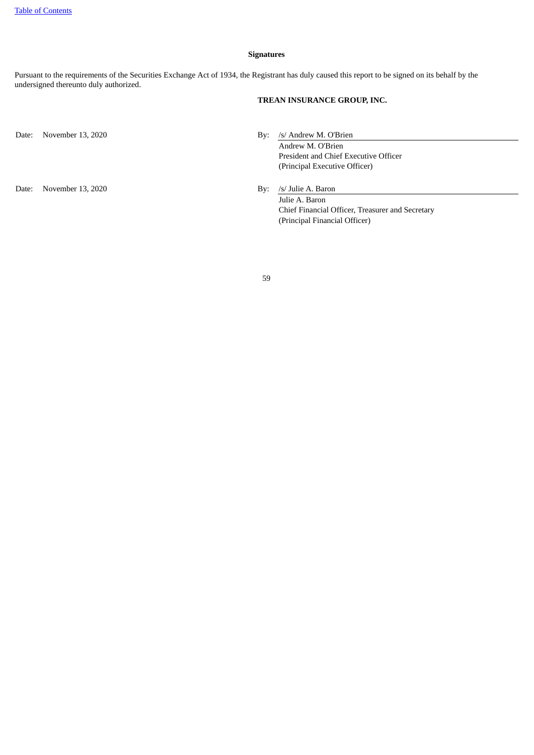## Signatures

Pursuant to the requirements of the Securities Exchange Act of 1934, the Registrant has duly caused this report to be signed on its behalf by the undersigned thereunto duly authorized.

**TREAN INSURANCE GROUP, INC.**

| | | | |
|---|---|---|---|
| Date: | November 13, 2020 | By: | /s/ Andrew M. O'Brien |
| | | | Andrew M. O'Brien |
| | | | President and Chief Executive Officer |
| | | | (Principal Executive Officer) |
| Date: | November 13, 2020 | By: | /s/ Julie A. Baron |
| | | | Julie A. Baron |
| | | | Chief Financial Officer, Treasurer and Secretary |
| | | | (Principal Financial Officer) |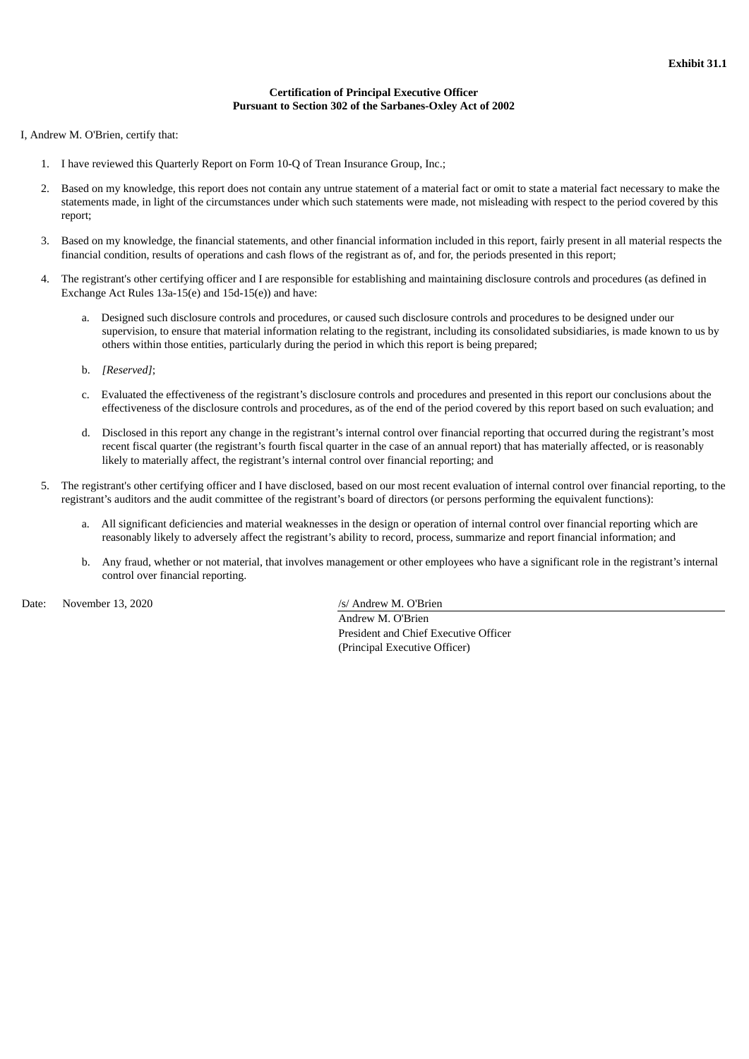**Exhibit 31.1**

**Certification of Principal Executive Officer**
**Pursuant to Section 302 of the Sarbanes-Oxley Act of 2002**

I, Andrew M. O'Brien, certify that:

1. I have reviewed this Quarterly Report on Form 10-Q of Trean Insurance Group, Inc.;

2. Based on my knowledge, this report does not contain any untrue statement of a material fact or omit to state a material fact necessary to make the statements made, in light of the circumstances under which such statements were made, not misleading with respect to the period covered by this report;

3. Based on my knowledge, the financial statements, and other financial information included in this report, fairly present in all material respects the financial condition, results of operations and cash flows of the registrant as of, and for, the periods presented in this report;

4. The registrant's other certifying officer and I are responsible for establishing and maintaining disclosure controls and procedures (as defined in Exchange Act Rules 13a-15(e) and 15d-15(e)) and have:

   a. Designed such disclosure controls and procedures, or caused such disclosure controls and procedures to be designed under our supervision, to ensure that material information relating to the registrant, including its consolidated subsidiaries, is made known to us by others within those entities, particularly during the period in which this report is being prepared;

   b. *[Reserved]*;

   c. Evaluated the effectiveness of the registrant's disclosure controls and procedures and presented in this report our conclusions about the effectiveness of the disclosure controls and procedures, as of the end of the period covered by this report based on such evaluation; and

   d. Disclosed in this report any change in the registrant's internal control over financial reporting that occurred during the registrant's most recent fiscal quarter (the registrant's fourth fiscal quarter in the case of an annual report) that has materially affected, or is reasonably likely to materially affect, the registrant's internal control over financial reporting; and

5. The registrant's other certifying officer and I have disclosed, based on our most recent evaluation of internal control over financial reporting, to the registrant's auditors and the audit committee of the registrant's board of directors (or persons performing the equivalent functions):

   a. All significant deficiencies and material weaknesses in the design or operation of internal control over financial reporting which are reasonably likely to adversely affect the registrant's ability to record, process, summarize and report financial information; and

   b. Any fraud, whether or not material, that involves management or other employees who have a significant role in the registrant's internal control over financial reporting.

Date: November 13, 2020

/s/ Andrew M. O'Brien
Andrew M. O'Brien
President and Chief Executive Officer
(Principal Executive Officer)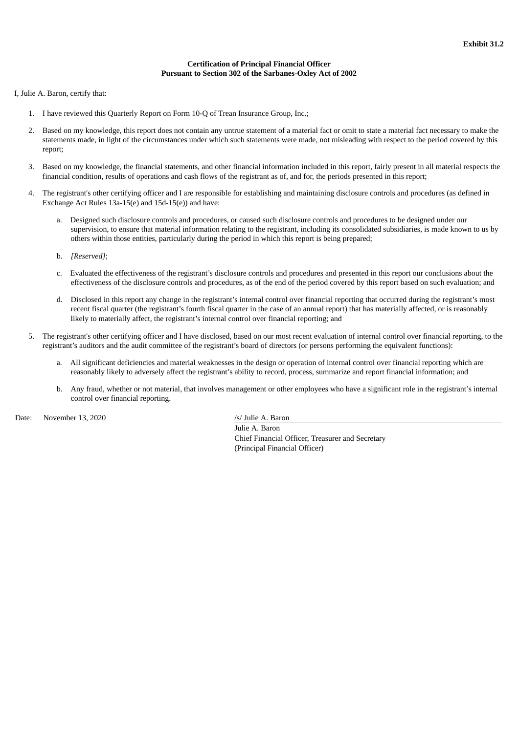**Exhibit 31.2**

**Certification of Principal Financial Officer**
**Pursuant to Section 302 of the Sarbanes-Oxley Act of 2002**

I, Julie A. Baron, certify that:

1. I have reviewed this Quarterly Report on Form 10-Q of Trean Insurance Group, Inc.;

2. Based on my knowledge, this report does not contain any untrue statement of a material fact or omit to state a material fact necessary to make the statements made, in light of the circumstances under which such statements were made, not misleading with respect to the period covered by this report;

3. Based on my knowledge, the financial statements, and other financial information included in this report, fairly present in all material respects the financial condition, results of operations and cash flows of the registrant as of, and for, the periods presented in this report;

4. The registrant's other certifying officer and I are responsible for establishing and maintaining disclosure controls and procedures (as defined in Exchange Act Rules 13a-15(e) and 15d-15(e)) and have:

   a. Designed such disclosure controls and procedures, or caused such disclosure controls and procedures to be designed under our supervision, to ensure that material information relating to the registrant, including its consolidated subsidiaries, is made known to us by others within those entities, particularly during the period in which this report is being prepared;

   b. *[Reserved]*;

   c. Evaluated the effectiveness of the registrant's disclosure controls and procedures and presented in this report our conclusions about the effectiveness of the disclosure controls and procedures, as of the end of the period covered by this report based on such evaluation; and

   d. Disclosed in this report any change in the registrant's internal control over financial reporting that occurred during the registrant's most recent fiscal quarter (the registrant's fourth fiscal quarter in the case of an annual report) that has materially affected, or is reasonably likely to materially affect, the registrant's internal control over financial reporting; and

5. The registrant's other certifying officer and I have disclosed, based on our most recent evaluation of internal control over financial reporting, to the registrant's auditors and the audit committee of the registrant's board of directors (or persons performing the equivalent functions):

   a. All significant deficiencies and material weaknesses in the design or operation of internal control over financial reporting which are reasonably likely to adversely affect the registrant's ability to record, process, summarize and report financial information; and

   b. Any fraud, whether or not material, that involves management or other employees who have a significant role in the registrant's internal control over financial reporting.

Date: November 13, 2020

/s/ Julie A. Baron
Julie A. Baron
Chief Financial Officer, Treasurer and Secretary
(Principal Financial Officer)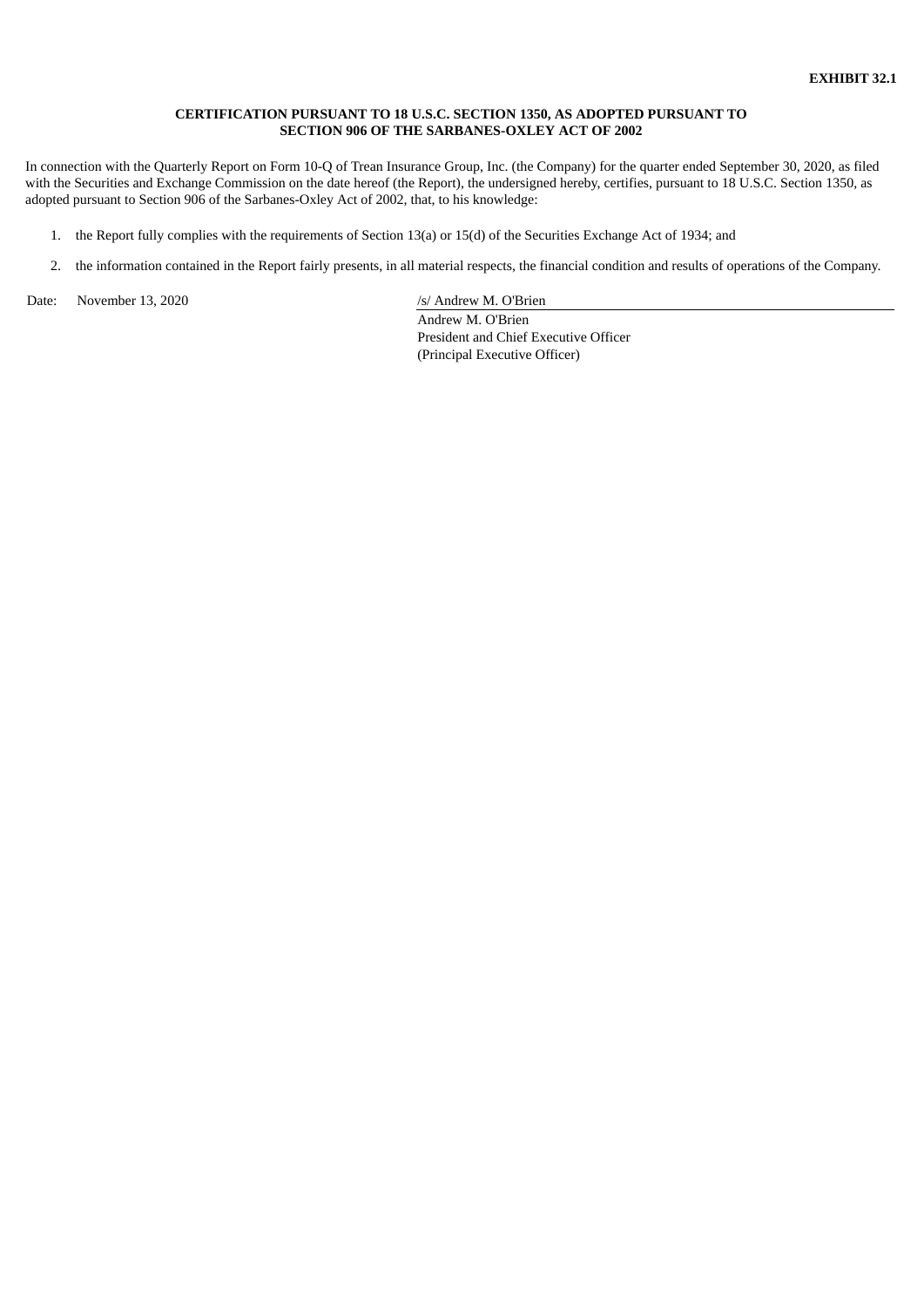**EXHIBIT 32.1**

**CERTIFICATION PURSUANT TO 18 U.S.C. SECTION 1350, AS ADOPTED PURSUANT TO SECTION 906 OF THE SARBANES-OXLEY ACT OF 2002**

In connection with the Quarterly Report on Form 10-Q of Trean Insurance Group, Inc. (the Company) for the quarter ended September 30, 2020, as filed with the Securities and Exchange Commission on the date hereof (the Report), the undersigned hereby, certifies, pursuant to 18 U.S.C. Section 1350, as adopted pursuant to Section 906 of the Sarbanes-Oxley Act of 2002, that, to his knowledge:

1. the Report fully complies with the requirements of Section 13(a) or 15(d) of the Securities Exchange Act of 1934; and
2. the information contained in the Report fairly presents, in all material respects, the financial condition and results of operations of the Company.

Date: November 13, 2020

/s/ Andrew M. O'Brien
Andrew M. O'Brien
President and Chief Executive Officer
(Principal Executive Officer)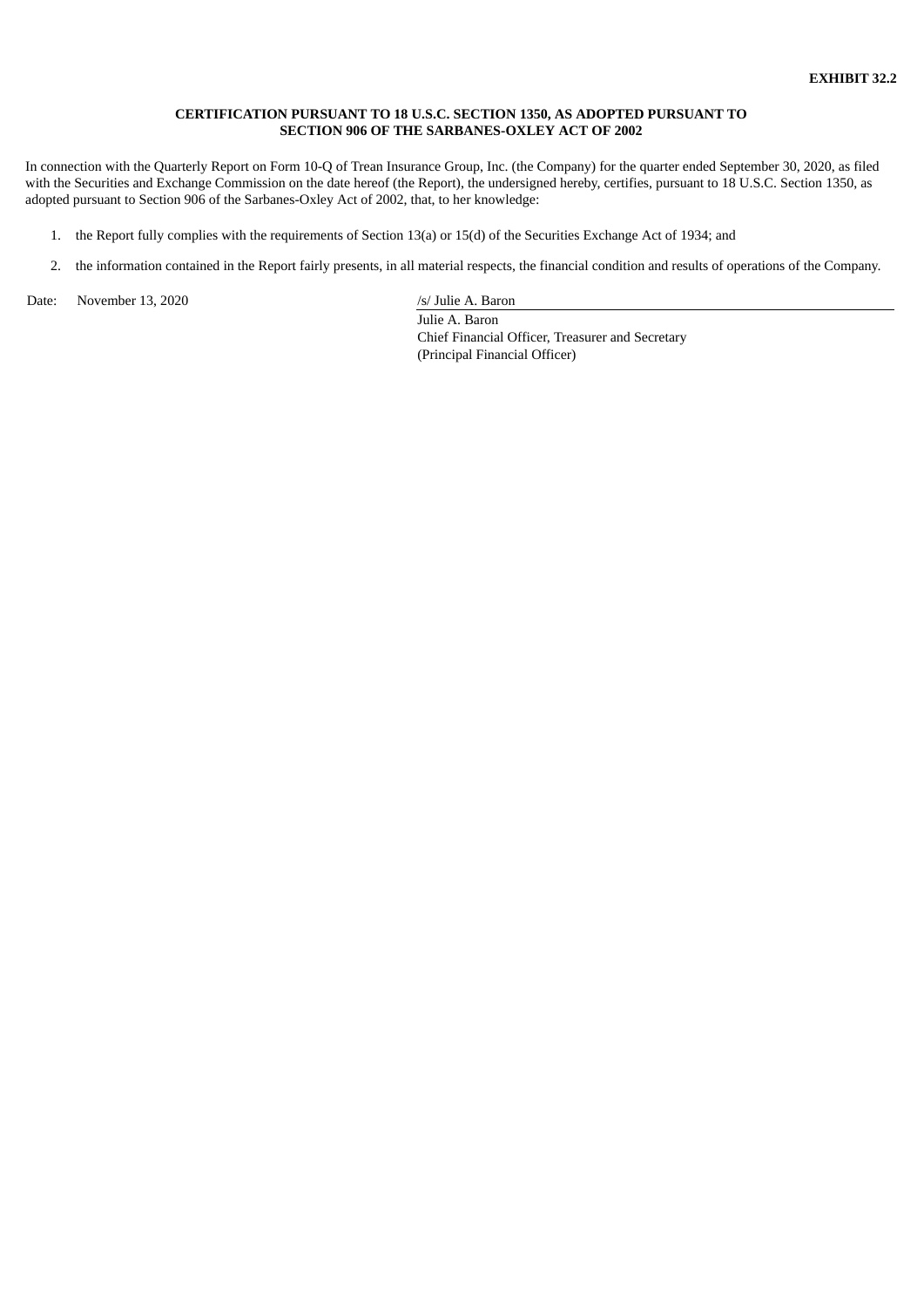**EXHIBIT 32.2**

**CERTIFICATION PURSUANT TO 18 U.S.C. SECTION 1350, AS ADOPTED PURSUANT TO SECTION 906 OF THE SARBANES-OXLEY ACT OF 2002**

In connection with the Quarterly Report on Form 10-Q of Trean Insurance Group, Inc. (the Company) for the quarter ended September 30, 2020, as filed with the Securities and Exchange Commission on the date hereof (the Report), the undersigned hereby, certifies, pursuant to 18 U.S.C. Section 1350, as adopted pursuant to Section 906 of the Sarbanes-Oxley Act of 2002, that, to her knowledge:

1. the Report fully complies with the requirements of Section 13(a) or 15(d) of the Securities Exchange Act of 1934; and
2. the information contained in the Report fairly presents, in all material respects, the financial condition and results of operations of the Company.

Date: November 13, 2020

/s/ Julie A. Baron

Julie A. Baron
Chief Financial Officer, Treasurer and Secretary
(Principal Financial Officer)